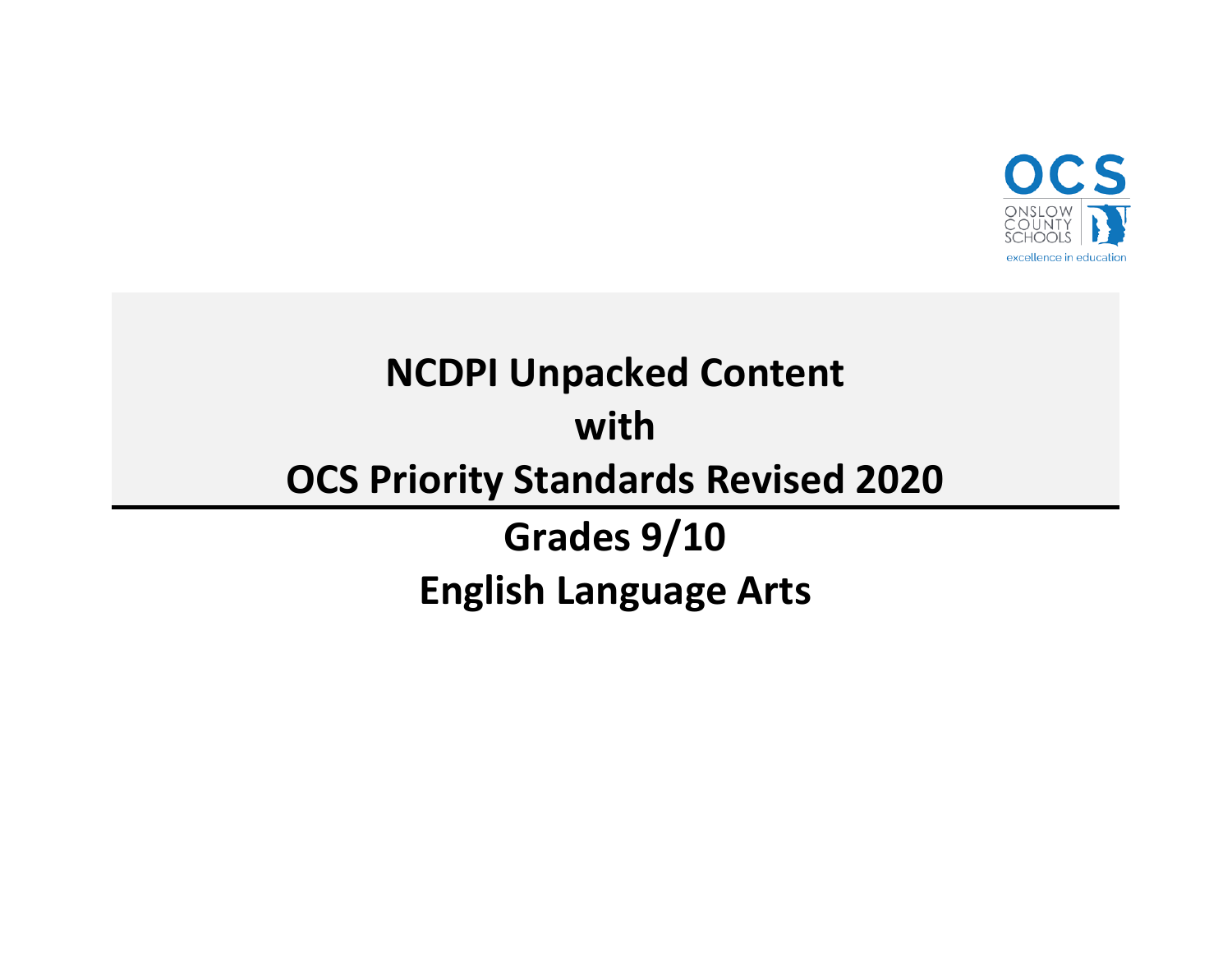OCS

ONSLOW COUNTY SCHOOLS

excellence in education

# NCDPI Unpacked Content
# with
# OCS Priority Standards Revised 2020

## Grades 9/10
## English Language Arts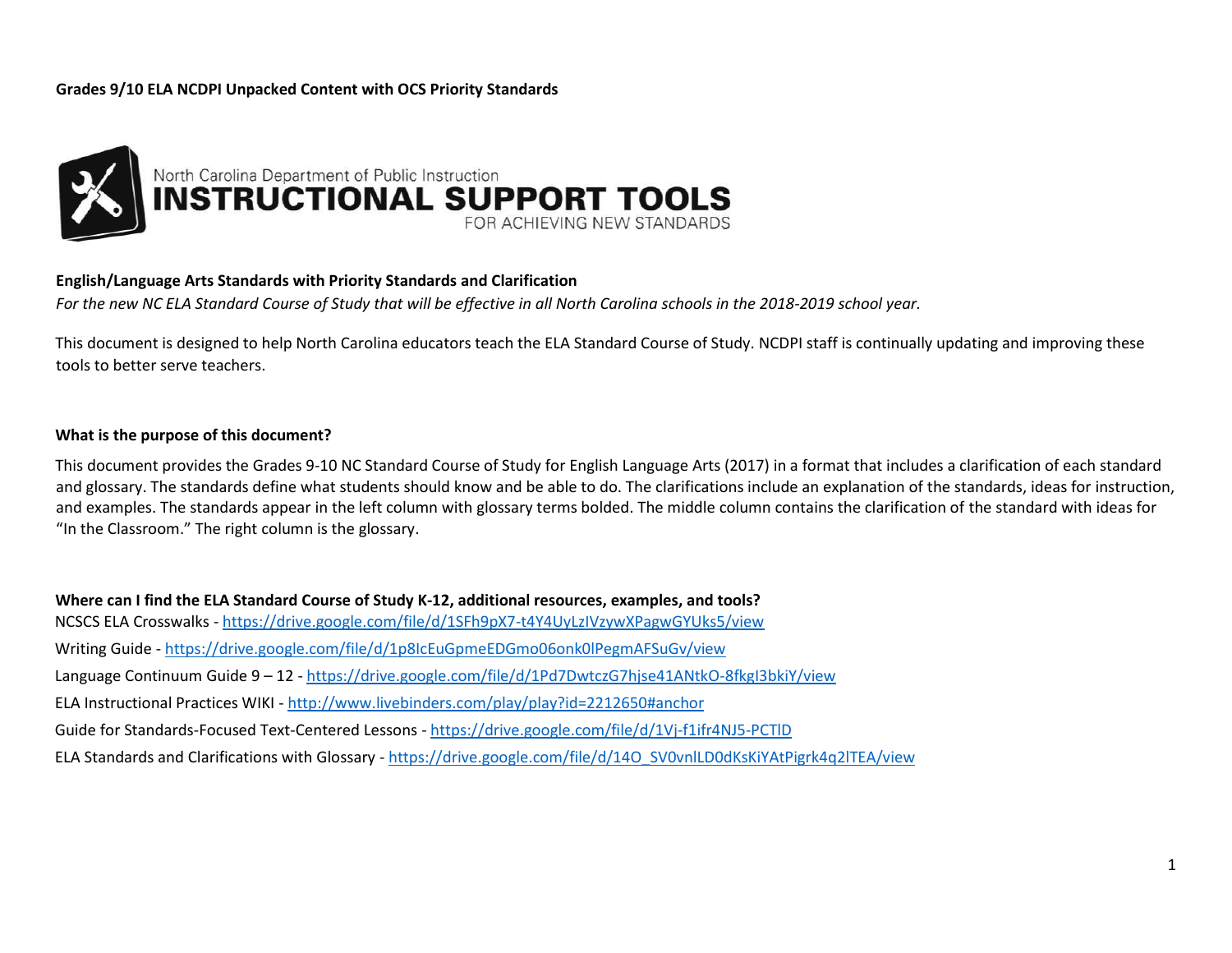**Grades 9/10 ELA NCDPI Unpacked Content with OCS Priority Standards**

North Carolina Department of Public Instruction
**INSTRUCTIONAL SUPPORT TOOLS**
FOR ACHIEVING NEW STANDARDS

**English/Language Arts Standards with Priority Standards and Clarification**

*For the new NC ELA Standard Course of Study that will be effective in all North Carolina schools in the 2018-2019 school year.*

This document is designed to help North Carolina educators teach the ELA Standard Course of Study. NCDPI staff is continually updating and improving these tools to better serve teachers.

**What is the purpose of this document?**

This document provides the Grades 9-10 NC Standard Course of Study for English Language Arts (2017) in a format that includes a clarification of each standard and glossary. The standards define what students should know and be able to do. The clarifications include an explanation of the standards, ideas for instruction, and examples. The standards appear in the left column with glossary terms bolded. The middle column contains the clarification of the standard with ideas for "In the Classroom." The right column is the glossary.

**Where can I find the ELA Standard Course of Study K-12, additional resources, examples, and tools?**

NCSCS ELA Crosswalks - https://drive.google.com/file/d/1SFh9pX7-t4Y4UyLzIVzywXPagwGYUks5/view

Writing Guide - https://drive.google.com/file/d/1p8IcEuGpmeEDGmo06onk0lPegmAFSuGv/view

Language Continuum Guide 9 – 12 - https://drive.google.com/file/d/1Pd7DwtczG7hjse41ANtkO-8fkgI3bkiY/view

ELA Instructional Practices WIKI - http://www.livebinders.com/play/play?id=2212650#anchor

Guide for Standards-Focused Text-Centered Lessons - https://drive.google.com/file/d/1Vj-f1ifr4NJ5-PCTlD

ELA Standards and Clarifications with Glossary - https://drive.google.com/file/d/14O_SV0vnlLD0dKsKiYAtPigrk4q2lTEA/view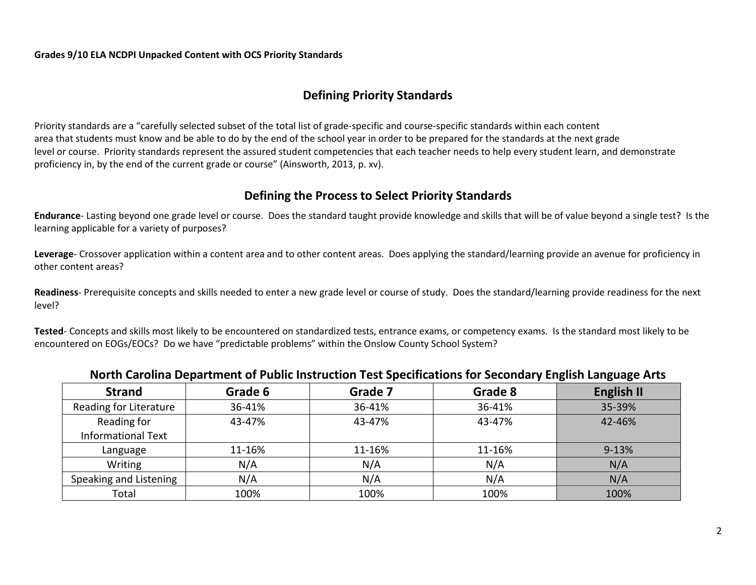**Grades 9/10 ELA NCDPI Unpacked Content with OCS Priority Standards**

## Defining Priority Standards

Priority standards are a "carefully selected subset of the total list of grade-specific and course-specific standards within each content area that students must know and be able to do by the end of the school year in order to be prepared for the standards at the next grade level or course. Priority standards represent the assured student competencies that each teacher needs to help every student learn, and demonstrate proficiency in, by the end of the current grade or course" (Ainsworth, 2013, p. xv).

## Defining the Process to Select Priority Standards

**Endurance**- Lasting beyond one grade level or course. Does the standard taught provide knowledge and skills that will be of value beyond a single test? Is the learning applicable for a variety of purposes?

**Leverage**- Crossover application within a content area and to other content areas. Does applying the standard/learning provide an avenue for proficiency in other content areas?

**Readiness**- Prerequisite concepts and skills needed to enter a new grade level or course of study. Does the standard/learning provide readiness for the next level?

**Tested**- Concepts and skills most likely to be encountered on standardized tests, entrance exams, or competency exams. Is the standard most likely to be encountered on EOGs/EOCs? Do we have "predictable problems" within the Onslow County School System?

### North Carolina Department of Public Instruction Test Specifications for Secondary English Language Arts

| Strand | Grade 6 | Grade 7 | Grade 8 | English II |
|---|---|---|---|---|
| Reading for Literature | 36-41% | 36-41% | 36-41% | 35-39% |
| Reading for Informational Text | 43-47% | 43-47% | 43-47% | 42-46% |
| Language | 11-16% | 11-16% | 11-16% | 9-13% |
| Writing | N/A | N/A | N/A | N/A |
| Speaking and Listening | N/A | N/A | N/A | N/A |
| Total | 100% | 100% | 100% | 100% |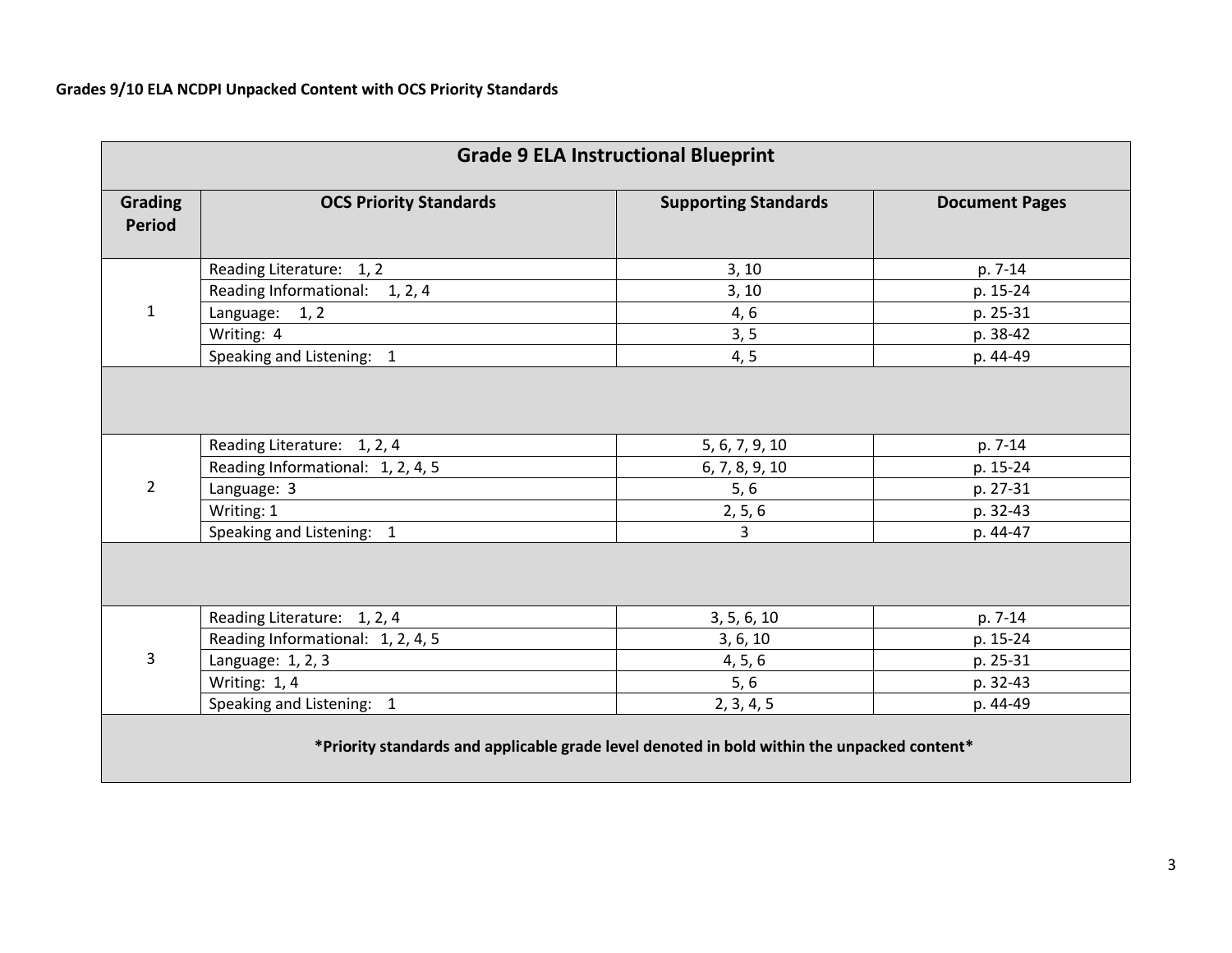**Grades 9/10 ELA NCDPI Unpacked Content with OCS Priority Standards**

| Grade 9 ELA Instructional Blueprint | | | |
|---|---|---|---|
| **Grading Period** | **OCS Priority Standards** | **Supporting Standards** | **Document Pages** |
| 1 | Reading Literature: 1, 2 | 3, 10 | p. 7-14 |
| | Reading Informational: 1, 2, 4 | 3, 10 | p. 15-24 |
| | Language: 1, 2 | 4, 6 | p. 25-31 |
| | Writing: 4 | 3, 5 | p. 38-42 |
| | Speaking and Listening: 1 | 4, 5 | p. 44-49 |
| | | | |
| 2 | Reading Literature: 1, 2, 4 | 5, 6, 7, 9, 10 | p. 7-14 |
| | Reading Informational: 1, 2, 4, 5 | 6, 7, 8, 9, 10 | p. 15-24 |
| | Language: 3 | 5, 6 | p. 27-31 |
| | Writing: 1 | 2, 5, 6 | p. 32-43 |
| | Speaking and Listening: 1 | 3 | p. 44-47 |
| | | | |
| 3 | Reading Literature: 1, 2, 4 | 3, 5, 6, 10 | p. 7-14 |
| | Reading Informational: 1, 2, 4, 5 | 3, 6, 10 | p. 15-24 |
| | Language: 1, 2, 3 | 4, 5, 6 | p. 25-31 |
| | Writing: 1, 4 | 5, 6 | p. 32-43 |
| | Speaking and Listening: 1 | 2, 3, 4, 5 | p. 44-49 |

***Priority standards and applicable grade level denoted in bold within the unpacked content***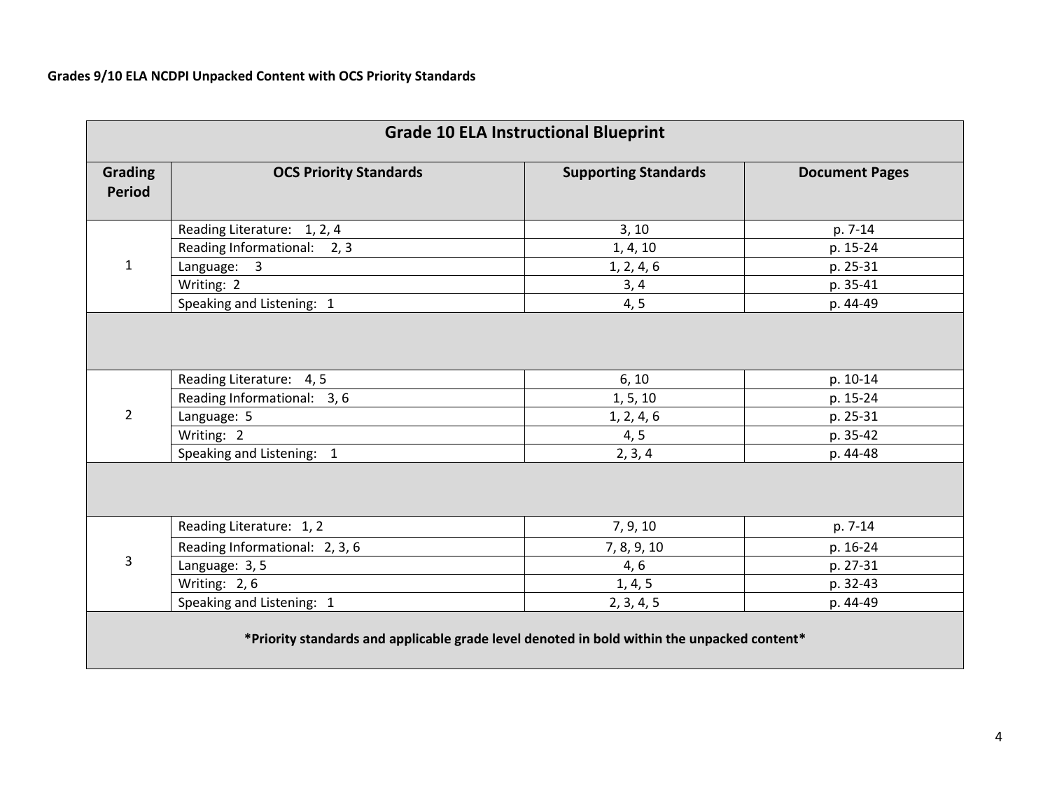**Grades 9/10 ELA NCDPI Unpacked Content with OCS Priority Standards**

| Grade 10 ELA Instructional Blueprint | | | |
|---|---|---|---|
| **Grading Period** | **OCS Priority Standards** | **Supporting Standards** | **Document Pages** |
| 1 | Reading Literature: 1, 2, 4 | 3, 10 | p. 7-14 |
| | Reading Informational: 2, 3 | 1, 4, 10 | p. 15-24 |
| | Language: 3 | 1, 2, 4, 6 | p. 25-31 |
| | Writing: 2 | 3, 4 | p. 35-41 |
| | Speaking and Listening: 1 | 4, 5 | p. 44-49 |
| | | | |
| 2 | Reading Literature: 4, 5 | 6, 10 | p. 10-14 |
| | Reading Informational: 3, 6 | 1, 5, 10 | p. 15-24 |
| | Language: 5 | 1, 2, 4, 6 | p. 25-31 |
| | Writing: 2 | 4, 5 | p. 35-42 |
| | Speaking and Listening: 1 | 2, 3, 4 | p. 44-48 |
| | | | |
| 3 | Reading Literature: 1, 2 | 7, 9, 10 | p. 7-14 |
| | Reading Informational: 2, 3, 6 | 7, 8, 9, 10 | p. 16-24 |
| | Language: 3, 5 | 4, 6 | p. 27-31 |
| | Writing: 2, 6 | 1, 4, 5 | p. 32-43 |
| | Speaking and Listening: 1 | 2, 3, 4, 5 | p. 44-49 |

**\*Priority standards and applicable grade level denoted in bold within the unpacked content\***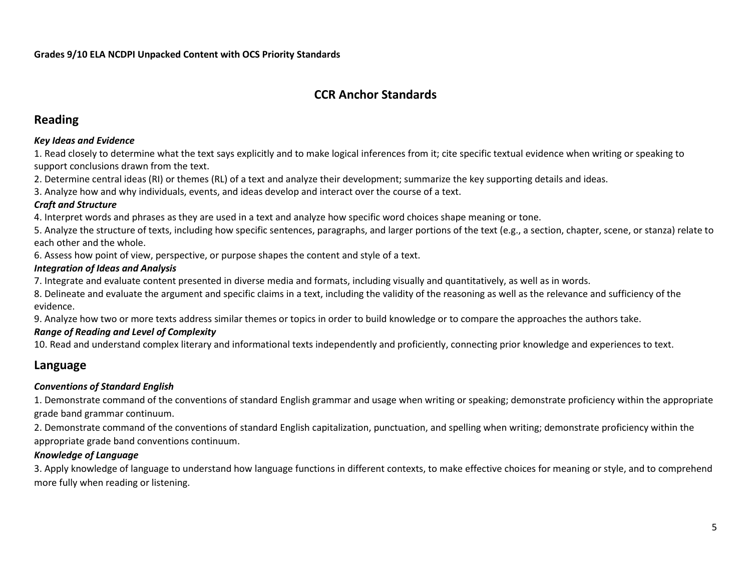# CCR Anchor Standards

## Reading

***Key Ideas and Evidence***

1. Read closely to determine what the text says explicitly and to make logical inferences from it; cite specific textual evidence when writing or speaking to support conclusions drawn from the text.
2. Determine central ideas (RI) or themes (RL) of a text and analyze their development; summarize the key supporting details and ideas.
3. Analyze how and why individuals, events, and ideas develop and interact over the course of a text.

***Craft and Structure***

4. Interpret words and phrases as they are used in a text and analyze how specific word choices shape meaning or tone.
5. Analyze the structure of texts, including how specific sentences, paragraphs, and larger portions of the text (e.g., a section, chapter, scene, or stanza) relate to each other and the whole.
6. Assess how point of view, perspective, or purpose shapes the content and style of a text.

***Integration of Ideas and Analysis***

7. Integrate and evaluate content presented in diverse media and formats, including visually and quantitatively, as well as in words.
8. Delineate and evaluate the argument and specific claims in a text, including the validity of the reasoning as well as the relevance and sufficiency of the evidence.
9. Analyze how two or more texts address similar themes or topics in order to build knowledge or to compare the approaches the authors take.

***Range of Reading and Level of Complexity***

10. Read and understand complex literary and informational texts independently and proficiently, connecting prior knowledge and experiences to text.

## Language

***Conventions of Standard English***

1. Demonstrate command of the conventions of standard English grammar and usage when writing or speaking; demonstrate proficiency within the appropriate grade band grammar continuum.
2. Demonstrate command of the conventions of standard English capitalization, punctuation, and spelling when writing; demonstrate proficiency within the appropriate grade band conventions continuum.

***Knowledge of Language***

3. Apply knowledge of language to understand how language functions in different contexts, to make effective choices for meaning or style, and to comprehend more fully when reading or listening.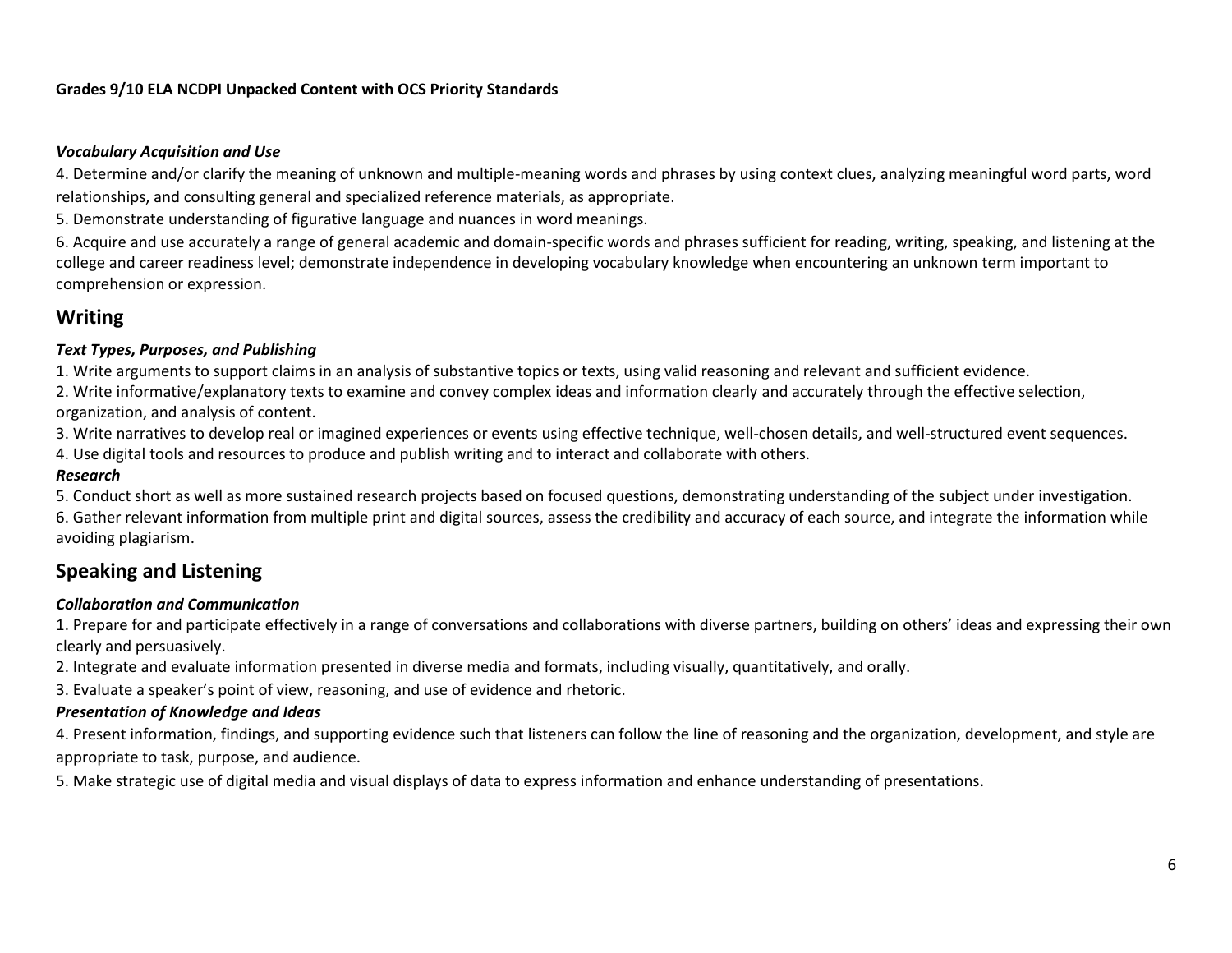### *Vocabulary Acquisition and Use*

4. Determine and/or clarify the meaning of unknown and multiple-meaning words and phrases by using context clues, analyzing meaningful word parts, word relationships, and consulting general and specialized reference materials, as appropriate.

5. Demonstrate understanding of figurative language and nuances in word meanings.

6. Acquire and use accurately a range of general academic and domain-specific words and phrases sufficient for reading, writing, speaking, and listening at the college and career readiness level; demonstrate independence in developing vocabulary knowledge when encountering an unknown term important to comprehension or expression.

## Writing

### *Text Types, Purposes, and Publishing*

1. Write arguments to support claims in an analysis of substantive topics or texts, using valid reasoning and relevant and sufficient evidence.

2. Write informative/explanatory texts to examine and convey complex ideas and information clearly and accurately through the effective selection, organization, and analysis of content.

3. Write narratives to develop real or imagined experiences or events using effective technique, well-chosen details, and well-structured event sequences.

4. Use digital tools and resources to produce and publish writing and to interact and collaborate with others.

### *Research*

5. Conduct short as well as more sustained research projects based on focused questions, demonstrating understanding of the subject under investigation.

6. Gather relevant information from multiple print and digital sources, assess the credibility and accuracy of each source, and integrate the information while avoiding plagiarism.

## Speaking and Listening

### *Collaboration and Communication*

1. Prepare for and participate effectively in a range of conversations and collaborations with diverse partners, building on others' ideas and expressing their own clearly and persuasively.

2. Integrate and evaluate information presented in diverse media and formats, including visually, quantitatively, and orally.

3. Evaluate a speaker's point of view, reasoning, and use of evidence and rhetoric.

### *Presentation of Knowledge and Ideas*

4. Present information, findings, and supporting evidence such that listeners can follow the line of reasoning and the organization, development, and style are appropriate to task, purpose, and audience.

5. Make strategic use of digital media and visual displays of data to express information and enhance understanding of presentations.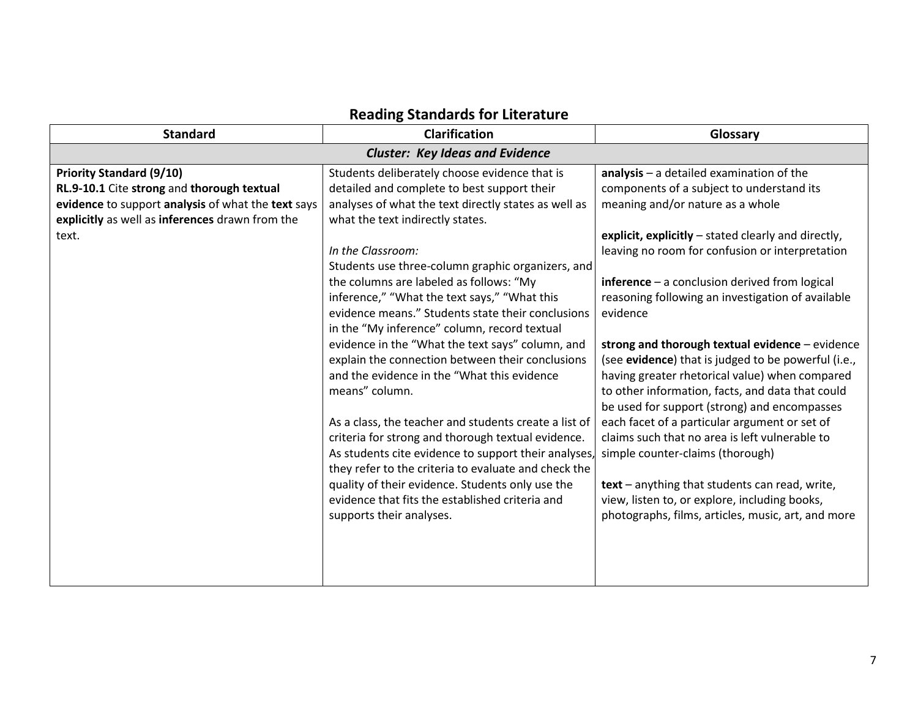## Reading Standards for Literature

| Standard | Clarification | Glossary |
|---|---|---|
| ***Cluster: Key Ideas and Evidence*** | | |
| **Priority Standard (9/10)**<br>**RL.9-10.1** Cite **strong** and **thorough textual evidence** to support **analysis** of what the **text** says **explicitly** as well as **inferences** drawn from the text. | Students deliberately choose evidence that is detailed and complete to best support their analyses of what the text directly states as well as what the text indirectly states.<br><br>*In the Classroom:*<br>Students use three-column graphic organizers, and the columns are labeled as follows: "My inference," "What the text says," "What this evidence means." Students state their conclusions in the "My inference" column, record textual evidence in the "What the text says" column, and explain the connection between their conclusions and the evidence in the "What this evidence means" column.<br><br>As a class, the teacher and students create a list of criteria for strong and thorough textual evidence. As students cite evidence to support their analyses, they refer to the criteria to evaluate and check the quality of their evidence. Students only use the evidence that fits the established criteria and supports their analyses. | **analysis** – a detailed examination of the components of a subject to understand its meaning and/or nature as a whole<br><br>**explicit, explicitly** – stated clearly and directly, leaving no room for confusion or interpretation<br><br>**inference** – a conclusion derived from logical reasoning following an investigation of available evidence<br><br>**strong and thorough textual evidence** – evidence (see **evidence**) that is judged to be powerful (i.e., having greater rhetorical value) when compared to other information, facts, and data that could be used for support (strong) and encompasses each facet of a particular argument or set of claims such that no area is left vulnerable to simple counter-claims (thorough)<br><br>**text** – anything that students can read, write, view, listen to, or explore, including books, photographs, films, articles, music, art, and more |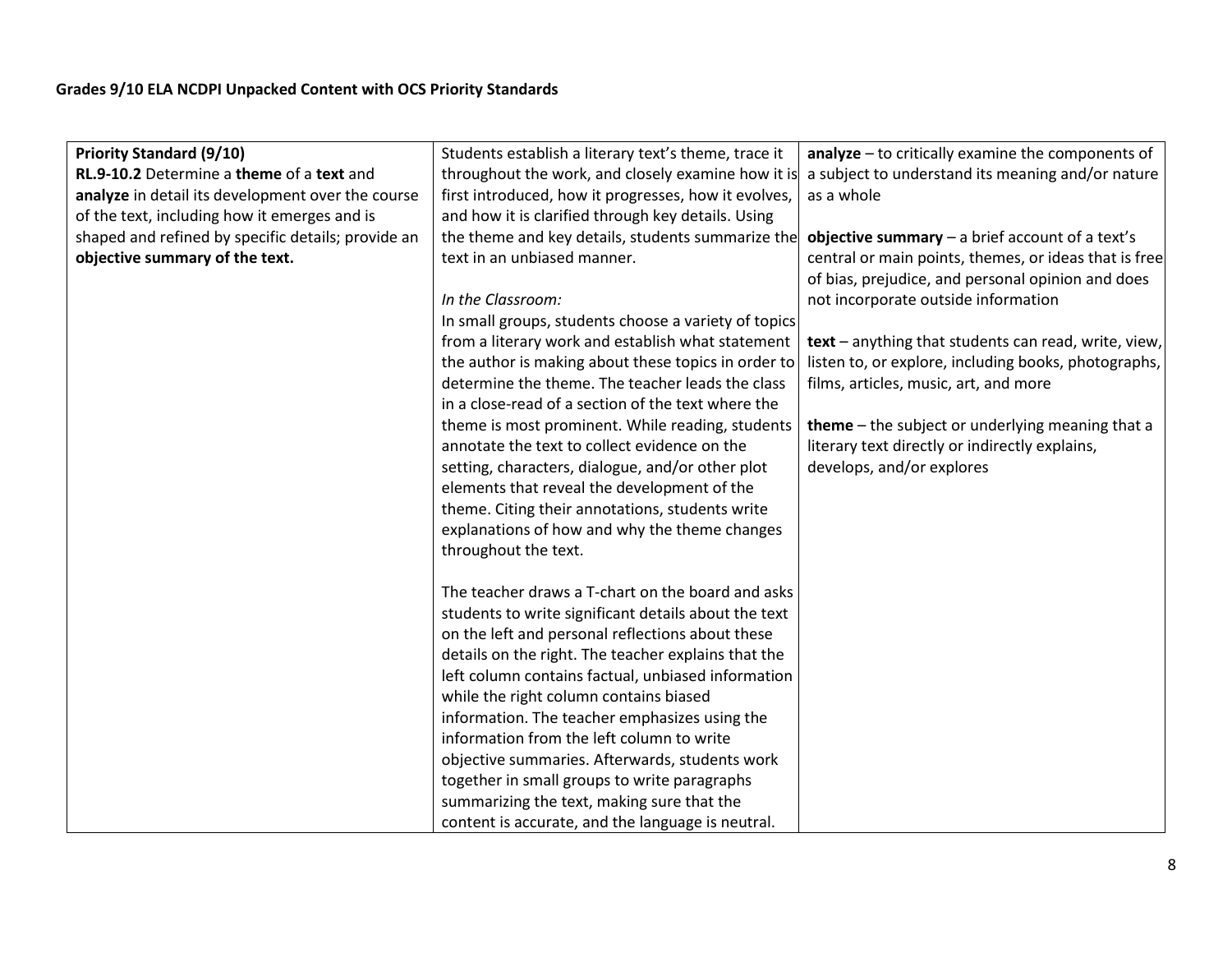**Grades 9/10 ELA NCDPI Unpacked Content with OCS Priority Standards**

| **Priority Standard (9/10)**<br>**RL.9-10.2** Determine a **theme** of a **text** and **analyze** in detail its development over the course of the text, including how it emerges and is shaped and refined by specific details; provide an **objective summary of the text.** | Students establish a literary text's theme, trace it throughout the work, and closely examine how it is first introduced, how it progresses, how it evolves, and how it is clarified through key details. Using the theme and key details, students summarize the text in an unbiased manner.<br><br>*In the Classroom:*<br>In small groups, students choose a variety of topics from a literary work and establish what statement the author is making about these topics in order to determine the theme. The teacher leads the class in a close-read of a section of the text where the theme is most prominent. While reading, students annotate the text to collect evidence on the setting, characters, dialogue, and/or other plot elements that reveal the development of the theme. Citing their annotations, students write explanations of how and why the theme changes throughout the text.<br><br>The teacher draws a T-chart on the board and asks students to write significant details about the text on the left and personal reflections about these details on the right. The teacher explains that the left column contains factual, unbiased information while the right column contains biased information. The teacher emphasizes using the information from the left column to write objective summaries. Afterwards, students work together in small groups to write paragraphs summarizing the text, making sure that the content is accurate, and the language is neutral. | **analyze** – to critically examine the components of a subject to understand its meaning and/or nature as a whole<br><br>**objective summary** – a brief account of a text's central or main points, themes, or ideas that is free of bias, prejudice, and personal opinion and does not incorporate outside information<br><br>**text** – anything that students can read, write, view, listen to, or explore, including books, photographs, films, articles, music, art, and more<br><br>**theme** – the subject or underlying meaning that a literary text directly or indirectly explains, develops, and/or explores |
|---|---|---|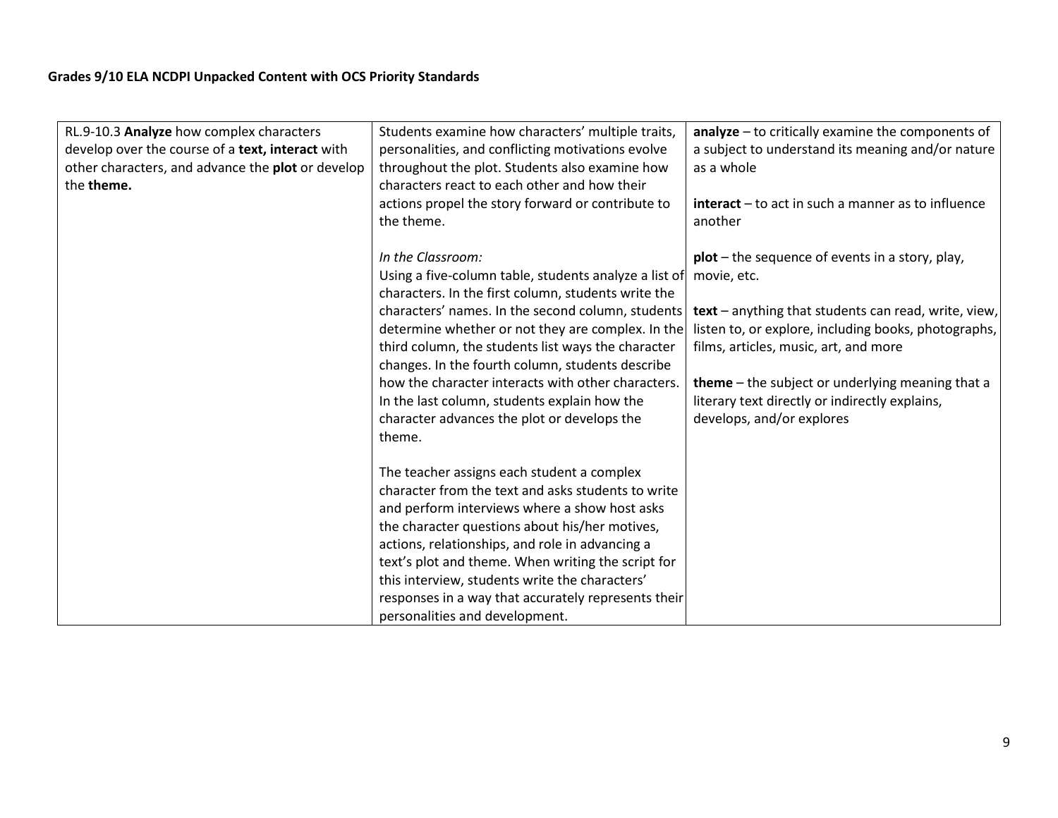**Grades 9/10 ELA NCDPI Unpacked Content with OCS Priority Standards**

| | | |
|---|---|---|
| RL.9-10.3 **Analyze** how complex characters develop over the course of a **text, interact** with other characters, and advance the **plot** or develop the **theme.** | Students examine how characters' multiple traits, personalities, and conflicting motivations evolve throughout the plot. Students also examine how characters react to each other and how their actions propel the story forward or contribute to the theme.<br><br>*In the Classroom:*<br>Using a five-column table, students analyze a list of characters. In the first column, students write the characters' names. In the second column, students determine whether or not they are complex. In the third column, the students list ways the character changes. In the fourth column, students describe how the character interacts with other characters. In the last column, students explain how the character advances the plot or develops the theme.<br><br>The teacher assigns each student a complex character from the text and asks students to write and perform interviews where a show host asks the character questions about his/her motives, actions, relationships, and role in advancing a text's plot and theme. When writing the script for this interview, students write the characters' responses in a way that accurately represents their personalities and development. | **analyze** – to critically examine the components of a subject to understand its meaning and/or nature as a whole<br><br>**interact** – to act in such a manner as to influence another<br><br>**plot** – the sequence of events in a story, play, movie, etc.<br><br>**text** – anything that students can read, write, view, listen to, or explore, including books, photographs, films, articles, music, art, and more<br><br>**theme** – the subject or underlying meaning that a literary text directly or indirectly explains, develops, and/or explores |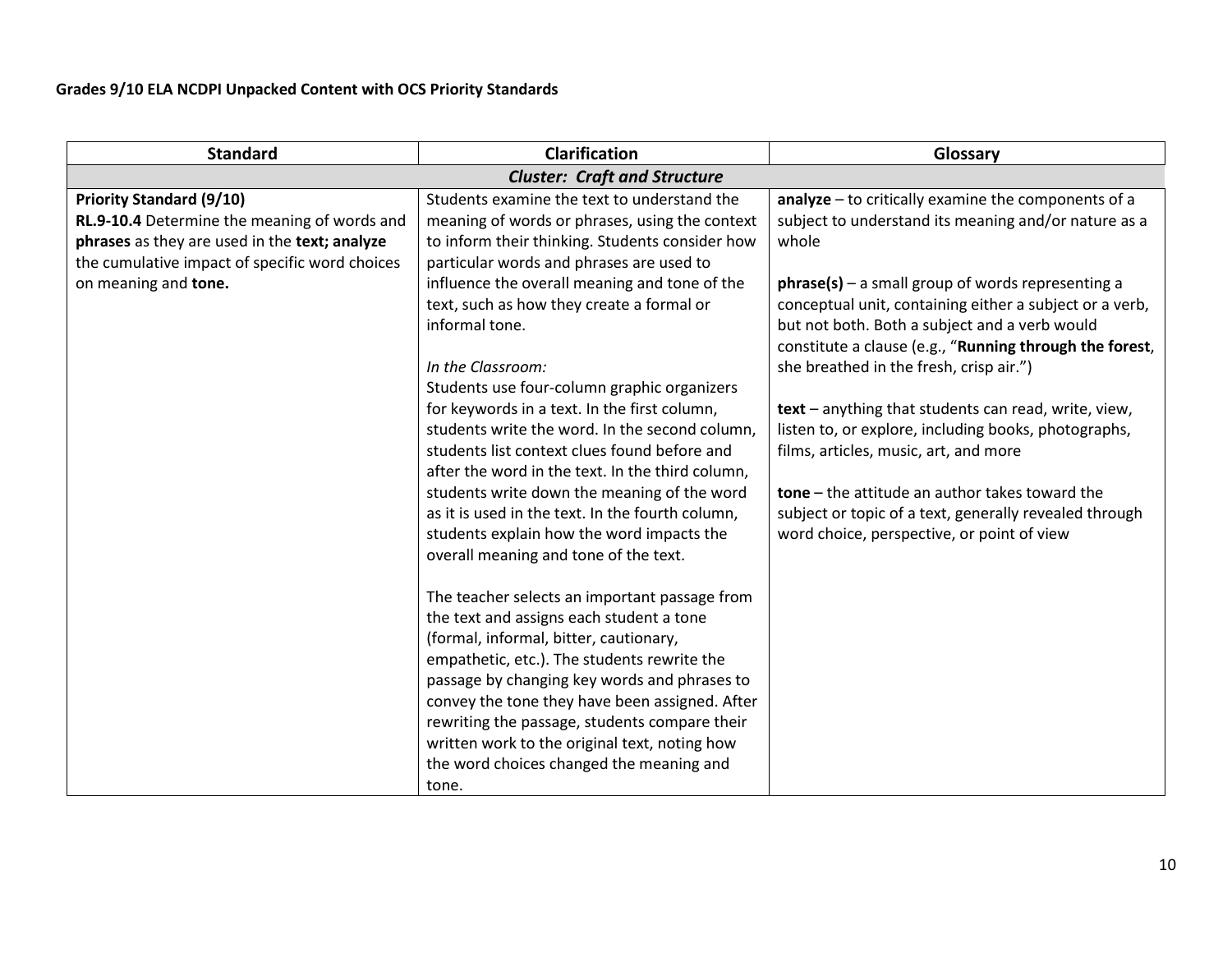**Grades 9/10 ELA NCDPI Unpacked Content with OCS Priority Standards**

| Standard | Clarification | Glossary |
|---|---|---|
| ***Cluster: Craft and Structure*** | | |
| **Priority Standard (9/10)**<br>**RL.9-10.4** Determine the meaning of words and **phrases** as they are used in the **text; analyze** the cumulative impact of specific word choices on meaning and **tone.** | Students examine the text to understand the meaning of words or phrases, using the context to inform their thinking. Students consider how particular words and phrases are used to influence the overall meaning and tone of the text, such as how they create a formal or informal tone.<br><br>*In the Classroom:*<br>Students use four-column graphic organizers for keywords in a text. In the first column, students write the word. In the second column, students list context clues found before and after the word in the text. In the third column, students write down the meaning of the word as it is used in the text. In the fourth column, students explain how the word impacts the overall meaning and tone of the text.<br><br>The teacher selects an important passage from the text and assigns each student a tone (formal, informal, bitter, cautionary, empathetic, etc.). The students rewrite the passage by changing key words and phrases to convey the tone they have been assigned. After rewriting the passage, students compare their written work to the original text, noting how the word choices changed the meaning and tone. | **analyze** – to critically examine the components of a subject to understand its meaning and/or nature as a whole<br><br>**phrase(s)** – a small group of words representing a conceptual unit, containing either a subject or a verb, but not both. Both a subject and a verb would constitute a clause (e.g., "**Running through the forest**, she breathed in the fresh, crisp air.")<br><br>**text** – anything that students can read, write, view, listen to, or explore, including books, photographs, films, articles, music, art, and more<br><br>**tone** – the attitude an author takes toward the subject or topic of a text, generally revealed through word choice, perspective, or point of view |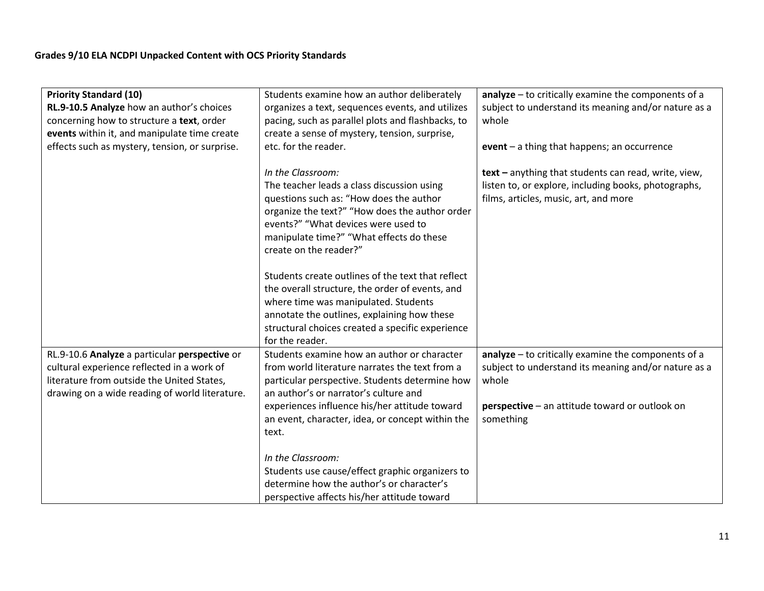**Grades 9/10 ELA NCDPI Unpacked Content with OCS Priority Standards**

| | | |
|---|---|---|
| **Priority Standard (10)**<br>**RL.9-10.5 Analyze** how an author's choices concerning how to structure a **text**, order **events** within it, and manipulate time create effects such as mystery, tension, or surprise. | Students examine how an author deliberately organizes a text, sequences events, and utilizes pacing, such as parallel plots and flashbacks, to create a sense of mystery, tension, surprise, etc. for the reader.<br><br>*In the Classroom:*<br>The teacher leads a class discussion using questions such as: "How does the author organize the text?" "How does the author order events?" "What devices were used to manipulate time?" "What effects do these create on the reader?"<br><br>Students create outlines of the text that reflect the overall structure, the order of events, and where time was manipulated. Students annotate the outlines, explaining how these structural choices created a specific experience for the reader. | **analyze** – to critically examine the components of a subject to understand its meaning and/or nature as a whole<br><br>**event** – a thing that happens; an occurrence<br><br>**text –** anything that students can read, write, view, listen to, or explore, including books, photographs, films, articles, music, art, and more |
| RL.9-10.6 **Analyze** a particular **perspective** or cultural experience reflected in a work of literature from outside the United States, drawing on a wide reading of world literature. | Students examine how an author or character from world literature narrates the text from a particular perspective. Students determine how an author's or narrator's culture and experiences influence his/her attitude toward an event, character, idea, or concept within the text.<br><br>*In the Classroom:*<br>Students use cause/effect graphic organizers to determine how the author's or character's perspective affects his/her attitude toward | **analyze** – to critically examine the components of a subject to understand its meaning and/or nature as a whole<br><br>**perspective** – an attitude toward or outlook on something |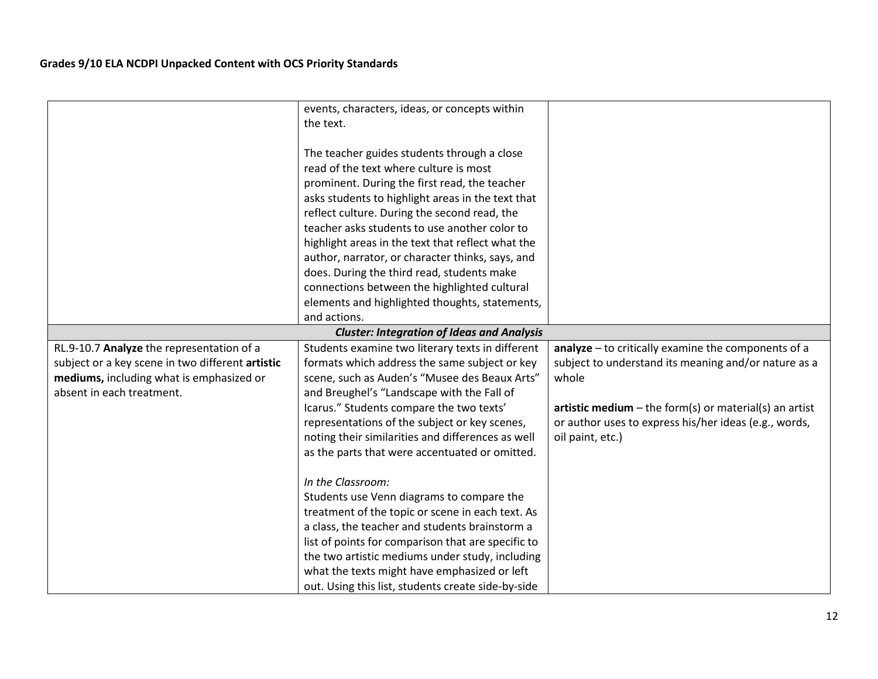| | | |
|---|---|---|
| | events, characters, ideas, or concepts within the text.<br><br>The teacher guides students through a close read of the text where culture is most prominent. During the first read, the teacher asks students to highlight areas in the text that reflect culture. During the second read, the teacher asks students to use another color to highlight areas in the text that reflect what the author, narrator, or character thinks, says, and does. During the third read, students make connections between the highlighted cultural elements and highlighted thoughts, statements, and actions. | |
| | ***Cluster: Integration of Ideas and Analysis*** | |
| RL.9-10.7 **Analyze** the representation of a subject or a key scene in two different **artistic mediums,** including what is emphasized or absent in each treatment. | Students examine two literary texts in different formats which address the same subject or key scene, such as Auden's "Musee des Beaux Arts" and Breughel's "Landscape with the Fall of Icarus." Students compare the two texts' representations of the subject or key scenes, noting their similarities and differences as well as the parts that were accentuated or omitted.<br><br>*In the Classroom:*<br>Students use Venn diagrams to compare the treatment of the topic or scene in each text. As a class, the teacher and students brainstorm a list of points for comparison that are specific to the two artistic mediums under study, including what the texts might have emphasized or left out. Using this list, students create side-by-side | **analyze** – to critically examine the components of a subject to understand its meaning and/or nature as a whole<br><br>**artistic medium** – the form(s) or material(s) an artist or author uses to express his/her ideas (e.g., words, oil paint, etc.) |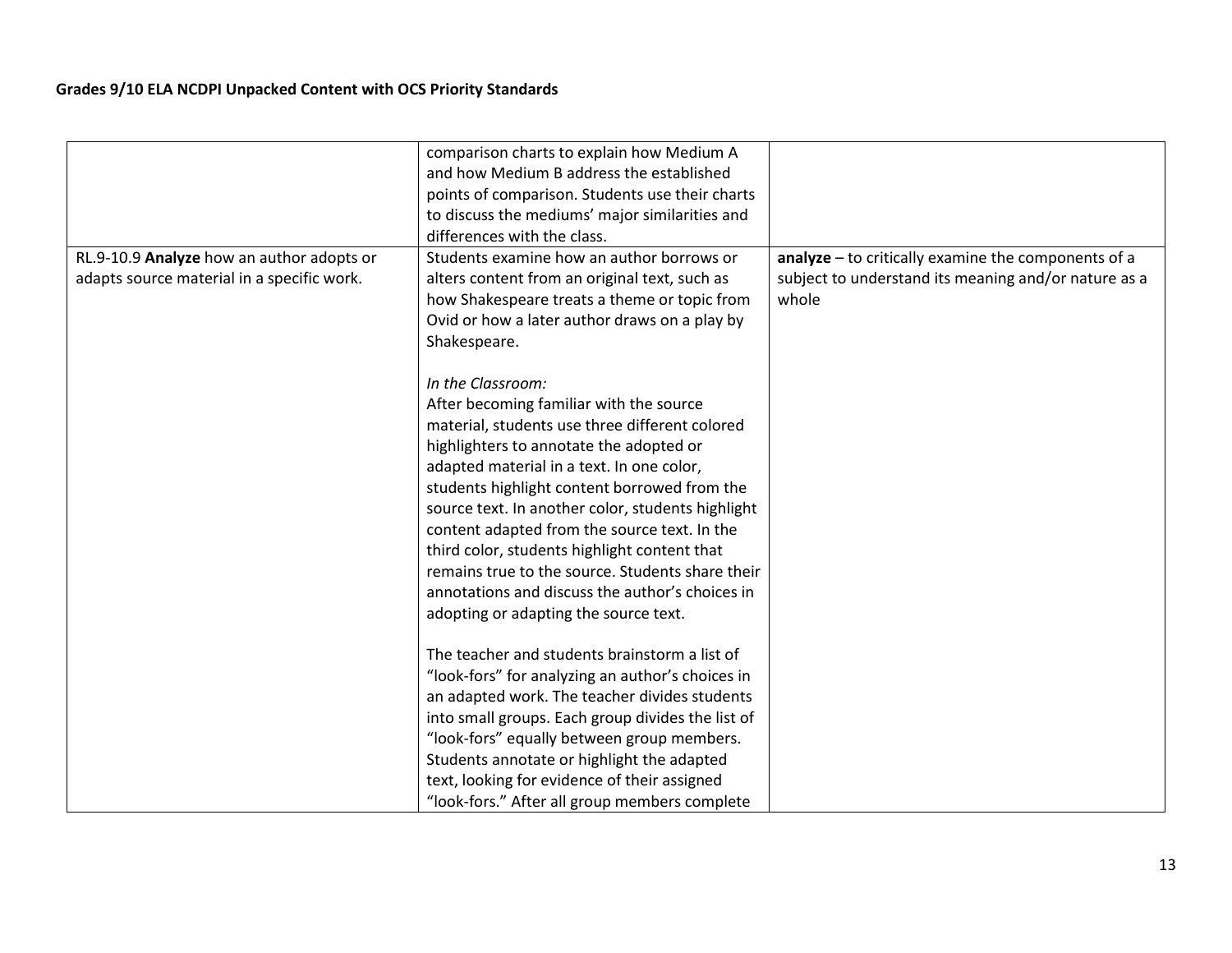| | | |
|---|---|---|
| | comparison charts to explain how Medium A and how Medium B address the established points of comparison. Students use their charts to discuss the mediums' major similarities and differences with the class. | |
| RL.9-10.9 **Analyze** how an author adopts or adapts source material in a specific work. | Students examine how an author borrows or alters content from an original text, such as how Shakespeare treats a theme or topic from Ovid or how a later author draws on a play by Shakespeare.<br><br>*In the Classroom:*<br>After becoming familiar with the source material, students use three different colored highlighters to annotate the adopted or adapted material in a text. In one color, students highlight content borrowed from the source text. In another color, students highlight content adapted from the source text. In the third color, students highlight content that remains true to the source. Students share their annotations and discuss the author's choices in adopting or adapting the source text.<br><br>The teacher and students brainstorm a list of "look-fors" for analyzing an author's choices in an adapted work. The teacher divides students into small groups. Each group divides the list of "look-fors" equally between group members. Students annotate or highlight the adapted text, looking for evidence of their assigned "look-fors." After all group members complete | **analyze** – to critically examine the components of a subject to understand its meaning and/or nature as a whole |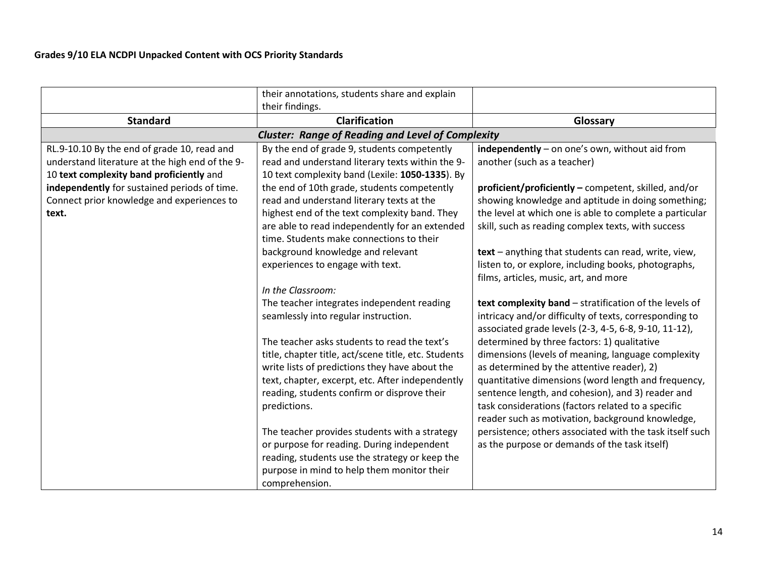| | | |
|---|---|---|
| | their annotations, students share and explain their findings. | |
| **Standard** | **Clarification** | **Glossary** |
| | ***Cluster: Range of Reading and Level of Complexity*** | |
| RL.9-10.10 By the end of grade 10, read and understand literature at the high end of the 9-10 **text complexity band proficiently** and **independently** for sustained periods of time. Connect prior knowledge and experiences to **text.** | By the end of grade 9, students competently read and understand literary texts within the 9-10 text complexity band (Lexile: **1050-1335**). By the end of 10th grade, students competently read and understand literary texts at the highest end of the text complexity band. They are able to read independently for an extended time. Students make connections to their background knowledge and relevant experiences to engage with text.<br><br>*In the Classroom:*<br>The teacher integrates independent reading seamlessly into regular instruction.<br><br>The teacher asks students to read the text's title, chapter title, act/scene title, etc. Students write lists of predictions they have about the text, chapter, excerpt, etc. After independently reading, students confirm or disprove their predictions.<br><br>The teacher provides students with a strategy or purpose for reading. During independent reading, students use the strategy or keep the purpose in mind to help them monitor their comprehension. | **independently** – on one's own, without aid from another (such as a teacher)<br><br>**proficient/proficiently –** competent, skilled, and/or showing knowledge and aptitude in doing something; the level at which one is able to complete a particular skill, such as reading complex texts, with success<br><br>**text** – anything that students can read, write, view, listen to, or explore, including books, photographs, films, articles, music, art, and more<br><br>**text complexity band** – stratification of the levels of intricacy and/or difficulty of texts, corresponding to associated grade levels (2-3, 4-5, 6-8, 9-10, 11-12), determined by three factors: 1) qualitative dimensions (levels of meaning, language complexity as determined by the attentive reader), 2) quantitative dimensions (word length and frequency, sentence length, and cohesion), and 3) reader and task considerations (factors related to a specific reader such as motivation, background knowledge, persistence; others associated with the task itself such as the purpose or demands of the task itself) |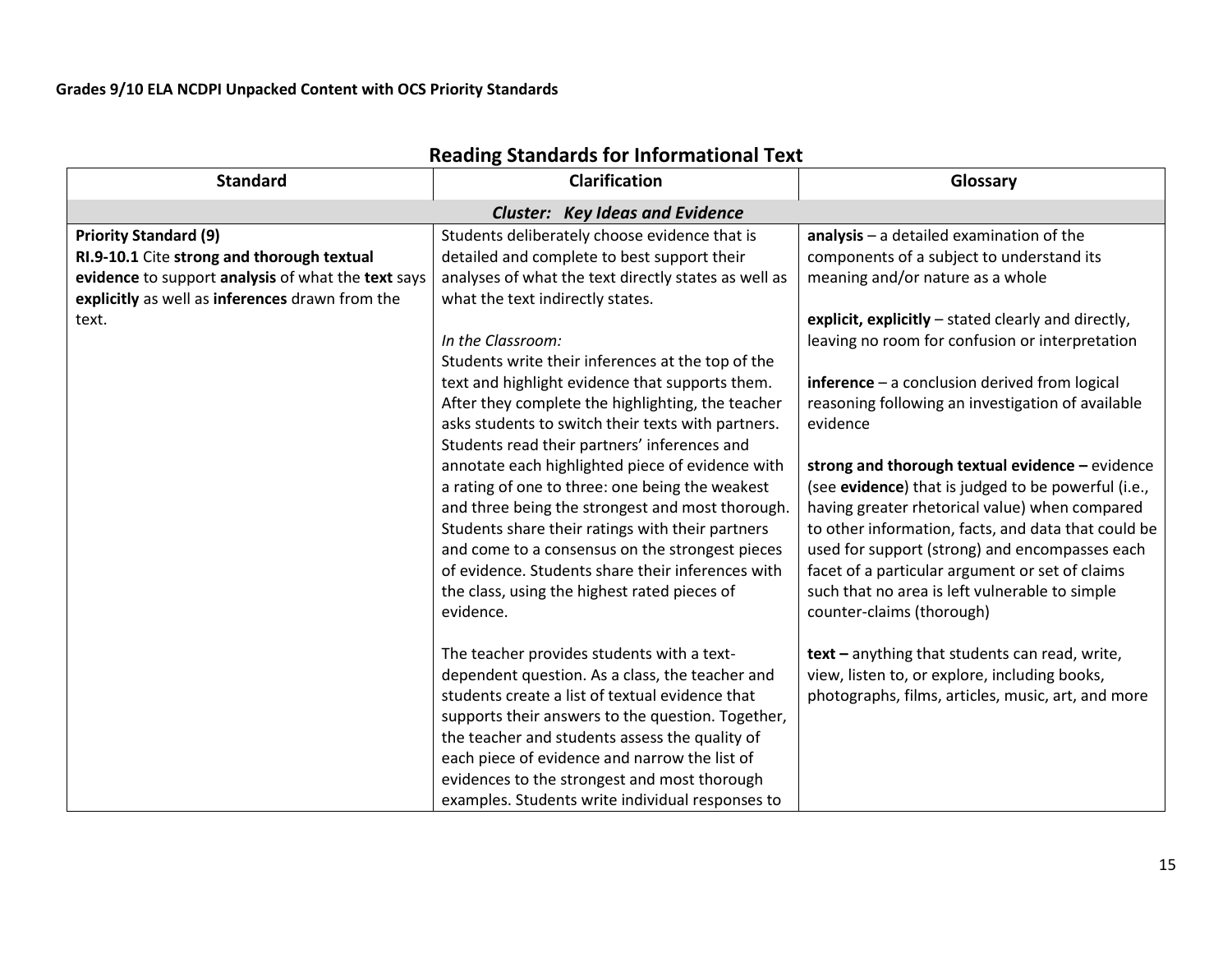**Grades 9/10 ELA NCDPI Unpacked Content with OCS Priority Standards**

## Reading Standards for Informational Text

| Standard | Clarification | Glossary |
|---|---|---|
| ***Cluster: Key Ideas and Evidence*** | | |
| **Priority Standard (9)**<br>**RI.9-10.1** Cite **strong and thorough textual evidence** to support **analysis** of what the **text** says **explicitly** as well as **inferences** drawn from the text. | Students deliberately choose evidence that is detailed and complete to best support their analyses of what the text directly states as well as what the text indirectly states.<br><br>*In the Classroom:*<br>Students write their inferences at the top of the text and highlight evidence that supports them. After they complete the highlighting, the teacher asks students to switch their texts with partners. Students read their partners' inferences and annotate each highlighted piece of evidence with a rating of one to three: one being the weakest and three being the strongest and most thorough. Students share their ratings with their partners and come to a consensus on the strongest pieces of evidence. Students share their inferences with the class, using the highest rated pieces of evidence.<br><br>The teacher provides students with a text-dependent question. As a class, the teacher and students create a list of textual evidence that supports their answers to the question. Together, the teacher and students assess the quality of each piece of evidence and narrow the list of evidences to the strongest and most thorough examples. Students write individual responses to | **analysis** – a detailed examination of the components of a subject to understand its meaning and/or nature as a whole<br><br>**explicit, explicitly** – stated clearly and directly, leaving no room for confusion or interpretation<br><br>**inference** – a conclusion derived from logical reasoning following an investigation of available evidence<br><br>**strong and thorough textual evidence –** evidence (see **evidence**) that is judged to be powerful (i.e., having greater rhetorical value) when compared to other information, facts, and data that could be used for support (strong) and encompasses each facet of a particular argument or set of claims such that no area is left vulnerable to simple counter-claims (thorough)<br><br>**text –** anything that students can read, write, view, listen to, or explore, including books, photographs, films, articles, music, art, and more |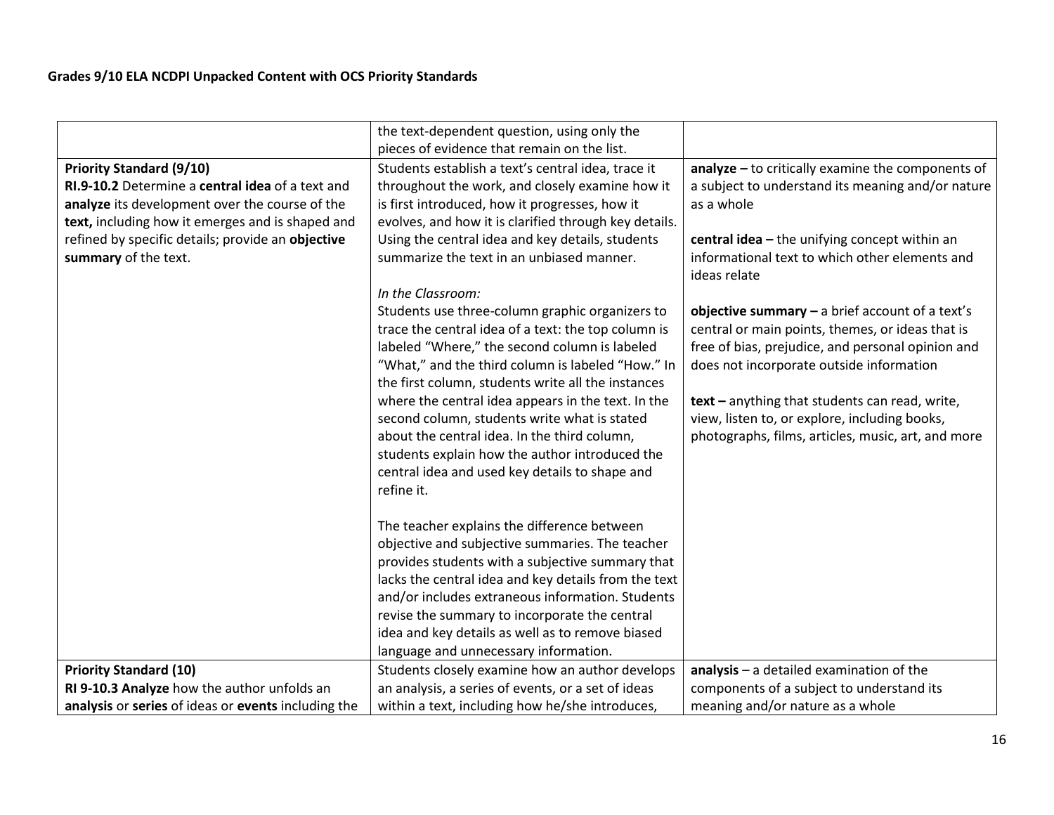| | | |
|---|---|---|
| | the text-dependent question, using only the pieces of evidence that remain on the list. | |
| **Priority Standard (9/10)**<br>**RI.9-10.2** Determine a **central idea** of a text and **analyze** its development over the course of the **text,** including how it emerges and is shaped and refined by specific details; provide an **objective summary** of the text. | Students establish a text's central idea, trace it throughout the work, and closely examine how it is first introduced, how it progresses, how it evolves, and how it is clarified through key details. Using the central idea and key details, students summarize the text in an unbiased manner.<br><br>*In the Classroom:*<br>Students use three-column graphic organizers to trace the central idea of a text: the top column is labeled "Where," the second column is labeled "What," and the third column is labeled "How." In the first column, students write all the instances where the central idea appears in the text. In the second column, students write what is stated about the central idea. In the third column, students explain how the author introduced the central idea and used key details to shape and refine it.<br><br>The teacher explains the difference between objective and subjective summaries. The teacher provides students with a subjective summary that lacks the central idea and key details from the text and/or includes extraneous information. Students revise the summary to incorporate the central idea and key details as well as to remove biased language and unnecessary information. | **analyze –** to critically examine the components of a subject to understand its meaning and/or nature as a whole<br><br>**central idea –** the unifying concept within an informational text to which other elements and ideas relate<br><br>**objective summary –** a brief account of a text's central or main points, themes, or ideas that is free of bias, prejudice, and personal opinion and does not incorporate outside information<br><br>**text –** anything that students can read, write, view, listen to, or explore, including books, photographs, films, articles, music, art, and more |
| **Priority Standard (10)**<br>**RI 9-10.3 Analyze** how the author unfolds an **analysis** or **series** of ideas or **events** including the | Students closely examine how an author develops an analysis, a series of events, or a set of ideas within a text, including how he/she introduces, | **analysis** – a detailed examination of the components of a subject to understand its meaning and/or nature as a whole |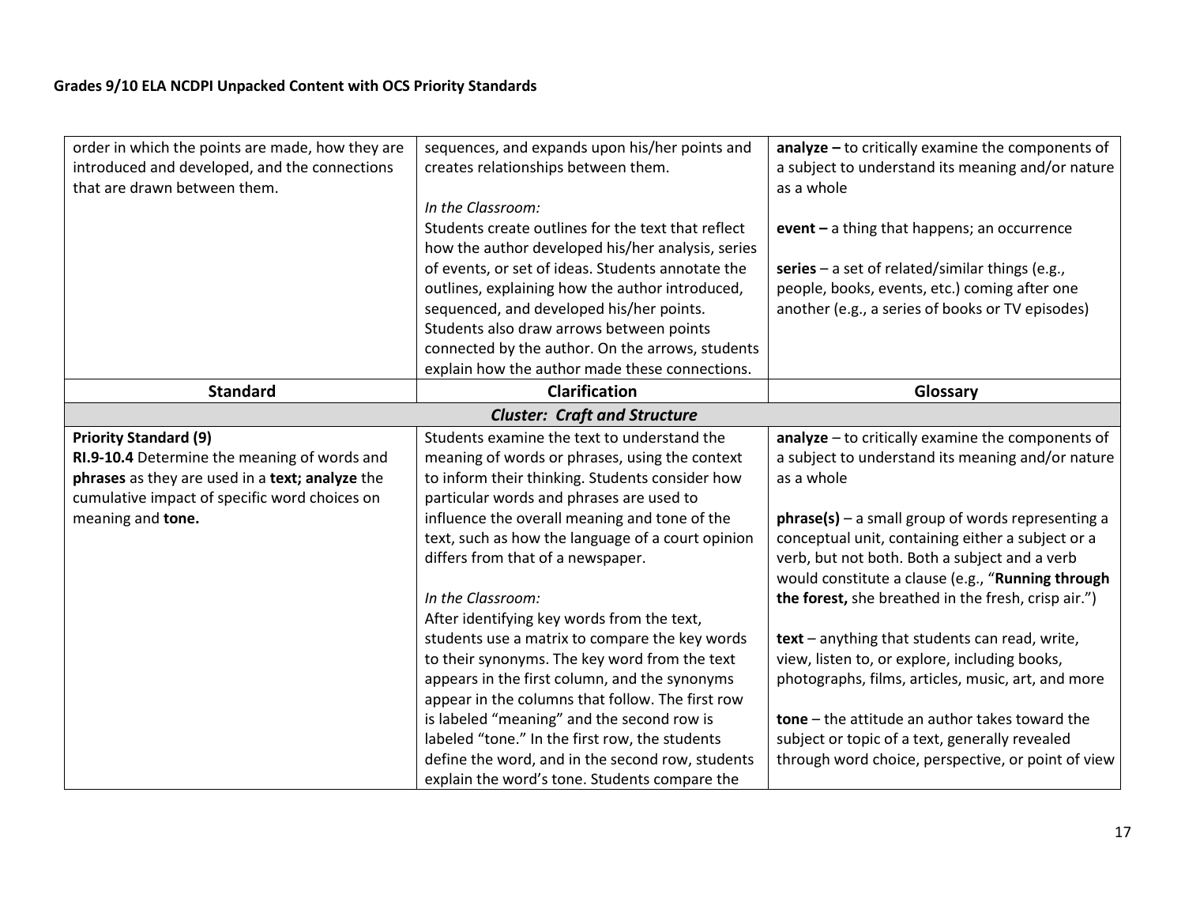| | | |
|---|---|---|
| order in which the points are made, how they are introduced and developed, and the connections that are drawn between them. | sequences, and expands upon his/her points and creates relationships between them.<br><br>*In the Classroom:*<br>Students create outlines for the text that reflect how the author developed his/her analysis, series of events, or set of ideas. Students annotate the outlines, explaining how the author introduced, sequenced, and developed his/her points. Students also draw arrows between points connected by the author. On the arrows, students explain how the author made these connections. | **analyze –** to critically examine the components of a subject to understand its meaning and/or nature as a whole<br><br>**event –** a thing that happens; an occurrence<br><br>**series** – a set of related/similar things (e.g., people, books, events, etc.) coming after one another (e.g., a series of books or TV episodes) |

| Standard | Clarification | Glossary |
|---|---|---|
| ***Cluster: Craft and Structure*** | | |
| **Priority Standard (9)**<br>**RI.9-10.4** Determine the meaning of words and **phrases** as they are used in a **text; analyze** the cumulative impact of specific word choices on meaning and **tone.** | Students examine the text to understand the meaning of words or phrases, using the context to inform their thinking. Students consider how particular words and phrases are used to influence the overall meaning and tone of the text, such as how the language of a court opinion differs from that of a newspaper.<br><br>*In the Classroom:*<br>After identifying key words from the text, students use a matrix to compare the key words to their synonyms. The key word from the text appears in the first column, and the synonyms appear in the columns that follow. The first row is labeled "meaning" and the second row is labeled "tone." In the first row, the students define the word, and in the second row, students explain the word's tone. Students compare the | **analyze** – to critically examine the components of a subject to understand its meaning and/or nature as a whole<br><br>**phrase(s)** – a small group of words representing a conceptual unit, containing either a subject or a verb, but not both. Both a subject and a verb would constitute a clause (e.g., "**Running through the forest,** she breathed in the fresh, crisp air.")<br><br>**text** – anything that students can read, write, view, listen to, or explore, including books, photographs, films, articles, music, art, and more<br><br>**tone** – the attitude an author takes toward the subject or topic of a text, generally revealed through word choice, perspective, or point of view |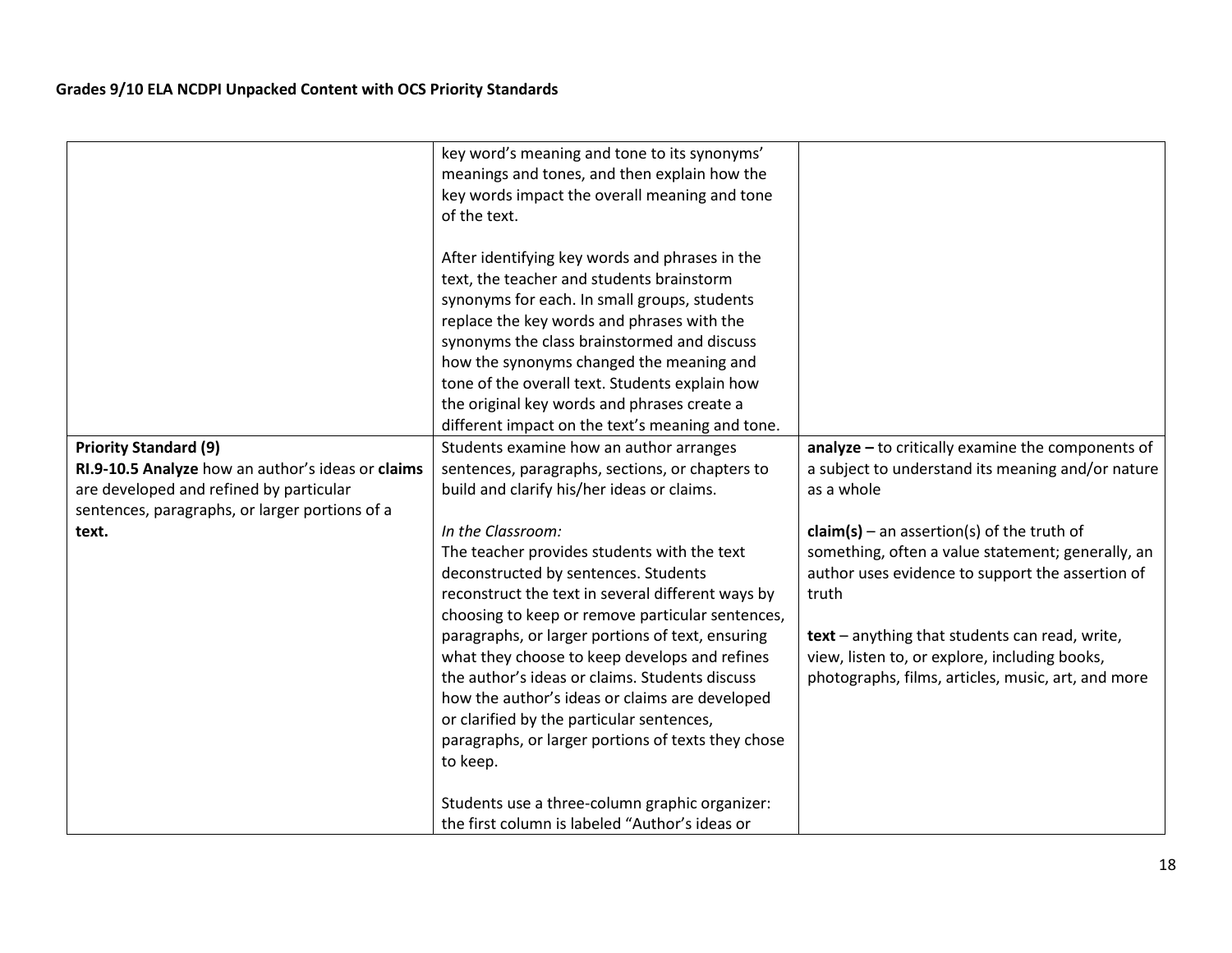| | | |
|---|---|---|
| | key word's meaning and tone to its synonyms' meanings and tones, and then explain how the key words impact the overall meaning and tone of the text.<br><br>After identifying key words and phrases in the text, the teacher and students brainstorm synonyms for each. In small groups, students replace the key words and phrases with the synonyms the class brainstormed and discuss how the synonyms changed the meaning and tone of the overall text. Students explain how the original key words and phrases create a different impact on the text's meaning and tone. | |
| **Priority Standard (9)**<br>**RI.9-10.5 Analyze** how an author's ideas or **claims** are developed and refined by particular sentences, paragraphs, or larger portions of a **text.** | Students examine how an author arranges sentences, paragraphs, sections, or chapters to build and clarify his/her ideas or claims.<br><br>*In the Classroom:*<br>The teacher provides students with the text deconstructed by sentences. Students reconstruct the text in several different ways by choosing to keep or remove particular sentences, paragraphs, or larger portions of text, ensuring what they choose to keep develops and refines the author's ideas or claims. Students discuss how the author's ideas or claims are developed or clarified by the particular sentences, paragraphs, or larger portions of texts they chose to keep.<br><br>Students use a three-column graphic organizer: the first column is labeled "Author's ideas or | **analyze –** to critically examine the components of a subject to understand its meaning and/or nature as a whole<br><br>**claim(s)** – an assertion(s) of the truth of something, often a value statement; generally, an author uses evidence to support the assertion of truth<br><br>**text** – anything that students can read, write, view, listen to, or explore, including books, photographs, films, articles, music, art, and more |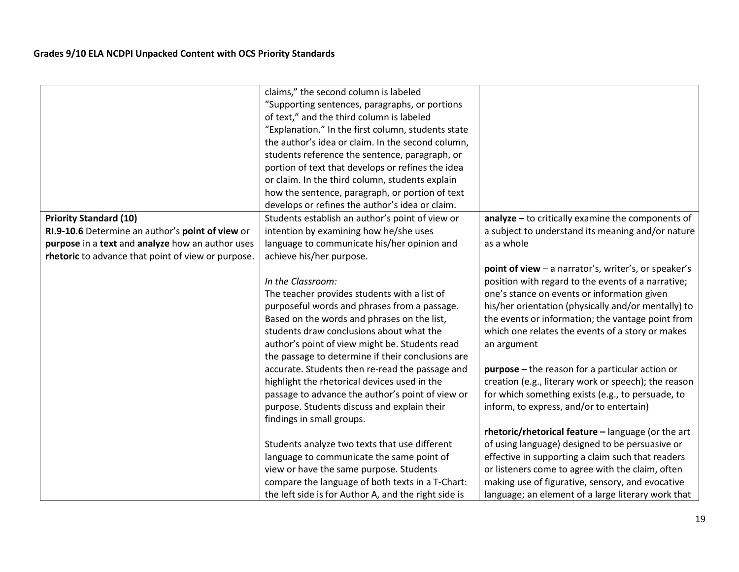| | | |
|---|---|---|
| | claims," the second column is labeled "Supporting sentences, paragraphs, or portions of text," and the third column is labeled "Explanation." In the first column, students state the author's idea or claim. In the second column, students reference the sentence, paragraph, or portion of text that develops or refines the idea or claim. In the third column, students explain how the sentence, paragraph, or portion of text develops or refines the author's idea or claim. | |
| **Priority Standard (10)**<br>**RI.9-10.6** Determine an author's **point of view** or **purpose** in a **text** and **analyze** how an author uses **rhetoric** to advance that point of view or purpose. | Students establish an author's point of view or intention by examining how he/she uses language to communicate his/her opinion and achieve his/her purpose.<br><br>*In the Classroom:*<br>The teacher provides students with a list of purposeful words and phrases from a passage. Based on the words and phrases on the list, students draw conclusions about what the author's point of view might be. Students read the passage to determine if their conclusions are accurate. Students then re-read the passage and highlight the rhetorical devices used in the passage to advance the author's point of view or purpose. Students discuss and explain their findings in small groups.<br><br>Students analyze two texts that use different language to communicate the same point of view or have the same purpose. Students compare the language of both texts in a T-Chart: the left side is for Author A, and the right side is | **analyze –** to critically examine the components of a subject to understand its meaning and/or nature as a whole<br><br>**point of view** – a narrator's, writer's, or speaker's position with regard to the events of a narrative; one's stance on events or information given his/her orientation (physically and/or mentally) to the events or information; the vantage point from which one relates the events of a story or makes an argument<br><br>**purpose** – the reason for a particular action or creation (e.g., literary work or speech); the reason for which something exists (e.g., to persuade, to inform, to express, and/or to entertain)<br><br>**rhetoric/rhetorical feature –** language (or the art of using language) designed to be persuasive or effective in supporting a claim such that readers or listeners come to agree with the claim, often making use of figurative, sensory, and evocative language; an element of a large literary work that |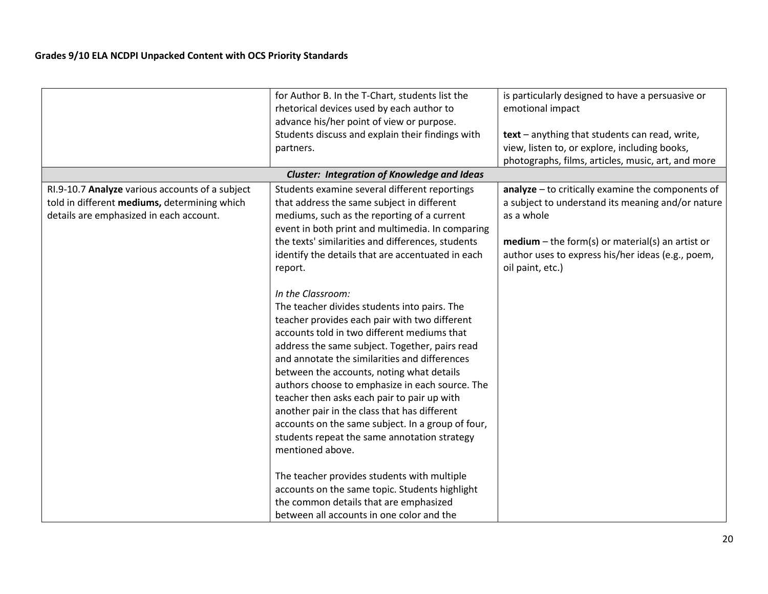| | | |
|---|---|---|
| | for Author B. In the T-Chart, students list the rhetorical devices used by each author to advance his/her point of view or purpose. Students discuss and explain their findings with partners. | is particularly designed to have a persuasive or emotional impact<br><br>**text** – anything that students can read, write, view, listen to, or explore, including books, photographs, films, articles, music, art, and more |
| | ***Cluster: Integration of Knowledge and Ideas*** | |
| RI.9-10.7 **Analyze** various accounts of a subject told in different **mediums,** determining which details are emphasized in each account. | Students examine several different reportings that address the same subject in different mediums, such as the reporting of a current event in both print and multimedia. In comparing the texts' similarities and differences, students identify the details that are accentuated in each report.<br><br>*In the Classroom:*<br>The teacher divides students into pairs. The teacher provides each pair with two different accounts told in two different mediums that address the same subject. Together, pairs read and annotate the similarities and differences between the accounts, noting what details authors choose to emphasize in each source. The teacher then asks each pair to pair up with another pair in the class that has different accounts on the same subject. In a group of four, students repeat the same annotation strategy mentioned above.<br><br>The teacher provides students with multiple accounts on the same topic. Students highlight the common details that are emphasized between all accounts in one color and the | **analyze** – to critically examine the components of a subject to understand its meaning and/or nature as a whole<br><br>**medium** – the form(s) or material(s) an artist or author uses to express his/her ideas (e.g., poem, oil paint, etc.) |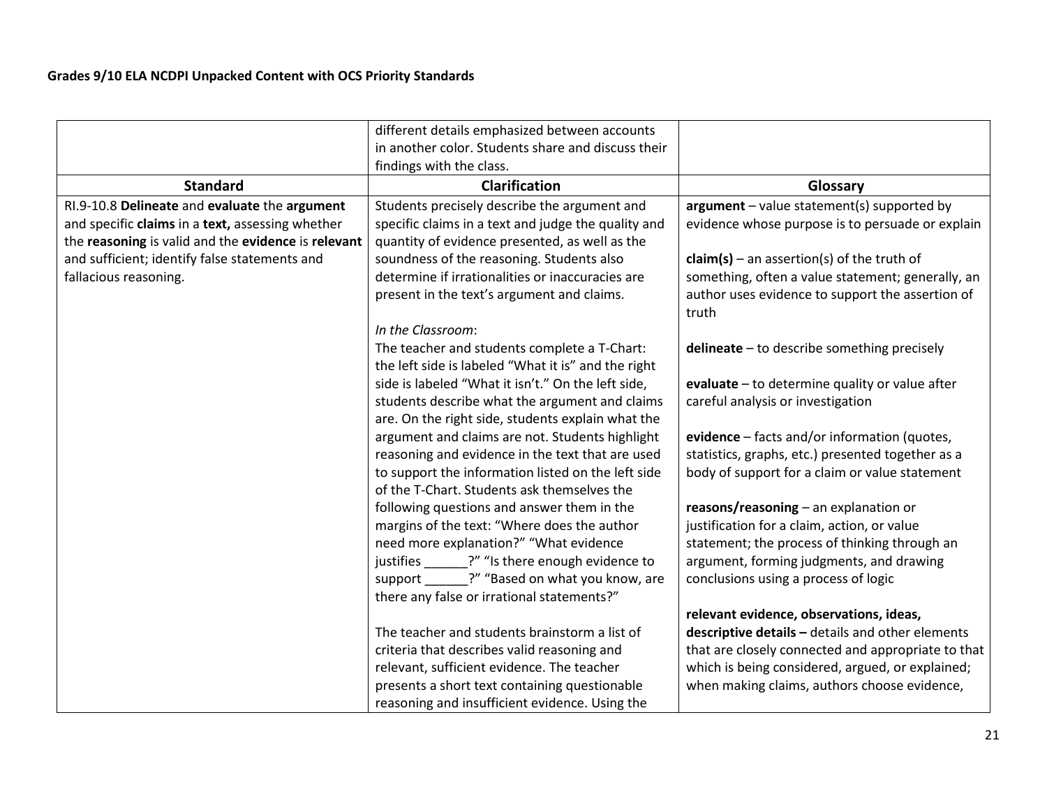| | | |
|---|---|---|
| | different details emphasized between accounts in another color. Students share and discuss their findings with the class. | |
| **Standard** | **Clarification** | **Glossary** |
| RI.9-10.8 **Delineate** and **evaluate** the **argument** and specific **claims** in a **text,** assessing whether the **reasoning** is valid and the **evidence** is **relevant** and sufficient; identify false statements and fallacious reasoning. | Students precisely describe the argument and specific claims in a text and judge the quality and quantity of evidence presented, as well as the soundness of the reasoning. Students also determine if irrationalities or inaccuracies are present in the text's argument and claims.<br><br>*In the Classroom*:<br>The teacher and students complete a T-Chart: the left side is labeled "What it is" and the right side is labeled "What it isn't." On the left side, students describe what the argument and claims are. On the right side, students explain what the argument and claims are not. Students highlight reasoning and evidence in the text that are used to support the information listed on the left side of the T-Chart. Students ask themselves the following questions and answer them in the margins of the text: "Where does the author need more explanation?" "What evidence justifies ______?" "Is there enough evidence to support ______?" "Based on what you know, are there any false or irrational statements?"<br><br>The teacher and students brainstorm a list of criteria that describes valid reasoning and relevant, sufficient evidence. The teacher presents a short text containing questionable reasoning and insufficient evidence. Using the | **argument** – value statement(s) supported by evidence whose purpose is to persuade or explain<br><br>**claim(s)** – an assertion(s) of the truth of something, often a value statement; generally, an author uses evidence to support the assertion of truth<br><br>**delineate** – to describe something precisely<br><br>**evaluate** – to determine quality or value after careful analysis or investigation<br><br>**evidence** – facts and/or information (quotes, statistics, graphs, etc.) presented together as a body of support for a claim or value statement<br><br>**reasons/reasoning** – an explanation or justification for a claim, action, or value statement; the process of thinking through an argument, forming judgments, and drawing conclusions using a process of logic<br><br>**relevant evidence, observations, ideas, descriptive details –** details and other elements that are closely connected and appropriate to that which is being considered, argued, or explained; when making claims, authors choose evidence, |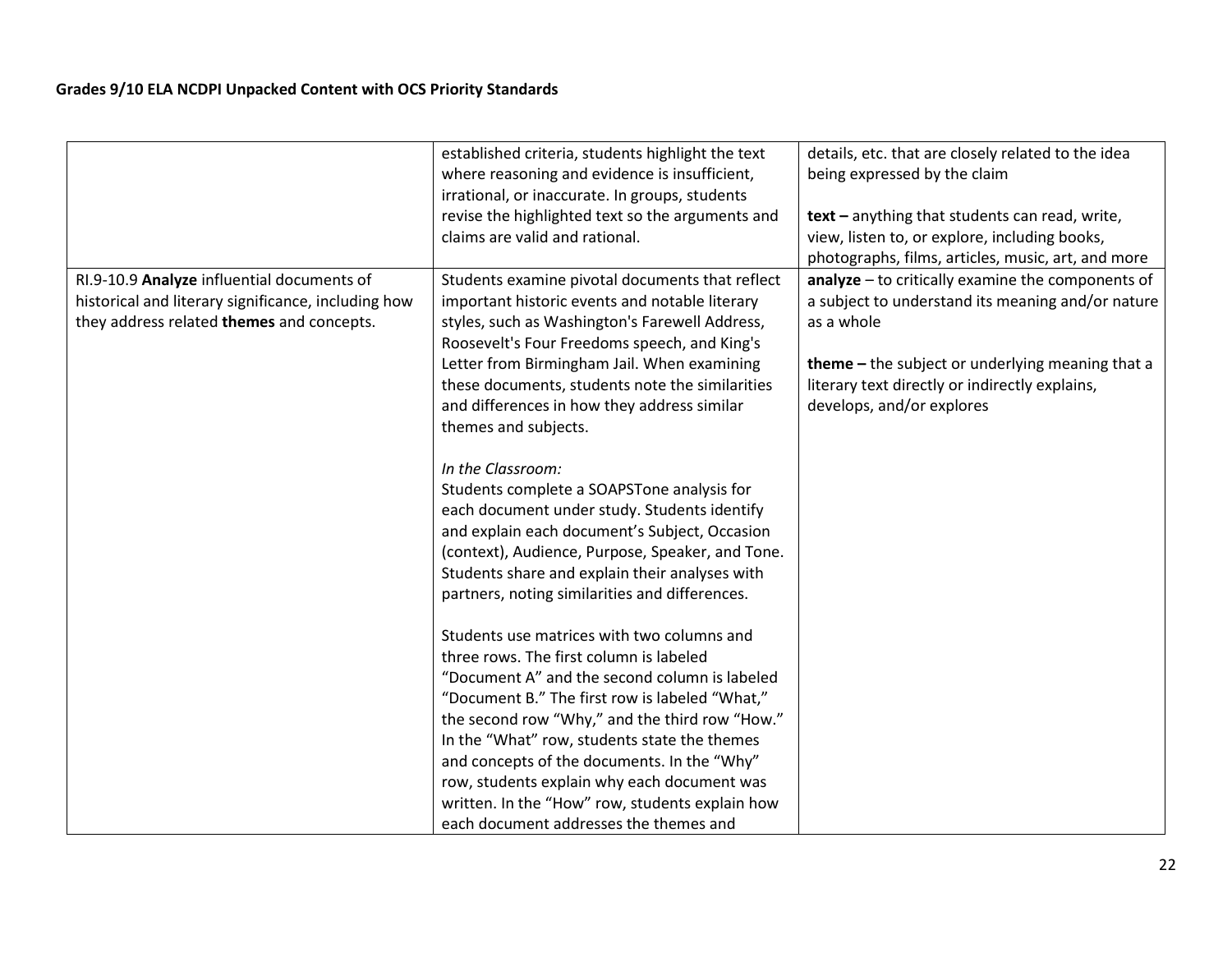**Grades 9/10 ELA NCDPI Unpacked Content with OCS Priority Standards**

| | | |
|---|---|---|
| | established criteria, students highlight the text where reasoning and evidence is insufficient, irrational, or inaccurate. In groups, students revise the highlighted text so the arguments and claims are valid and rational. | details, etc. that are closely related to the idea being expressed by the claim<br><br>**text –** anything that students can read, write, view, listen to, or explore, including books, photographs, films, articles, music, art, and more |
| RI.9-10.9 **Analyze** influential documents of historical and literary significance, including how they address related **themes** and concepts. | Students examine pivotal documents that reflect important historic events and notable literary styles, such as Washington's Farewell Address, Roosevelt's Four Freedoms speech, and King's Letter from Birmingham Jail. When examining these documents, students note the similarities and differences in how they address similar themes and subjects.<br><br>*In the Classroom:*<br>Students complete a SOAPSTone analysis for each document under study. Students identify and explain each document's Subject, Occasion (context), Audience, Purpose, Speaker, and Tone. Students share and explain their analyses with partners, noting similarities and differences.<br><br>Students use matrices with two columns and three rows. The first column is labeled "Document A" and the second column is labeled "Document B." The first row is labeled "What," the second row "Why," and the third row "How." In the "What" row, students state the themes and concepts of the documents. In the "Why" row, students explain why each document was written. In the "How" row, students explain how each document addresses the themes and | **analyze** – to critically examine the components of a subject to understand its meaning and/or nature as a whole<br><br>**theme –** the subject or underlying meaning that a literary text directly or indirectly explains, develops, and/or explores |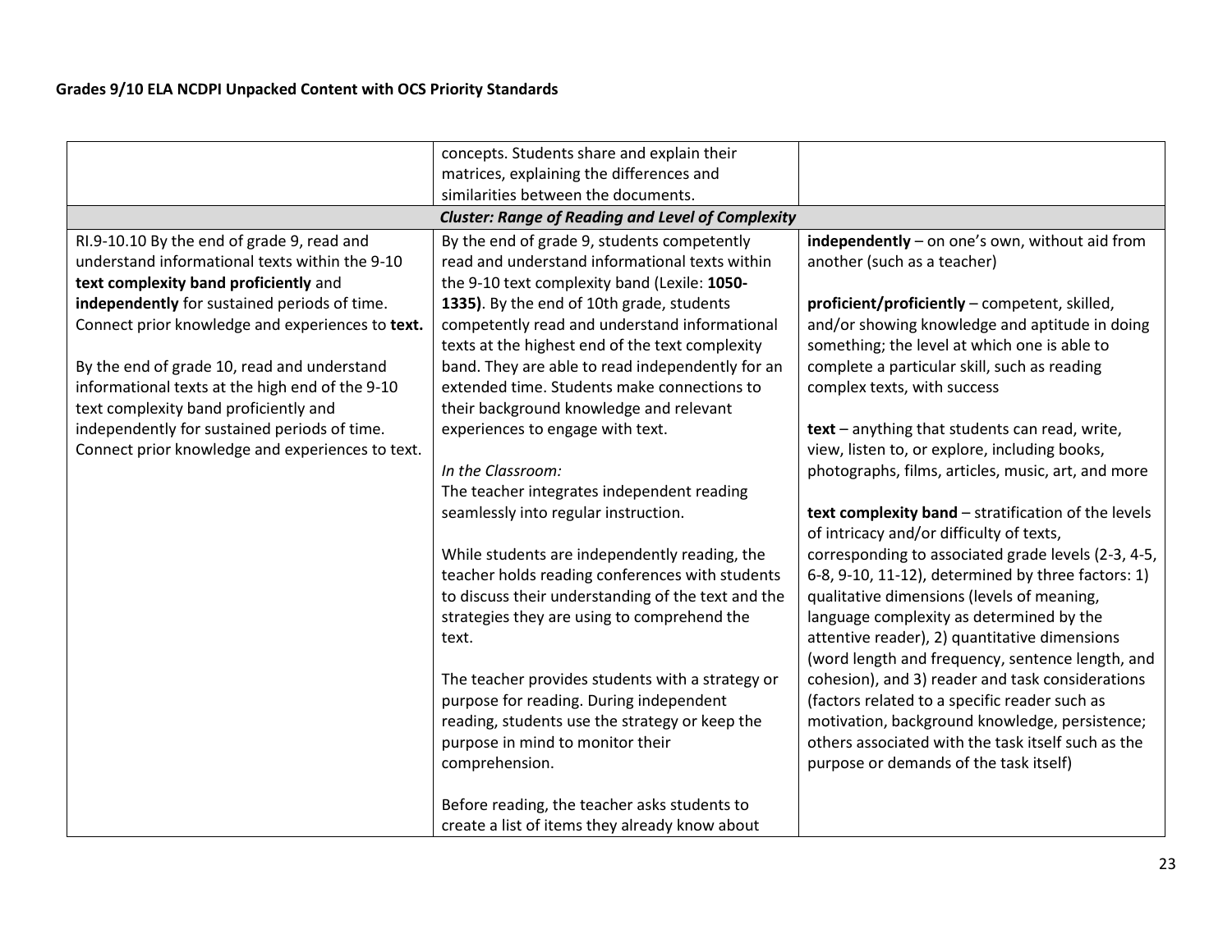| | | |
|---|---|---|
| | concepts. Students share and explain their matrices, explaining the differences and similarities between the documents. | |
| ***Cluster: Range of Reading and Level of Complexity*** | | |
| RI.9-10.10 By the end of grade 9, read and understand informational texts within the 9-10 **text complexity band proficiently** and **independently** for sustained periods of time. Connect prior knowledge and experiences to **text.**<br><br>By the end of grade 10, read and understand informational texts at the high end of the 9-10 text complexity band proficiently and independently for sustained periods of time. Connect prior knowledge and experiences to text. | By the end of grade 9, students competently read and understand informational texts within the 9-10 text complexity band (Lexile: **1050-1335)**. By the end of 10th grade, students competently read and understand informational texts at the highest end of the text complexity band. They are able to read independently for an extended time. Students make connections to their background knowledge and relevant experiences to engage with text.<br><br>*In the Classroom:*<br>The teacher integrates independent reading seamlessly into regular instruction.<br><br>While students are independently reading, the teacher holds reading conferences with students to discuss their understanding of the text and the strategies they are using to comprehend the text.<br><br>The teacher provides students with a strategy or purpose for reading. During independent reading, students use the strategy or keep the purpose in mind to monitor their comprehension.<br><br>Before reading, the teacher asks students to create a list of items they already know about | **independently** – on one's own, without aid from another (such as a teacher)<br><br>**proficient/proficiently** – competent, skilled, and/or showing knowledge and aptitude in doing something; the level at which one is able to complete a particular skill, such as reading complex texts, with success<br><br>**text** – anything that students can read, write, view, listen to, or explore, including books, photographs, films, articles, music, art, and more<br><br>**text complexity band** – stratification of the levels of intricacy and/or difficulty of texts, corresponding to associated grade levels (2-3, 4-5, 6-8, 9-10, 11-12), determined by three factors: 1) qualitative dimensions (levels of meaning, language complexity as determined by the attentive reader), 2) quantitative dimensions (word length and frequency, sentence length, and cohesion), and 3) reader and task considerations (factors related to a specific reader such as motivation, background knowledge, persistence; others associated with the task itself such as the purpose or demands of the task itself) |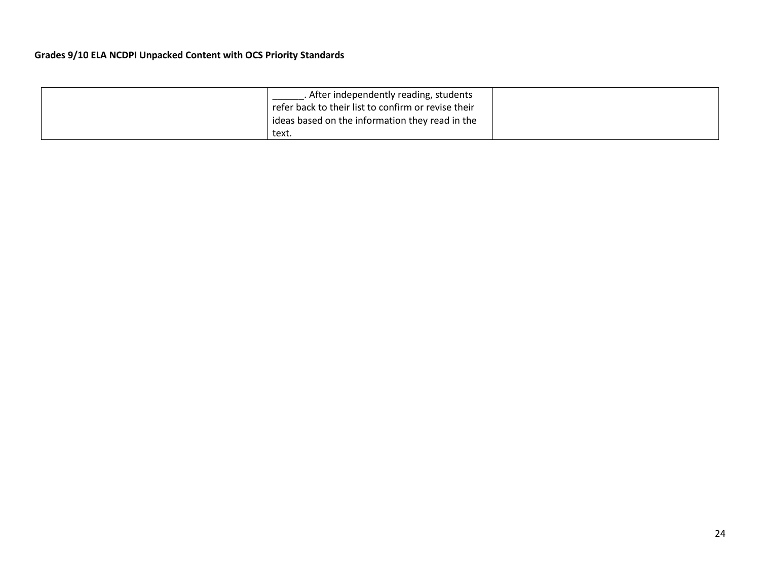| | | |
|---|---|---|
| | ______. After independently reading, students refer back to their list to confirm or revise their ideas based on the information they read in the text. | |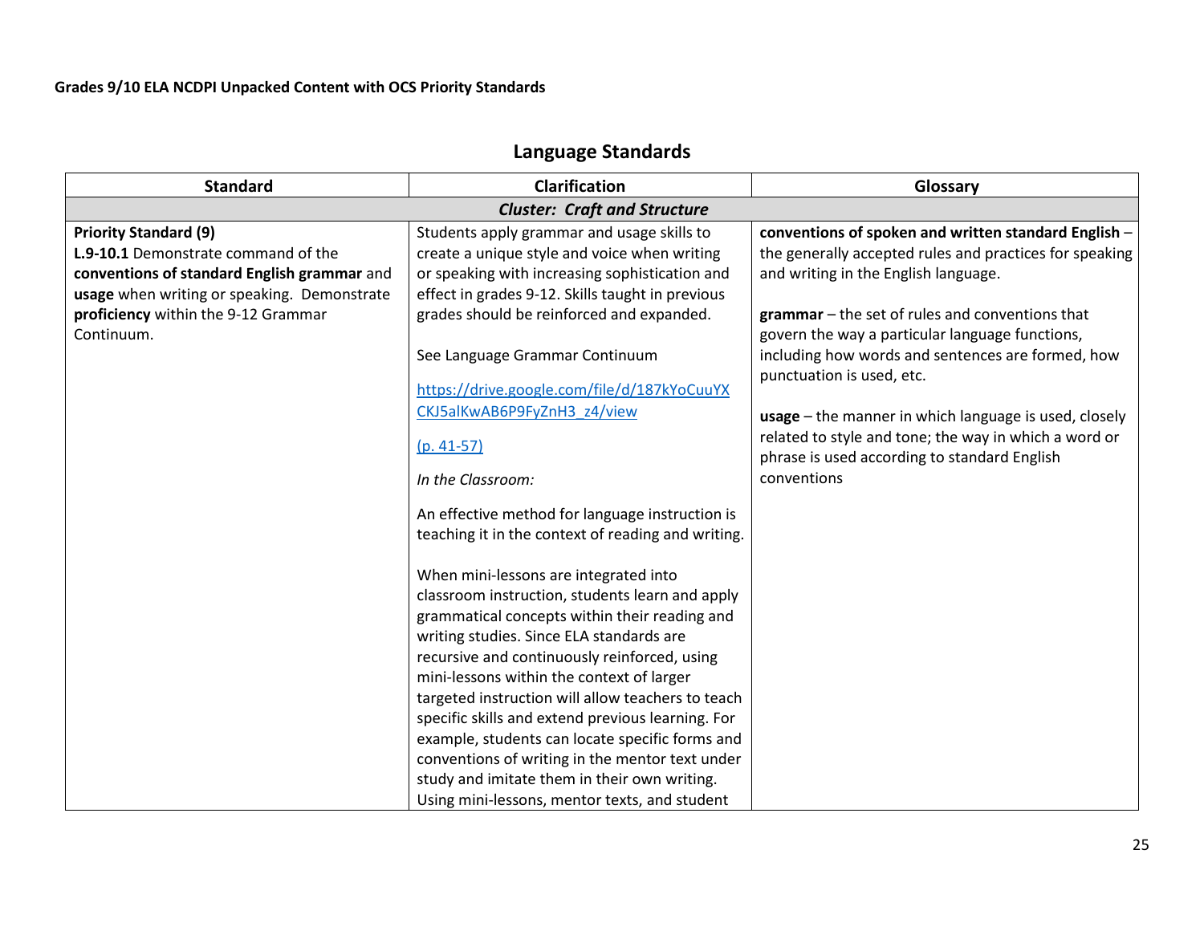Grades 9/10 ELA NCDPI Unpacked Content with OCS Priority Standards

## Language Standards

| Standard | Clarification | Glossary |
|---|---|---|
| ***Cluster: Craft and Structure*** | | |
| **Priority Standard (9)**<br>**L.9-10.1** Demonstrate command of the **conventions of standard English grammar** and **usage** when writing or speaking. Demonstrate **proficiency** within the 9-12 Grammar Continuum. | Students apply grammar and usage skills to create a unique style and voice when writing or speaking with increasing sophistication and effect in grades 9-12. Skills taught in previous grades should be reinforced and expanded.<br><br>See Language Grammar Continuum<br><br>https://drive.google.com/file/d/187kYoCuuYXCKJ5alKwAB6P9FyZnH3_z4/view<br><br>(p. 41-57)<br><br>*In the Classroom:*<br><br>An effective method for language instruction is teaching it in the context of reading and writing.<br><br>When mini-lessons are integrated into classroom instruction, students learn and apply grammatical concepts within their reading and writing studies. Since ELA standards are recursive and continuously reinforced, using mini-lessons within the context of larger targeted instruction will allow teachers to teach specific skills and extend previous learning. For example, students can locate specific forms and conventions of writing in the mentor text under study and imitate them in their own writing. Using mini-lessons, mentor texts, and student | **conventions of spoken and written standard English** – the generally accepted rules and practices for speaking and writing in the English language.<br><br>**grammar** – the set of rules and conventions that govern the way a particular language functions, including how words and sentences are formed, how punctuation is used, etc.<br><br>**usage** – the manner in which language is used, closely related to style and tone; the way in which a word or phrase is used according to standard English conventions |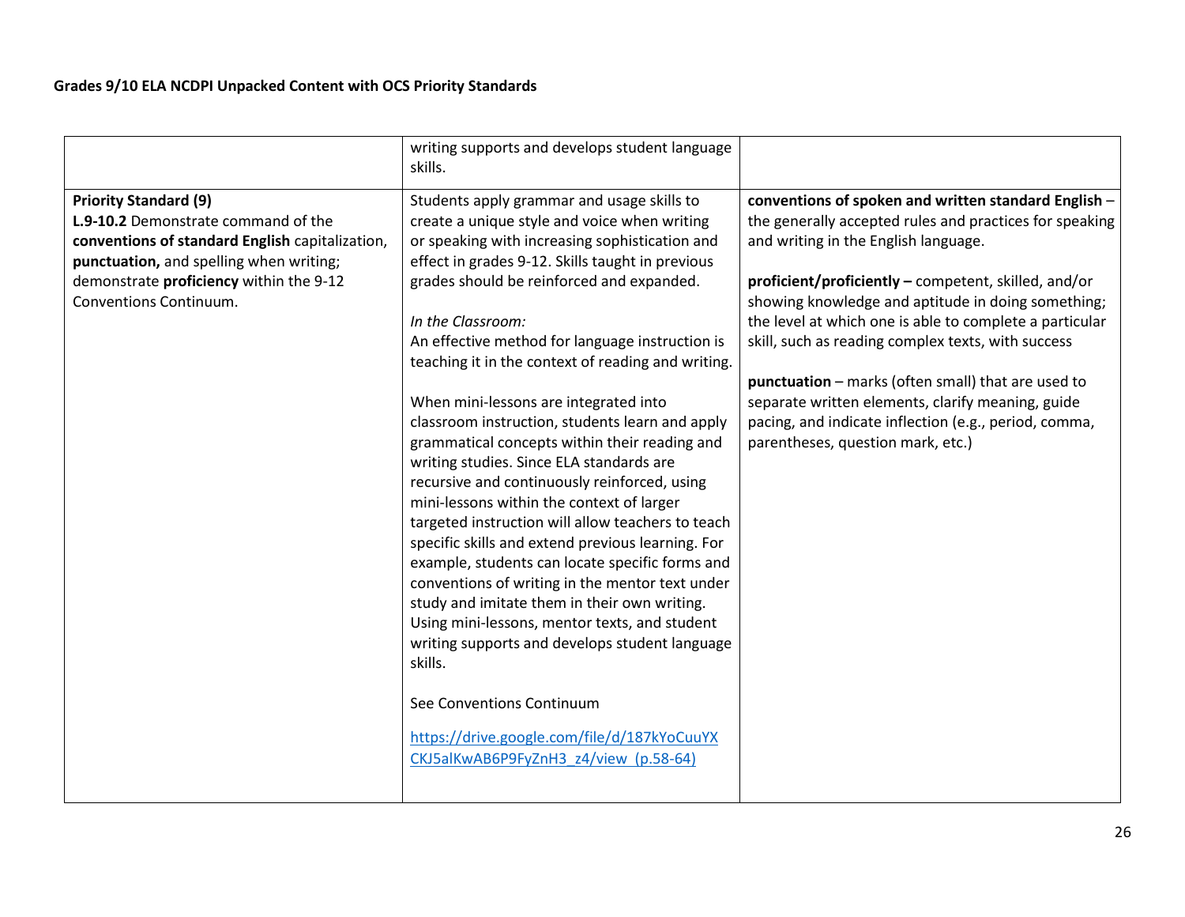**Grades 9/10 ELA NCDPI Unpacked Content with OCS Priority Standards**

| | | |
|---|---|---|
| | writing supports and develops student language skills. | |
| **Priority Standard (9)**<br>**L.9-10.2** Demonstrate command of the **conventions of standard English** capitalization, **punctuation,** and spelling when writing; demonstrate **proficiency** within the 9-12 Conventions Continuum. | Students apply grammar and usage skills to create a unique style and voice when writing or speaking with increasing sophistication and effect in grades 9-12. Skills taught in previous grades should be reinforced and expanded.<br><br>*In the Classroom:*<br>An effective method for language instruction is teaching it in the context of reading and writing.<br><br>When mini-lessons are integrated into classroom instruction, students learn and apply grammatical concepts within their reading and writing studies. Since ELA standards are recursive and continuously reinforced, using mini-lessons within the context of larger targeted instruction will allow teachers to teach specific skills and extend previous learning. For example, students can locate specific forms and conventions of writing in the mentor text under study and imitate them in their own writing. Using mini-lessons, mentor texts, and student writing supports and develops student language skills.<br><br>See Conventions Continuum<br><br>https://drive.google.com/file/d/187kYoCuuYXCKJ5alKwAB6P9FyZnH3_z4/view (p.58-64) | **conventions of spoken and written standard English** – the generally accepted rules and practices for speaking and writing in the English language.<br><br>**proficient/proficiently –** competent, skilled, and/or showing knowledge and aptitude in doing something; the level at which one is able to complete a particular skill, such as reading complex texts, with success<br><br>**punctuation** – marks (often small) that are used to separate written elements, clarify meaning, guide pacing, and indicate inflection (e.g., period, comma, parentheses, question mark, etc.) |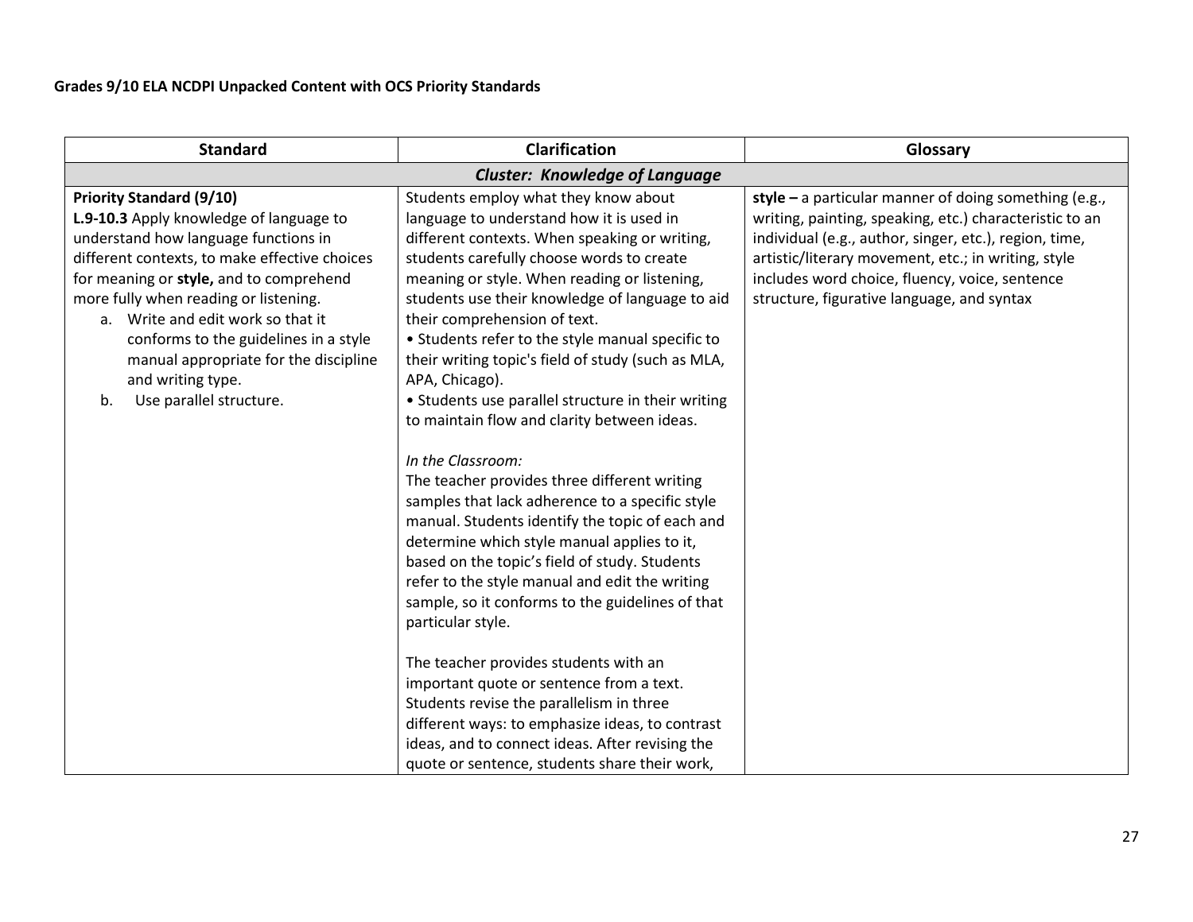**Grades 9/10 ELA NCDPI Unpacked Content with OCS Priority Standards**

| Standard | Clarification | Glossary |
|---|---|---|
| ***Cluster: Knowledge of Language*** | | |
| **Priority Standard (9/10)**<br>**L.9-10.3** Apply knowledge of language to understand how language functions in different contexts, to make effective choices for meaning or **style,** and to comprehend more fully when reading or listening.<br>a. Write and edit work so that it conforms to the guidelines in a style manual appropriate for the discipline and writing type.<br>b. Use parallel structure. | Students employ what they know about language to understand how it is used in different contexts. When speaking or writing, students carefully choose words to create meaning or style. When reading or listening, students use their knowledge of language to aid their comprehension of text.<br>• Students refer to the style manual specific to their writing topic's field of study (such as MLA, APA, Chicago).<br>• Students use parallel structure in their writing to maintain flow and clarity between ideas.<br><br>*In the Classroom:*<br>The teacher provides three different writing samples that lack adherence to a specific style manual. Students identify the topic of each and determine which style manual applies to it, based on the topic's field of study. Students refer to the style manual and edit the writing sample, so it conforms to the guidelines of that particular style.<br><br>The teacher provides students with an important quote or sentence from a text. Students revise the parallelism in three different ways: to emphasize ideas, to contrast ideas, and to connect ideas. After revising the quote or sentence, students share their work, | **style –** a particular manner of doing something (e.g., writing, painting, speaking, etc.) characteristic to an individual (e.g., author, singer, etc.), region, time, artistic/literary movement, etc.; in writing, style includes word choice, fluency, voice, sentence structure, figurative language, and syntax |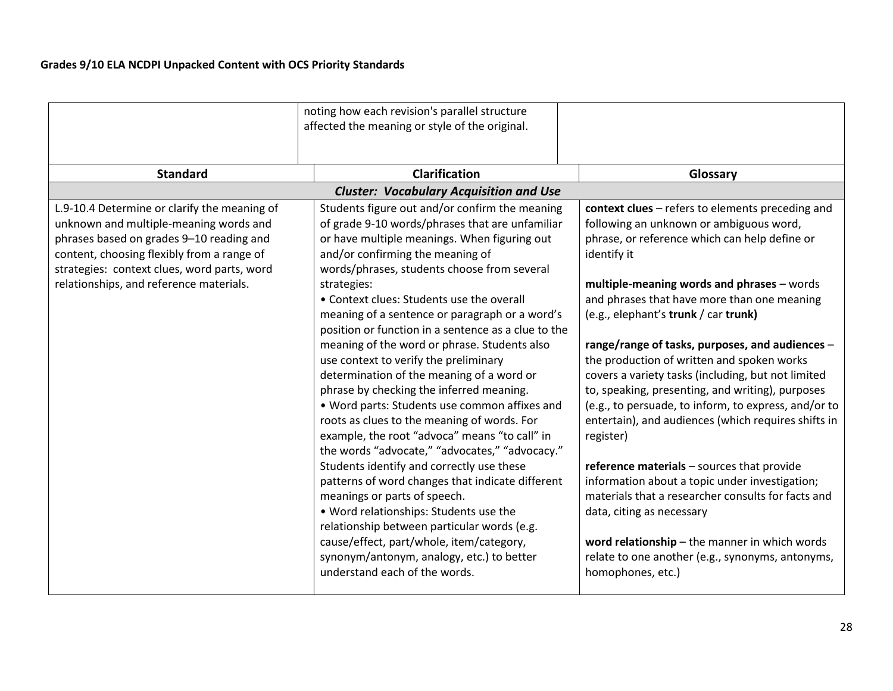| | | |
|---|---|---|
| | noting how each revision's parallel structure affected the meaning or style of the original. | |

| Standard | Clarification | Glossary |
|---|---|---|
| ***Cluster: Vocabulary Acquisition and Use*** | | |
| L.9-10.4 Determine or clarify the meaning of unknown and multiple-meaning words and phrases based on grades 9–10 reading and content, choosing flexibly from a range of strategies: context clues, word parts, word relationships, and reference materials. | Students figure out and/or confirm the meaning of grade 9-10 words/phrases that are unfamiliar or have multiple meanings. When figuring out and/or confirming the meaning of words/phrases, students choose from several strategies:<br>• Context clues: Students use the overall meaning of a sentence or paragraph or a word's position or function in a sentence as a clue to the meaning of the word or phrase. Students also use context to verify the preliminary determination of the meaning of a word or phrase by checking the inferred meaning.<br>• Word parts: Students use common affixes and roots as clues to the meaning of words. For example, the root "advoca" means "to call" in the words "advocate," "advocates," "advocacy." Students identify and correctly use these patterns of word changes that indicate different meanings or parts of speech.<br>• Word relationships: Students use the relationship between particular words (e.g. cause/effect, part/whole, item/category, synonym/antonym, analogy, etc.) to better understand each of the words. | **context clues** – refers to elements preceding and following an unknown or ambiguous word, phrase, or reference which can help define or identify it<br><br>**multiple-meaning words and phrases** – words and phrases that have more than one meaning (e.g., elephant's **trunk** / car **trunk)**<br><br>**range/range of tasks, purposes, and audiences** – the production of written and spoken works covers a variety tasks (including, but not limited to, speaking, presenting, and writing), purposes (e.g., to persuade, to inform, to express, and/or to entertain), and audiences (which requires shifts in register)<br><br>**reference materials** – sources that provide information about a topic under investigation; materials that a researcher consults for facts and data, citing as necessary<br><br>**word relationship** – the manner in which words relate to one another (e.g., synonyms, antonyms, homophones, etc.) |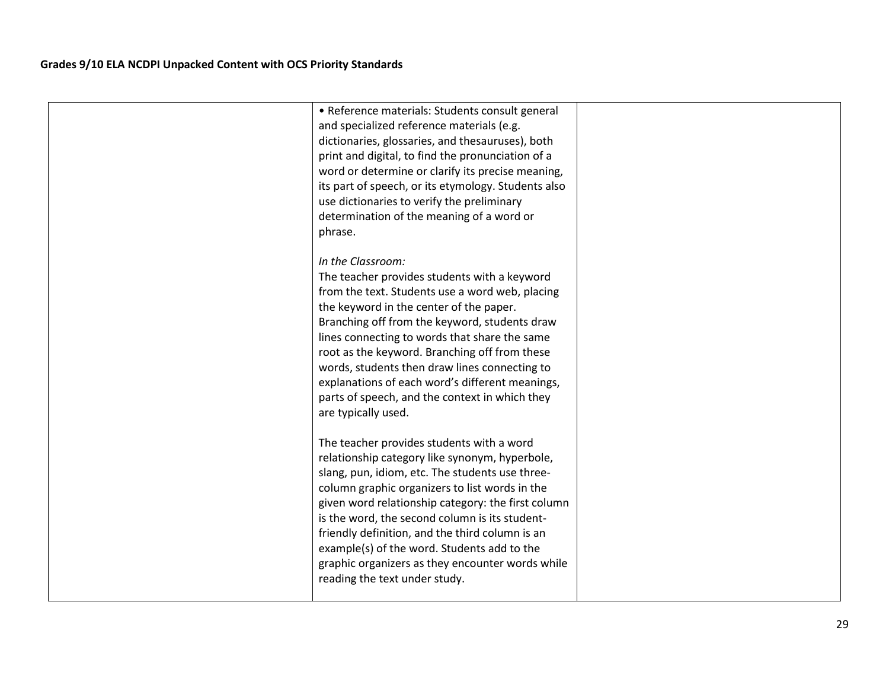| | | |
|---|---|---|
| | • Reference materials: Students consult general and specialized reference materials (e.g. dictionaries, glossaries, and thesauruses), both print and digital, to find the pronunciation of a word or determine or clarify its precise meaning, its part of speech, or its etymology. Students also use dictionaries to verify the preliminary determination of the meaning of a word or phrase.<br><br>*In the Classroom:*<br>The teacher provides students with a keyword from the text. Students use a word web, placing the keyword in the center of the paper. Branching off from the keyword, students draw lines connecting to words that share the same root as the keyword. Branching off from these words, students then draw lines connecting to explanations of each word's different meanings, parts of speech, and the context in which they are typically used.<br><br>The teacher provides students with a word relationship category like synonym, hyperbole, slang, pun, idiom, etc. The students use three-column graphic organizers to list words in the given word relationship category: the first column is the word, the second column is its student-friendly definition, and the third column is an example(s) of the word. Students add to the graphic organizers as they encounter words while reading the text under study. | |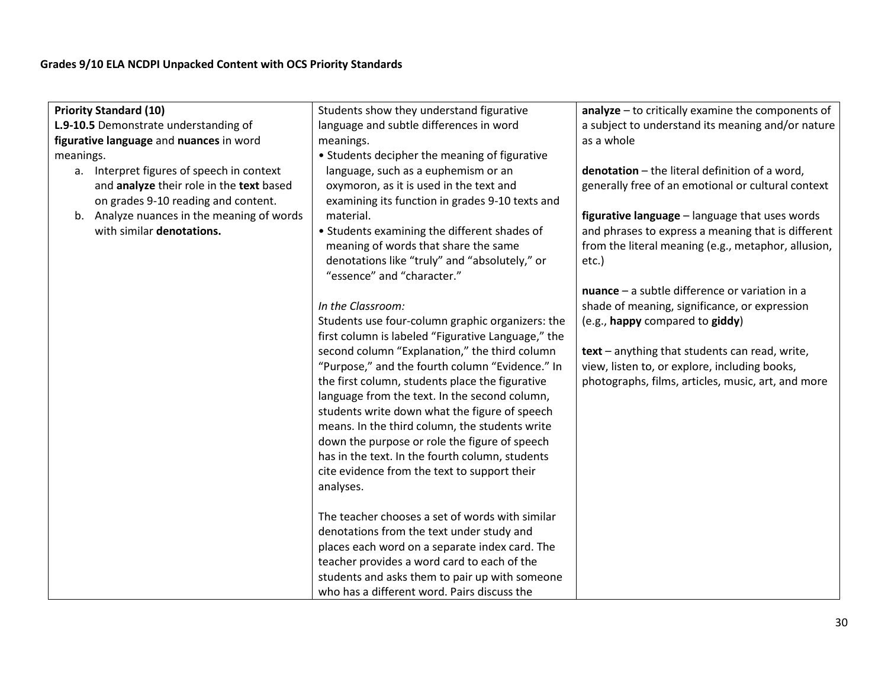**Grades 9/10 ELA NCDPI Unpacked Content with OCS Priority Standards**

| | | |
|---|---|---|
| **Priority Standard (10)**<br>**L.9-10.5** Demonstrate understanding of **figurative language** and **nuances** in word meanings.<br>a. Interpret figures of speech in context and **analyze** their role in the **text** based on grades 9-10 reading and content.<br>b. Analyze nuances in the meaning of words with similar **denotations.** | Students show they understand figurative language and subtle differences in word meanings.<br>• Students decipher the meaning of figurative language, such as a euphemism or an oxymoron, as it is used in the text and examining its function in grades 9-10 texts and material.<br>• Students examining the different shades of meaning of words that share the same denotations like "truly" and "absolutely," or "essence" and "character."<br><br>*In the Classroom:*<br>Students use four-column graphic organizers: the first column is labeled "Figurative Language," the second column "Explanation," the third column "Purpose," and the fourth column "Evidence." In the first column, students place the figurative language from the text. In the second column, students write down what the figure of speech means. In the third column, the students write down the purpose or role the figure of speech has in the text. In the fourth column, students cite evidence from the text to support their analyses.<br><br>The teacher chooses a set of words with similar denotations from the text under study and places each word on a separate index card. The teacher provides a word card to each of the students and asks them to pair up with someone who has a different word. Pairs discuss the | **analyze** – to critically examine the components of a subject to understand its meaning and/or nature as a whole<br><br>**denotation** – the literal definition of a word, generally free of an emotional or cultural context<br><br>**figurative language** – language that uses words and phrases to express a meaning that is different from the literal meaning (e.g., metaphor, allusion, etc.)<br><br>**nuance** – a subtle difference or variation in a shade of meaning, significance, or expression (e.g., **happy** compared to **giddy**)<br><br>**text** – anything that students can read, write, view, listen to, or explore, including books, photographs, films, articles, music, art, and more |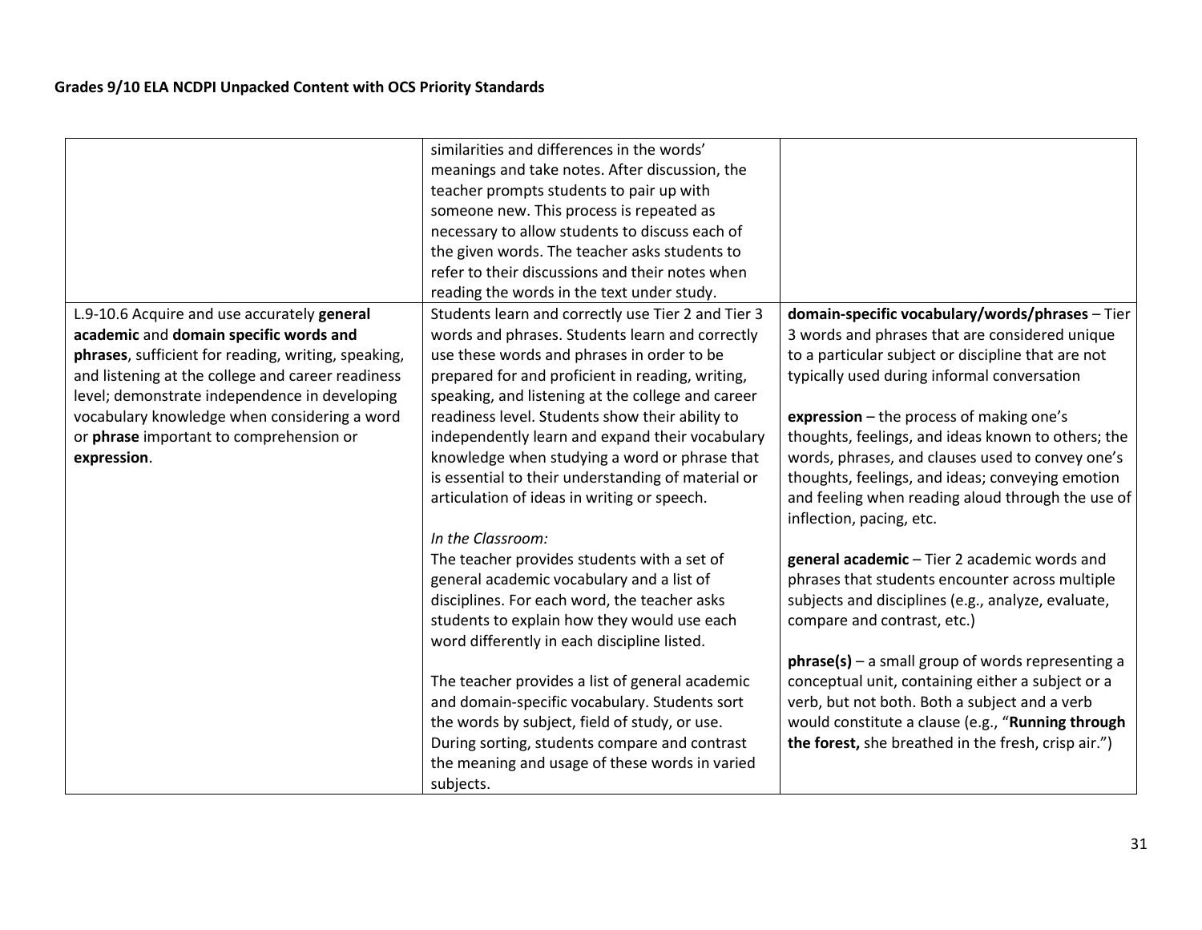| | | |
|---|---|---|
| | similarities and differences in the words' meanings and take notes. After discussion, the teacher prompts students to pair up with someone new. This process is repeated as necessary to allow students to discuss each of the given words. The teacher asks students to refer to their discussions and their notes when reading the words in the text under study. | |
| L.9-10.6 Acquire and use accurately **general academic** and **domain specific words and phrases**, sufficient for reading, writing, speaking, and listening at the college and career readiness level; demonstrate independence in developing vocabulary knowledge when considering a word or **phrase** important to comprehension or **expression**. | Students learn and correctly use Tier 2 and Tier 3 words and phrases. Students learn and correctly use these words and phrases in order to be prepared for and proficient in reading, writing, speaking, and listening at the college and career readiness level. Students show their ability to independently learn and expand their vocabulary knowledge when studying a word or phrase that is essential to their understanding of material or articulation of ideas in writing or speech.<br><br>*In the Classroom:*<br>The teacher provides students with a set of general academic vocabulary and a list of disciplines. For each word, the teacher asks students to explain how they would use each word differently in each discipline listed.<br><br>The teacher provides a list of general academic and domain-specific vocabulary. Students sort the words by subject, field of study, or use. During sorting, students compare and contrast the meaning and usage of these words in varied subjects. | **domain-specific vocabulary/words/phrases** – Tier 3 words and phrases that are considered unique to a particular subject or discipline that are not typically used during informal conversation<br><br>**expression** – the process of making one's thoughts, feelings, and ideas known to others; the words, phrases, and clauses used to convey one's thoughts, feelings, and ideas; conveying emotion and feeling when reading aloud through the use of inflection, pacing, etc.<br><br>**general academic** – Tier 2 academic words and phrases that students encounter across multiple subjects and disciplines (e.g., analyze, evaluate, compare and contrast, etc.)<br><br>**phrase(s)** – a small group of words representing a conceptual unit, containing either a subject or a verb, but not both. Both a subject and a verb would constitute a clause (e.g., "**Running through the forest,** she breathed in the fresh, crisp air.") |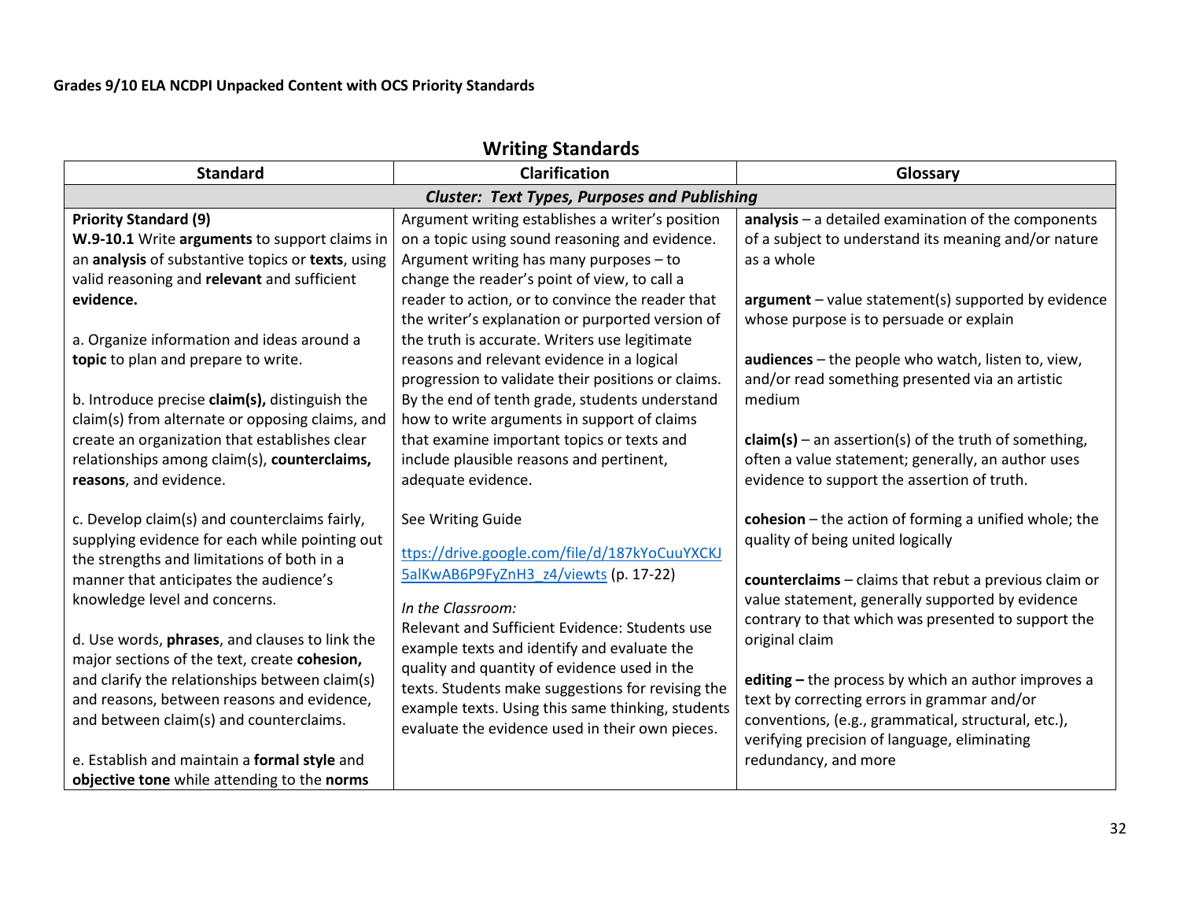**Grades 9/10 ELA NCDPI Unpacked Content with OCS Priority Standards**

## Writing Standards

| Standard | Clarification | Glossary |
|---|---|---|
| ***Cluster: Text Types, Purposes and Publishing*** | | |
| **Priority Standard (9)**<br>**W.9-10.1** Write **arguments** to support claims in an **analysis** of substantive topics or **texts**, using valid reasoning and **relevant** and sufficient **evidence.**<br><br>a. Organize information and ideas around a **topic** to plan and prepare to write.<br><br>b. Introduce precise **claim(s),** distinguish the claim(s) from alternate or opposing claims, and create an organization that establishes clear relationships among claim(s), **counterclaims, reasons**, and evidence.<br><br>c. Develop claim(s) and counterclaims fairly, supplying evidence for each while pointing out the strengths and limitations of both in a manner that anticipates the audience's knowledge level and concerns.<br><br>d. Use words, **phrases**, and clauses to link the major sections of the text, create **cohesion,** and clarify the relationships between claim(s) and reasons, between reasons and evidence, and between claim(s) and counterclaims.<br><br>e. Establish and maintain a **formal style** and **objective tone** while attending to the **norms** | Argument writing establishes a writer's position on a topic using sound reasoning and evidence. Argument writing has many purposes – to change the reader's point of view, to call a reader to action, or to convince the reader that the writer's explanation or purported version of the truth is accurate. Writers use legitimate reasons and relevant evidence in a logical progression to validate their positions or claims. By the end of tenth grade, students understand how to write arguments in support of claims that examine important topics or texts and include plausible reasons and pertinent, adequate evidence.<br><br>See Writing Guide<br><br>[ttps://drive.google.com/file/d/187kYoCuuYXCKJ5alKwAB6P9FyZnH3_z4/viewts](ttps://drive.google.com/file/d/187kYoCuuYXCKJ5alKwAB6P9FyZnH3_z4/viewts) (p. 17-22)<br><br>*In the Classroom:*<br>Relevant and Sufficient Evidence: Students use example texts and identify and evaluate the quality and quantity of evidence used in the texts. Students make suggestions for revising the example texts. Using this same thinking, students evaluate the evidence used in their own pieces. | **analysis** – a detailed examination of the components of a subject to understand its meaning and/or nature as a whole<br><br>**argument** – value statement(s) supported by evidence whose purpose is to persuade or explain<br><br>**audiences** – the people who watch, listen to, view, and/or read something presented via an artistic medium<br><br>**claim(s)** – an assertion(s) of the truth of something, often a value statement; generally, an author uses evidence to support the assertion of truth.<br><br>**cohesion** – the action of forming a unified whole; the quality of being united logically<br><br>**counterclaims** – claims that rebut a previous claim or value statement, generally supported by evidence contrary to that which was presented to support the original claim<br><br>**editing –** the process by which an author improves a text by correcting errors in grammar and/or conventions, (e.g., grammatical, structural, etc.), verifying precision of language, eliminating redundancy, and more |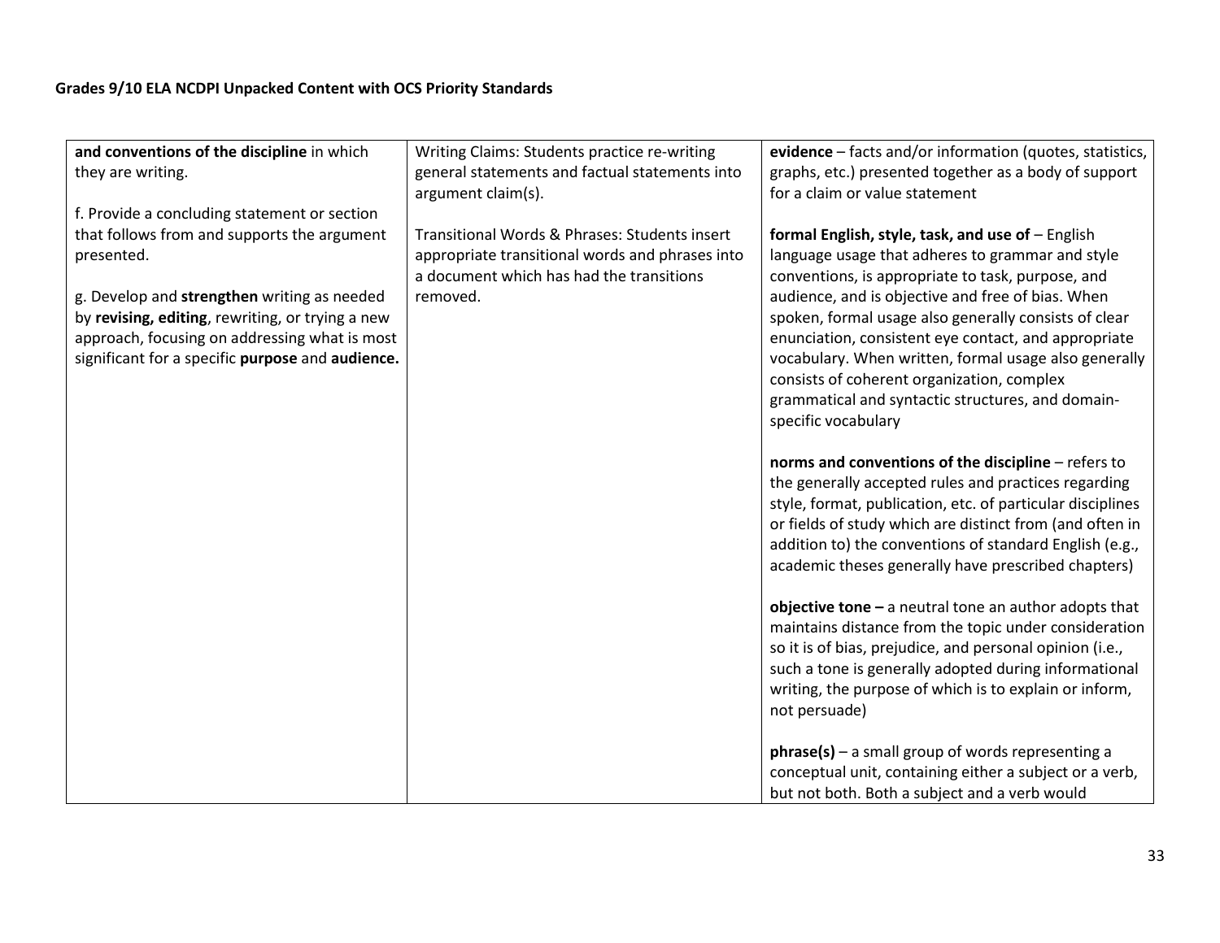## Grades 9/10 ELA NCDPI Unpacked Content with OCS Priority Standards

| | | |
|---|---|---|
| **and conventions of the discipline** in which they are writing.<br><br>f. Provide a concluding statement or section that follows from and supports the argument presented.<br><br>g. Develop and **strengthen** writing as needed by **revising, editing**, rewriting, or trying a new approach, focusing on addressing what is most significant for a specific **purpose** and **audience.** | Writing Claims: Students practice re-writing general statements and factual statements into argument claim(s).<br><br>Transitional Words & Phrases: Students insert appropriate transitional words and phrases into a document which has had the transitions removed. | **evidence** – facts and/or information (quotes, statistics, graphs, etc.) presented together as a body of support for a claim or value statement<br><br>**formal English, style, task, and use of** – English language usage that adheres to grammar and style conventions, is appropriate to task, purpose, and audience, and is objective and free of bias. When spoken, formal usage also generally consists of clear enunciation, consistent eye contact, and appropriate vocabulary. When written, formal usage also generally consists of coherent organization, complex grammatical and syntactic structures, and domain-specific vocabulary<br><br>**norms and conventions of the discipline** – refers to the generally accepted rules and practices regarding style, format, publication, etc. of particular disciplines or fields of study which are distinct from (and often in addition to) the conventions of standard English (e.g., academic theses generally have prescribed chapters)<br><br>**objective tone –** a neutral tone an author adopts that maintains distance from the topic under consideration so it is of bias, prejudice, and personal opinion (i.e., such a tone is generally adopted during informational writing, the purpose of which is to explain or inform, not persuade)<br><br>**phrase(s)** – a small group of words representing a conceptual unit, containing either a subject or a verb, but not both. Both a subject and a verb would |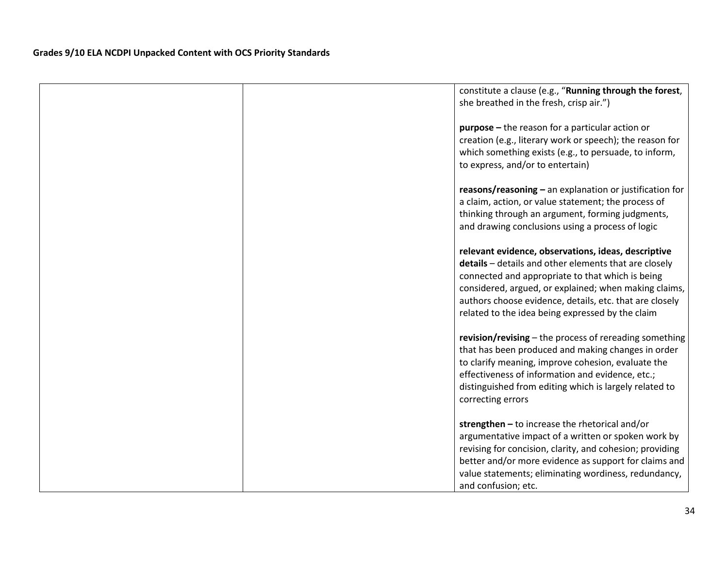| | | |
|---|---|---|
| | | constitute a clause (e.g., "**Running through the forest**, she breathed in the fresh, crisp air.")<br><br>**purpose –** the reason for a particular action or creation (e.g., literary work or speech); the reason for which something exists (e.g., to persuade, to inform, to express, and/or to entertain)<br><br>**reasons/reasoning –** an explanation or justification for a claim, action, or value statement; the process of thinking through an argument, forming judgments, and drawing conclusions using a process of logic<br><br>**relevant evidence, observations, ideas, descriptive details** – details and other elements that are closely connected and appropriate to that which is being considered, argued, or explained; when making claims, authors choose evidence, details, etc. that are closely related to the idea being expressed by the claim<br><br>**revision/revising** – the process of rereading something that has been produced and making changes in order to clarify meaning, improve cohesion, evaluate the effectiveness of information and evidence, etc.; distinguished from editing which is largely related to correcting errors<br><br>**strengthen –** to increase the rhetorical and/or argumentative impact of a written or spoken work by revising for concision, clarity, and cohesion; providing better and/or more evidence as support for claims and value statements; eliminating wordiness, redundancy, and confusion; etc. |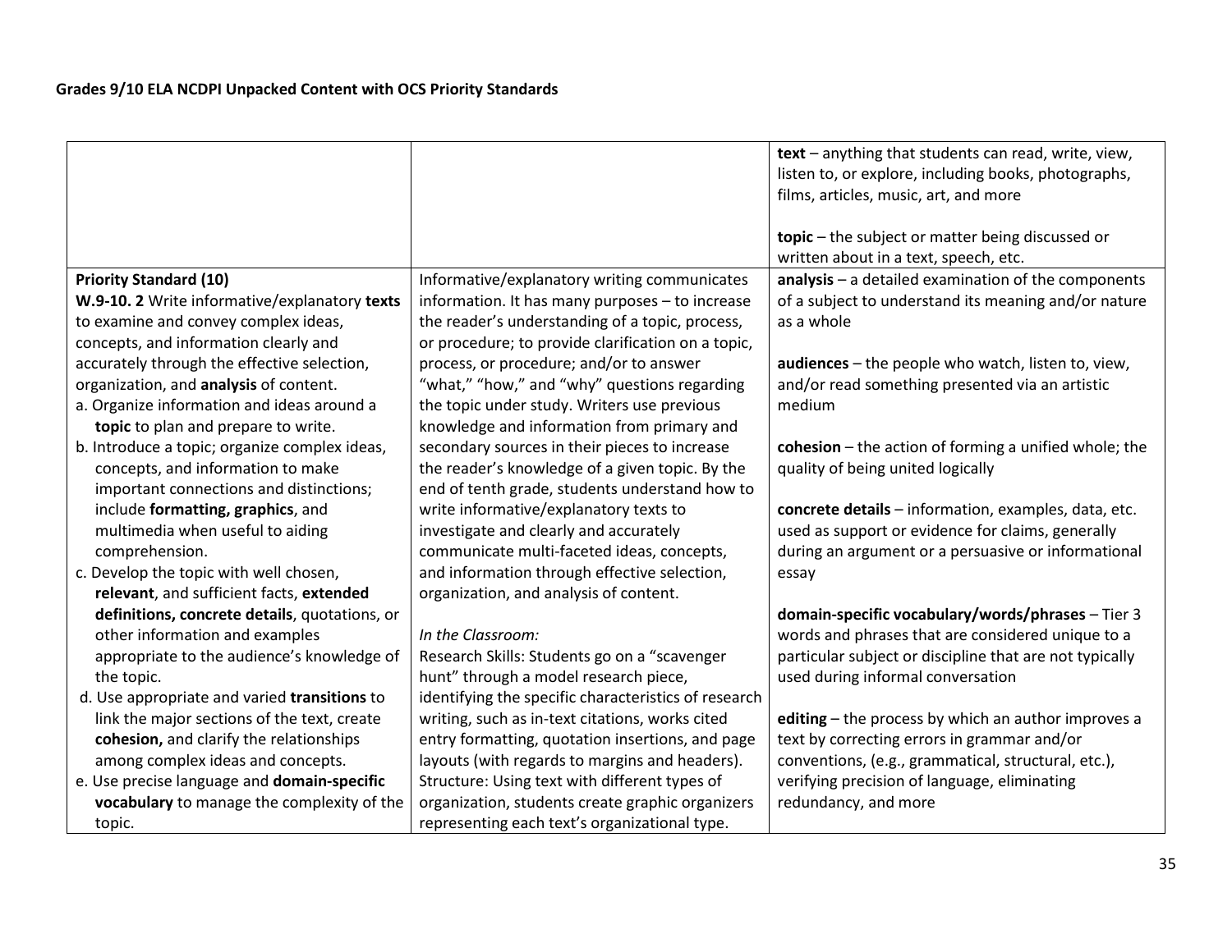| | | |
|---|---|---|
| | | **text** – anything that students can read, write, view, listen to, or explore, including books, photographs, films, articles, music, art, and more<br><br>**topic** – the subject or matter being discussed or written about in a text, speech, etc. |
| **Priority Standard (10)**<br>**W.9-10. 2** Write informative/explanatory **texts** to examine and convey complex ideas, concepts, and information clearly and accurately through the effective selection, organization, and **analysis** of content.<br>a. Organize information and ideas around a **topic** to plan and prepare to write.<br>b. Introduce a topic; organize complex ideas, concepts, and information to make important connections and distinctions; include **formatting, graphics**, and multimedia when useful to aiding comprehension.<br>c. Develop the topic with well chosen, **relevant**, and sufficient facts, **extended definitions, concrete details**, quotations, or other information and examples appropriate to the audience's knowledge of the topic.<br>d. Use appropriate and varied **transitions** to link the major sections of the text, create **cohesion,** and clarify the relationships among complex ideas and concepts.<br>e. Use precise language and **domain-specific vocabulary** to manage the complexity of the topic. | Informative/explanatory writing communicates information. It has many purposes – to increase the reader's understanding of a topic, process, or procedure; to provide clarification on a topic, process, or procedure; and/or to answer "what," "how," and "why" questions regarding the topic under study. Writers use previous knowledge and information from primary and secondary sources in their pieces to increase the reader's knowledge of a given topic. By the end of tenth grade, students understand how to write informative/explanatory texts to investigate and clearly and accurately communicate multi-faceted ideas, concepts, and information through effective selection, organization, and analysis of content.<br><br>*In the Classroom:*<br>Research Skills: Students go on a "scavenger hunt" through a model research piece, identifying the specific characteristics of research writing, such as in-text citations, works cited entry formatting, quotation insertions, and page layouts (with regards to margins and headers).<br>Structure: Using text with different types of organization, students create graphic organizers representing each text's organizational type. | **analysis** – a detailed examination of the components of a subject to understand its meaning and/or nature as a whole<br><br>**audiences** – the people who watch, listen to, view, and/or read something presented via an artistic medium<br><br>**cohesion** – the action of forming a unified whole; the quality of being united logically<br><br>**concrete details** – information, examples, data, etc. used as support or evidence for claims, generally during an argument or a persuasive or informational essay<br><br>**domain-specific vocabulary/words/phrases** – Tier 3 words and phrases that are considered unique to a particular subject or discipline that are not typically used during informal conversation<br><br>**editing** – the process by which an author improves a text by correcting errors in grammar and/or conventions, (e.g., grammatical, structural, etc.), verifying precision of language, eliminating redundancy, and more |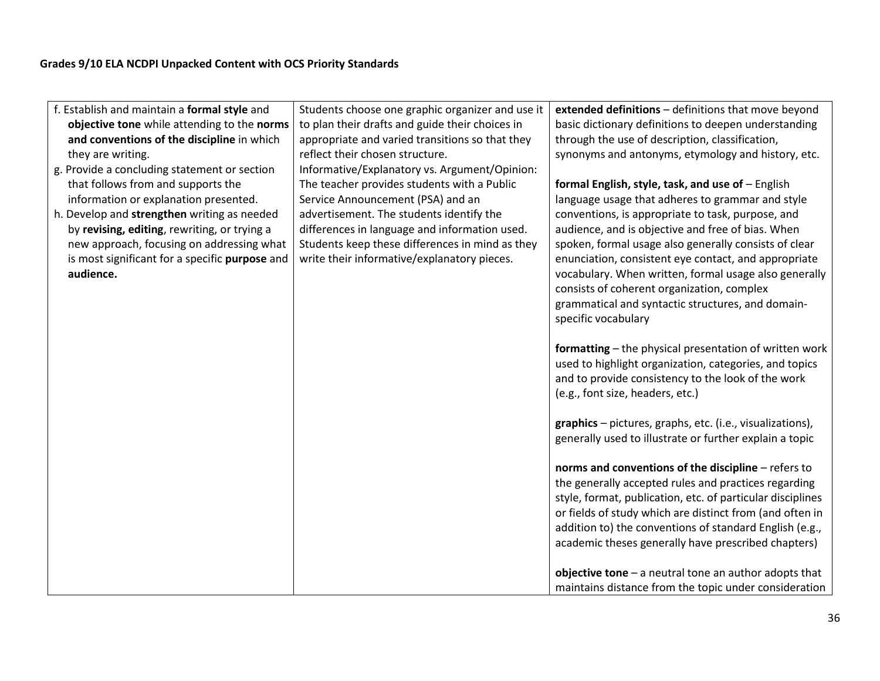| | | |
|---|---|---|
| f. Establish and maintain a **formal style** and **objective tone** while attending to the **norms and conventions of the discipline** in which they are writing.<br>g. Provide a concluding statement or section that follows from and supports the information or explanation presented.<br>h. Develop and **strengthen** writing as needed by **revising, editing**, rewriting, or trying a new approach, focusing on addressing what is most significant for a specific **purpose** and **audience.** | Students choose one graphic organizer and use it to plan their drafts and guide their choices in appropriate and varied transitions so that they reflect their chosen structure.<br>Informative/Explanatory vs. Argument/Opinion: The teacher provides students with a Public Service Announcement (PSA) and an advertisement. The students identify the differences in language and information used. Students keep these differences in mind as they write their informative/explanatory pieces. | **extended definitions** – definitions that move beyond basic dictionary definitions to deepen understanding through the use of description, classification, synonyms and antonyms, etymology and history, etc.<br><br>**formal English, style, task, and use of** – English language usage that adheres to grammar and style conventions, is appropriate to task, purpose, and audience, and is objective and free of bias. When spoken, formal usage also generally consists of clear enunciation, consistent eye contact, and appropriate vocabulary. When written, formal usage also generally consists of coherent organization, complex grammatical and syntactic structures, and domain-specific vocabulary<br><br>**formatting** – the physical presentation of written work used to highlight organization, categories, and topics and to provide consistency to the look of the work (e.g., font size, headers, etc.)<br><br>**graphics** – pictures, graphs, etc. (i.e., visualizations), generally used to illustrate or further explain a topic<br><br>**norms and conventions of the discipline** – refers to the generally accepted rules and practices regarding style, format, publication, etc. of particular disciplines or fields of study which are distinct from (and often in addition to) the conventions of standard English (e.g., academic theses generally have prescribed chapters)<br><br>**objective tone** – a neutral tone an author adopts that maintains distance from the topic under consideration |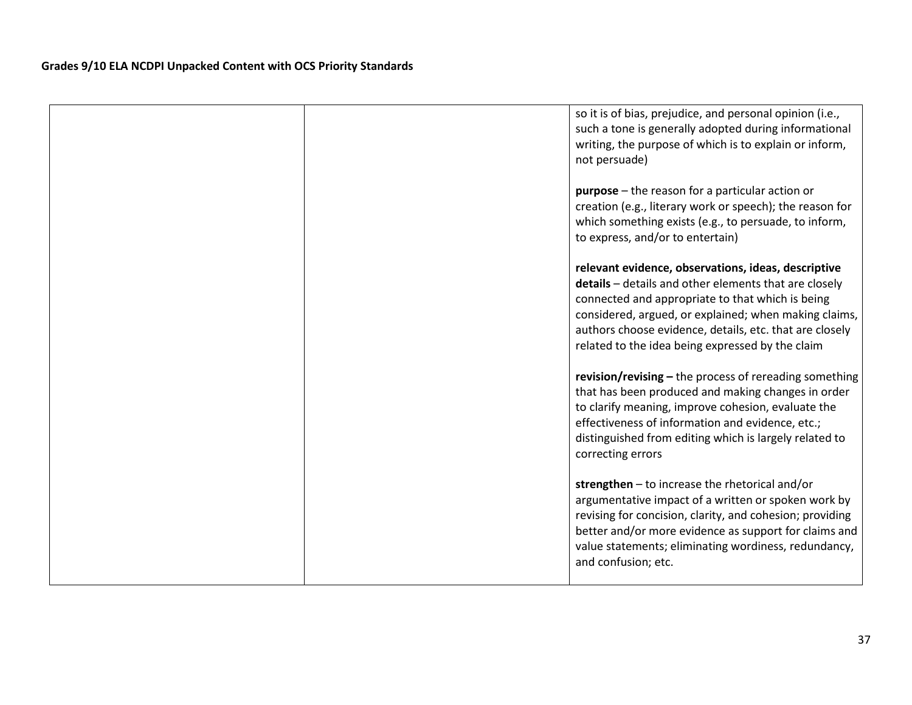| | | so it is of bias, prejudice, and personal opinion (i.e., such a tone is generally adopted during informational writing, the purpose of which is to explain or inform, not persuade)<br><br>**purpose** – the reason for a particular action or creation (e.g., literary work or speech); the reason for which something exists (e.g., to persuade, to inform, to express, and/or to entertain)<br><br>**relevant evidence, observations, ideas, descriptive details** – details and other elements that are closely connected and appropriate to that which is being considered, argued, or explained; when making claims, authors choose evidence, details, etc. that are closely related to the idea being expressed by the claim<br><br>**revision/revising –** the process of rereading something that has been produced and making changes in order to clarify meaning, improve cohesion, evaluate the effectiveness of information and evidence, etc.; distinguished from editing which is largely related to correcting errors<br><br>**strengthen** – to increase the rhetorical and/or argumentative impact of a written or spoken work by revising for concision, clarity, and cohesion; providing better and/or more evidence as support for claims and value statements; eliminating wordiness, redundancy, and confusion; etc. |
|---|---|---|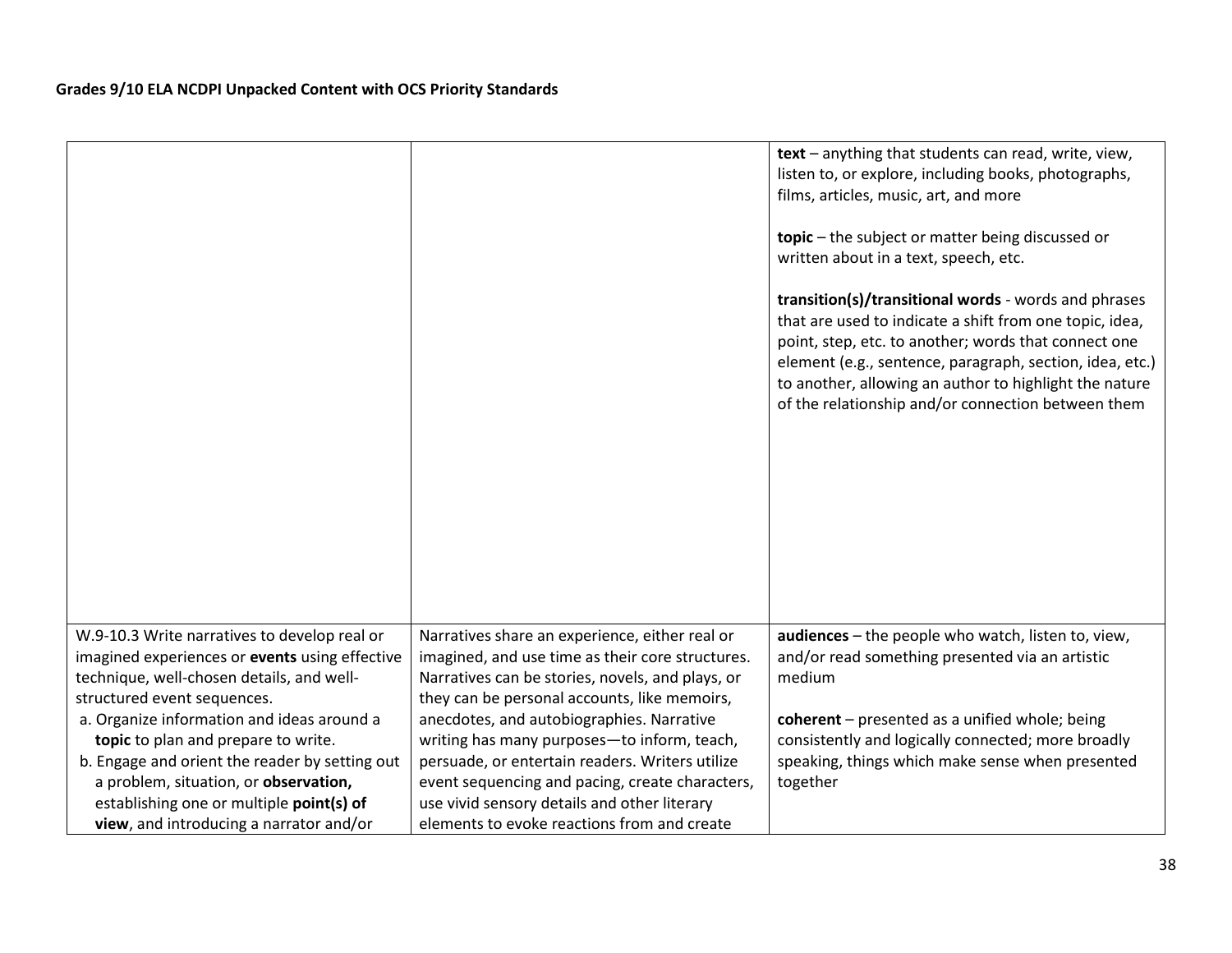| | | |
|---|---|---|
| | | **text** – anything that students can read, write, view, listen to, or explore, including books, photographs, films, articles, music, art, and more<br><br>**topic** – the subject or matter being discussed or written about in a text, speech, etc.<br><br>**transition(s)/transitional words** - words and phrases that are used to indicate a shift from one topic, idea, point, step, etc. to another; words that connect one element (e.g., sentence, paragraph, section, idea, etc.) to another, allowing an author to highlight the nature of the relationship and/or connection between them |
| W.9-10.3 Write narratives to develop real or imagined experiences or **events** using effective technique, well-chosen details, and well-structured event sequences.<br>a. Organize information and ideas around a **topic** to plan and prepare to write.<br>b. Engage and orient the reader by setting out a problem, situation, or **observation,** establishing one or multiple **point(s) of view**, and introducing a narrator and/or | Narratives share an experience, either real or imagined, and use time as their core structures. Narratives can be stories, novels, and plays, or they can be personal accounts, like memoirs, anecdotes, and autobiographies. Narrative writing has many purposes—to inform, teach, persuade, or entertain readers. Writers utilize event sequencing and pacing, create characters, use vivid sensory details and other literary elements to evoke reactions from and create | **audiences** – the people who watch, listen to, view, and/or read something presented via an artistic medium<br><br>**coherent** – presented as a unified whole; being consistently and logically connected; more broadly speaking, things which make sense when presented together |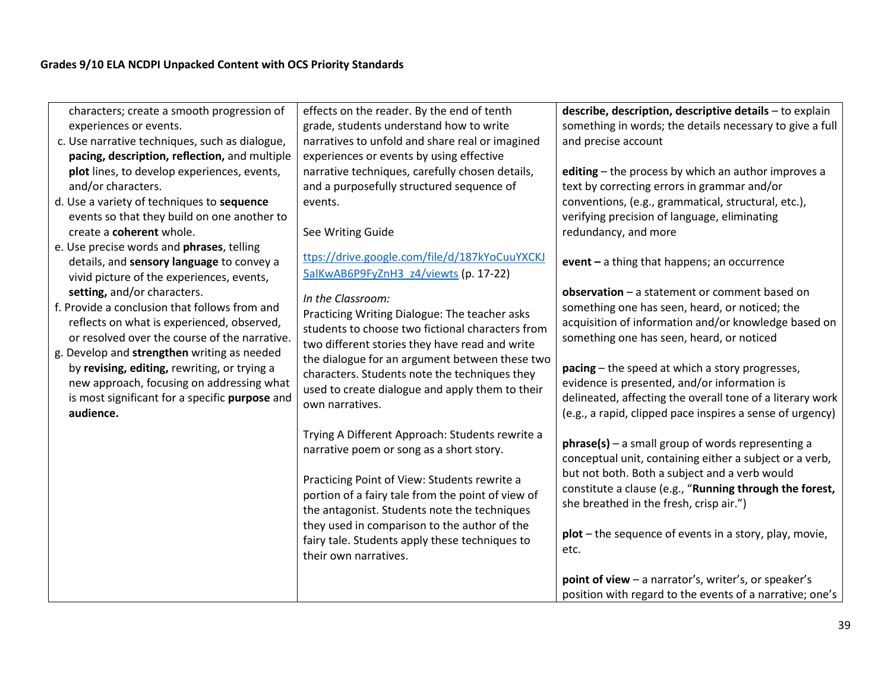| | | |
|---|---|---|
| characters; create a smooth progression of experiences or events.<br>c. Use narrative techniques, such as dialogue, **pacing, description, reflection,** and multiple **plot** lines, to develop experiences, events, and/or characters.<br>d. Use a variety of techniques to **sequence** events so that they build on one another to create a **coherent** whole.<br>e. Use precise words and **phrases**, telling details, and **sensory language** to convey a vivid picture of the experiences, events, **setting,** and/or characters.<br>f. Provide a conclusion that follows from and reflects on what is experienced, observed, or resolved over the course of the narrative.<br>g. Develop and **strengthen** writing as needed by **revising, editing,** rewriting, or trying a new approach, focusing on addressing what is most significant for a specific **purpose** and **audience.** | effects on the reader. By the end of tenth grade, students understand how to write narratives to unfold and share real or imagined experiences or events by using effective narrative techniques, carefully chosen details, and a purposefully structured sequence of events.<br><br>See Writing Guide<br><br>[ttps://drive.google.com/file/d/187kYoCuuYXCKJ5alKwAB6P9FyZnH3_z4/viewts](ttps://drive.google.com/file/d/187kYoCuuYXCKJ5alKwAB6P9FyZnH3_z4/viewts) (p. 17-22)<br><br>*In the Classroom:*<br>Practicing Writing Dialogue: The teacher asks students to choose two fictional characters from two different stories they have read and write the dialogue for an argument between these two characters. Students note the techniques they used to create dialogue and apply them to their own narratives.<br><br>Trying A Different Approach: Students rewrite a narrative poem or song as a short story.<br><br>Practicing Point of View: Students rewrite a portion of a fairy tale from the point of view of the antagonist. Students note the techniques they used in comparison to the author of the fairy tale. Students apply these techniques to their own narratives. | **describe, description, descriptive details** – to explain something in words; the details necessary to give a full and precise account<br><br>**editing** – the process by which an author improves a text by correcting errors in grammar and/or conventions, (e.g., grammatical, structural, etc.), verifying precision of language, eliminating redundancy, and more<br><br>**event –** a thing that happens; an occurrence<br><br>**observation** – a statement or comment based on something one has seen, heard, or noticed; the acquisition of information and/or knowledge based on something one has seen, heard, or noticed<br><br>**pacing** – the speed at which a story progresses, evidence is presented, and/or information is delineated, affecting the overall tone of a literary work (e.g., a rapid, clipped pace inspires a sense of urgency)<br><br>**phrase(s)** – a small group of words representing a conceptual unit, containing either a subject or a verb, but not both. Both a subject and a verb would constitute a clause (e.g., "**Running through the forest,** she breathed in the fresh, crisp air.")<br><br>**plot** – the sequence of events in a story, play, movie, etc.<br><br>**point of view** – a narrator's, writer's, or speaker's position with regard to the events of a narrative; one's |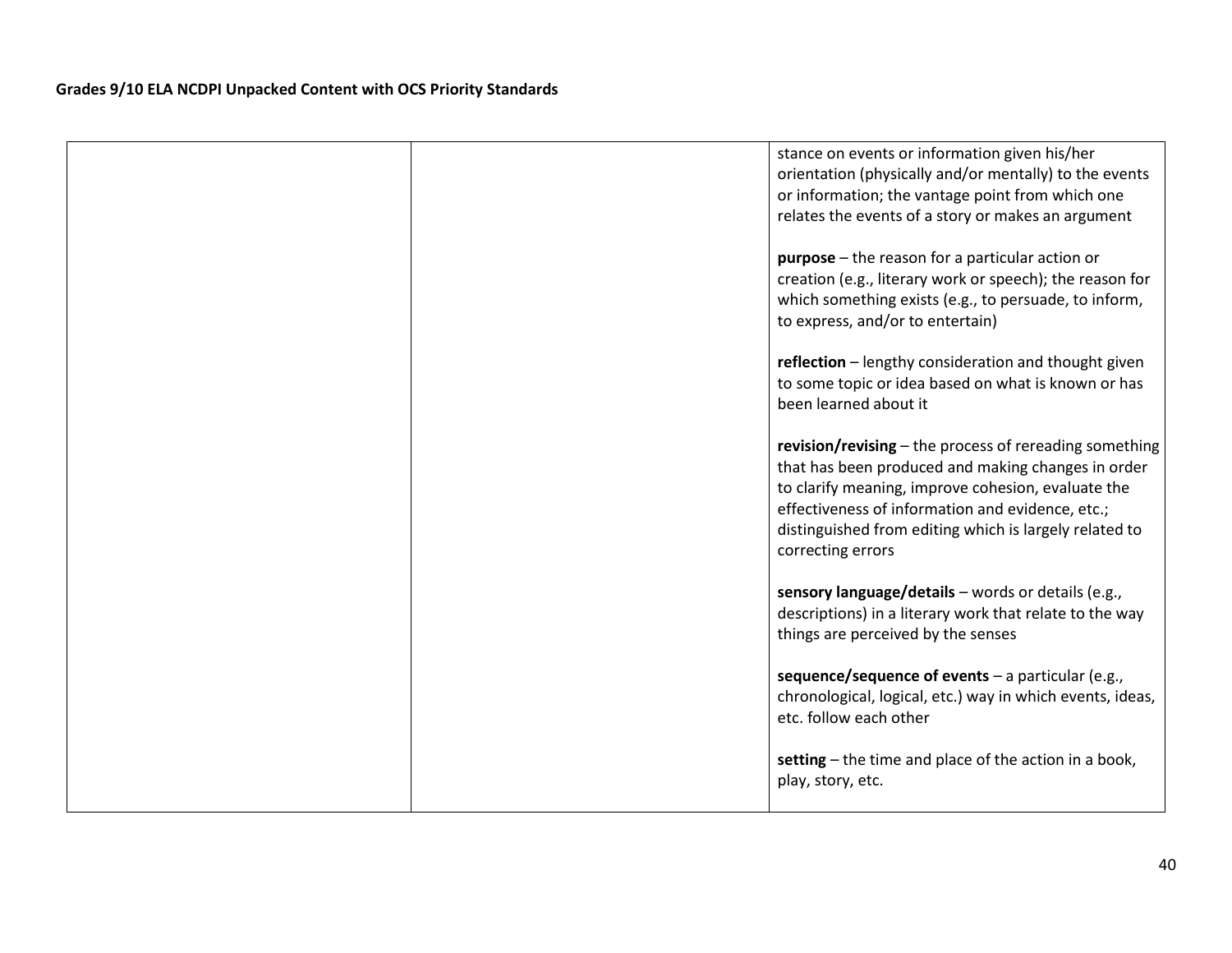| | | |
|---|---|---|
| | | stance on events or information given his/her orientation (physically and/or mentally) to the events or information; the vantage point from which one relates the events of a story or makes an argument<br><br>**purpose** – the reason for a particular action or creation (e.g., literary work or speech); the reason for which something exists (e.g., to persuade, to inform, to express, and/or to entertain)<br><br>**reflection** – lengthy consideration and thought given to some topic or idea based on what is known or has been learned about it<br><br>**revision/revising** – the process of rereading something that has been produced and making changes in order to clarify meaning, improve cohesion, evaluate the effectiveness of information and evidence, etc.; distinguished from editing which is largely related to correcting errors<br><br>**sensory language/details** – words or details (e.g., descriptions) in a literary work that relate to the way things are perceived by the senses<br><br>**sequence/sequence of events** – a particular (e.g., chronological, logical, etc.) way in which events, ideas, etc. follow each other<br><br>**setting** – the time and place of the action in a book, play, story, etc. |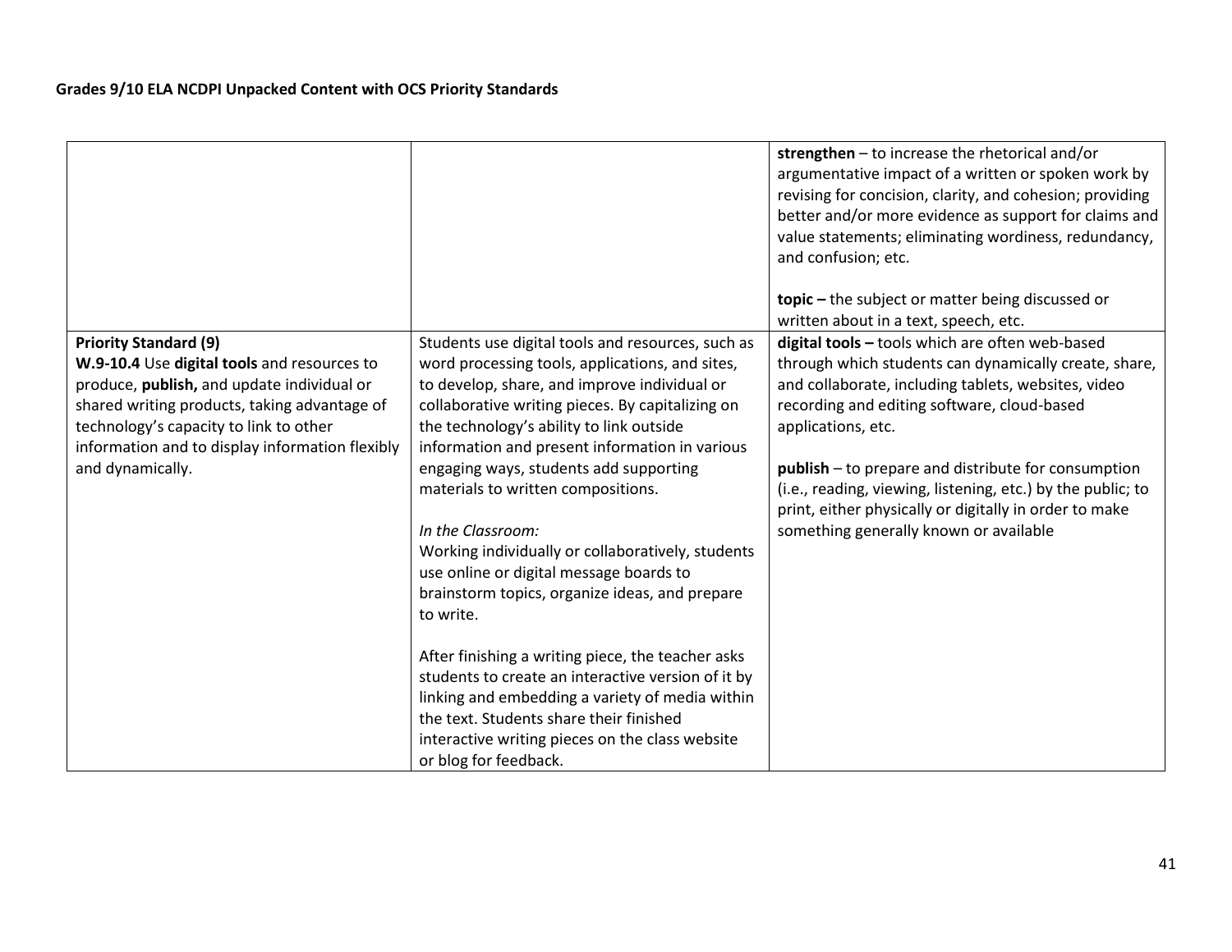**Grades 9/10 ELA NCDPI Unpacked Content with OCS Priority Standards**

| | | |
|---|---|---|
| | | **strengthen** – to increase the rhetorical and/or argumentative impact of a written or spoken work by revising for concision, clarity, and cohesion; providing better and/or more evidence as support for claims and value statements; eliminating wordiness, redundancy, and confusion; etc.<br><br>**topic –** the subject or matter being discussed or written about in a text, speech, etc. |
| **Priority Standard (9)**<br>**W.9-10.4** Use **digital tools** and resources to produce, **publish,** and update individual or shared writing products, taking advantage of technology's capacity to link to other information and to display information flexibly and dynamically. | Students use digital tools and resources, such as word processing tools, applications, and sites, to develop, share, and improve individual or collaborative writing pieces. By capitalizing on the technology's ability to link outside information and present information in various engaging ways, students add supporting materials to written compositions.<br><br>*In the Classroom:*<br>Working individually or collaboratively, students use online or digital message boards to brainstorm topics, organize ideas, and prepare to write.<br><br>After finishing a writing piece, the teacher asks students to create an interactive version of it by linking and embedding a variety of media within the text. Students share their finished interactive writing pieces on the class website or blog for feedback. | **digital tools –** tools which are often web-based through which students can dynamically create, share, and collaborate, including tablets, websites, video recording and editing software, cloud-based applications, etc.<br><br>**publish** – to prepare and distribute for consumption (i.e., reading, viewing, listening, etc.) by the public; to print, either physically or digitally in order to make something generally known or available |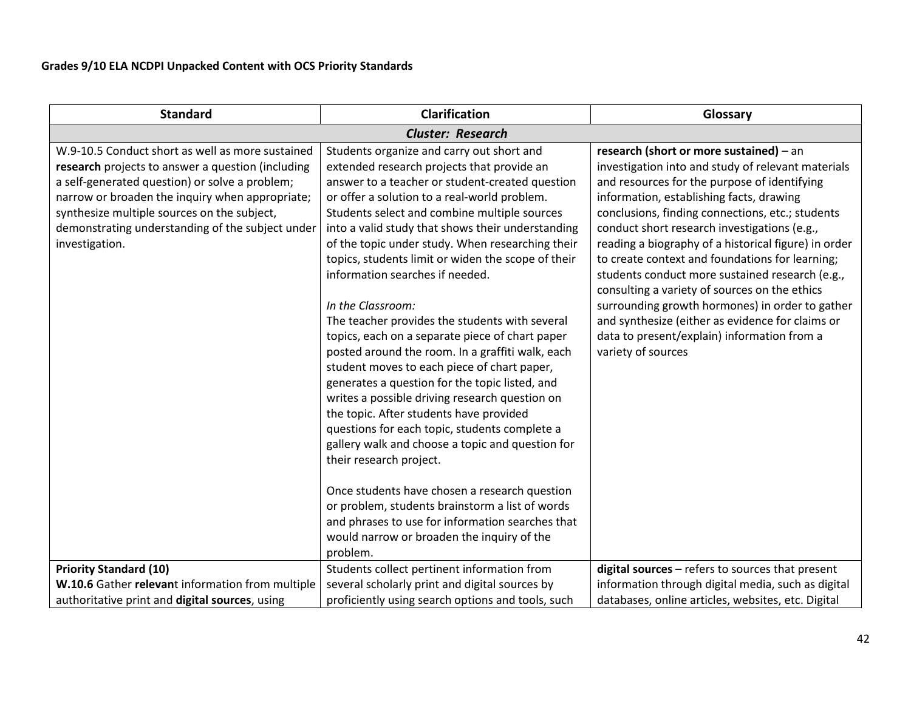**Grades 9/10 ELA NCDPI Unpacked Content with OCS Priority Standards**

| Standard | Clarification | Glossary |
|---|---|---|
| ***Cluster: Research*** | | |
| W.9-10.5 Conduct short as well as more sustained **research** projects to answer a question (including a self-generated question) or solve a problem; narrow or broaden the inquiry when appropriate; synthesize multiple sources on the subject, demonstrating understanding of the subject under investigation. | Students organize and carry out short and extended research projects that provide an answer to a teacher or student-created question or offer a solution to a real-world problem. Students select and combine multiple sources into a valid study that shows their understanding of the topic under study. When researching their topics, students limit or widen the scope of their information searches if needed.<br><br>*In the Classroom:*<br>The teacher provides the students with several topics, each on a separate piece of chart paper posted around the room. In a graffiti walk, each student moves to each piece of chart paper, generates a question for the topic listed, and writes a possible driving research question on the topic. After students have provided questions for each topic, students complete a gallery walk and choose a topic and question for their research project.<br><br>Once students have chosen a research question or problem, students brainstorm a list of words and phrases to use for information searches that would narrow or broaden the inquiry of the problem. | **research (short or more sustained)** – an investigation into and study of relevant materials and resources for the purpose of identifying information, establishing facts, drawing conclusions, finding connections, etc.; students conduct short research investigations (e.g., reading a biography of a historical figure) in order to create context and foundations for learning; students conduct more sustained research (e.g., consulting a variety of sources on the ethics surrounding growth hormones) in order to gather and synthesize (either as evidence for claims or data to present/explain) information from a variety of sources |
| **Priority Standard (10)**<br>**W.10.6** Gather **relevan**t information from multiple authoritative print and **digital sources**, using | Students collect pertinent information from several scholarly print and digital sources by proficiently using search options and tools, such | **digital sources** – refers to sources that present information through digital media, such as digital databases, online articles, websites, etc. Digital |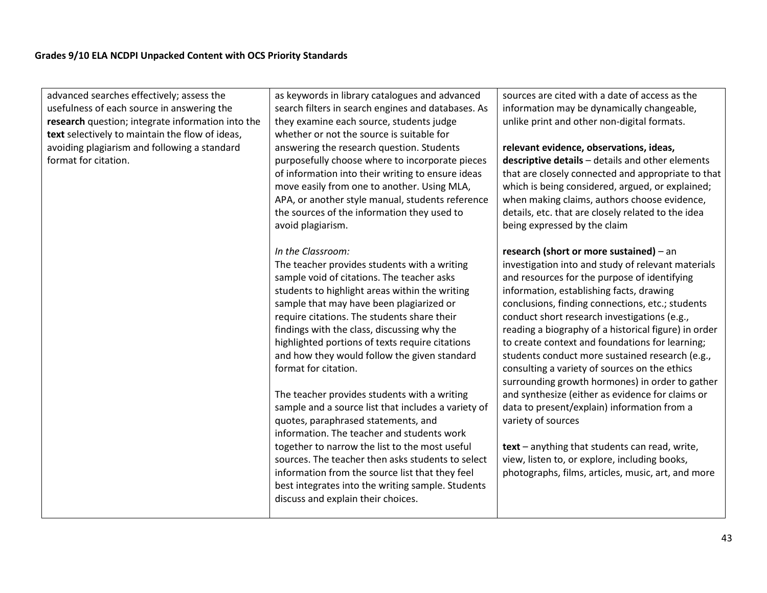| | | |
|---|---|---|
| advanced searches effectively; assess the usefulness of each source in answering the **research** question; integrate information into the **text** selectively to maintain the flow of ideas, avoiding plagiarism and following a standard format for citation. | as keywords in library catalogues and advanced search filters in search engines and databases. As they examine each source, students judge whether or not the source is suitable for answering the research question. Students purposefully choose where to incorporate pieces of information into their writing to ensure ideas move easily from one to another. Using MLA, APA, or another style manual, students reference the sources of the information they used to avoid plagiarism.<br><br>*In the Classroom:*<br>The teacher provides students with a writing sample void of citations. The teacher asks students to highlight areas within the writing sample that may have been plagiarized or require citations. The students share their findings with the class, discussing why the highlighted portions of texts require citations and how they would follow the given standard format for citation.<br><br>The teacher provides students with a writing sample and a source list that includes a variety of quotes, paraphrased statements, and information. The teacher and students work together to narrow the list to the most useful sources. The teacher then asks students to select information from the source list that they feel best integrates into the writing sample. Students discuss and explain their choices. | sources are cited with a date of access as the information may be dynamically changeable, unlike print and other non-digital formats.<br><br>**relevant evidence, observations, ideas, descriptive details** – details and other elements that are closely connected and appropriate to that which is being considered, argued, or explained; when making claims, authors choose evidence, details, etc. that are closely related to the idea being expressed by the claim<br><br>**research (short or more sustained)** – an investigation into and study of relevant materials and resources for the purpose of identifying information, establishing facts, drawing conclusions, finding connections, etc.; students conduct short research investigations (e.g., reading a biography of a historical figure) in order to create context and foundations for learning; students conduct more sustained research (e.g., consulting a variety of sources on the ethics surrounding growth hormones) in order to gather and synthesize (either as evidence for claims or data to present/explain) information from a variety of sources<br><br>**text** – anything that students can read, write, view, listen to, or explore, including books, photographs, films, articles, music, art, and more |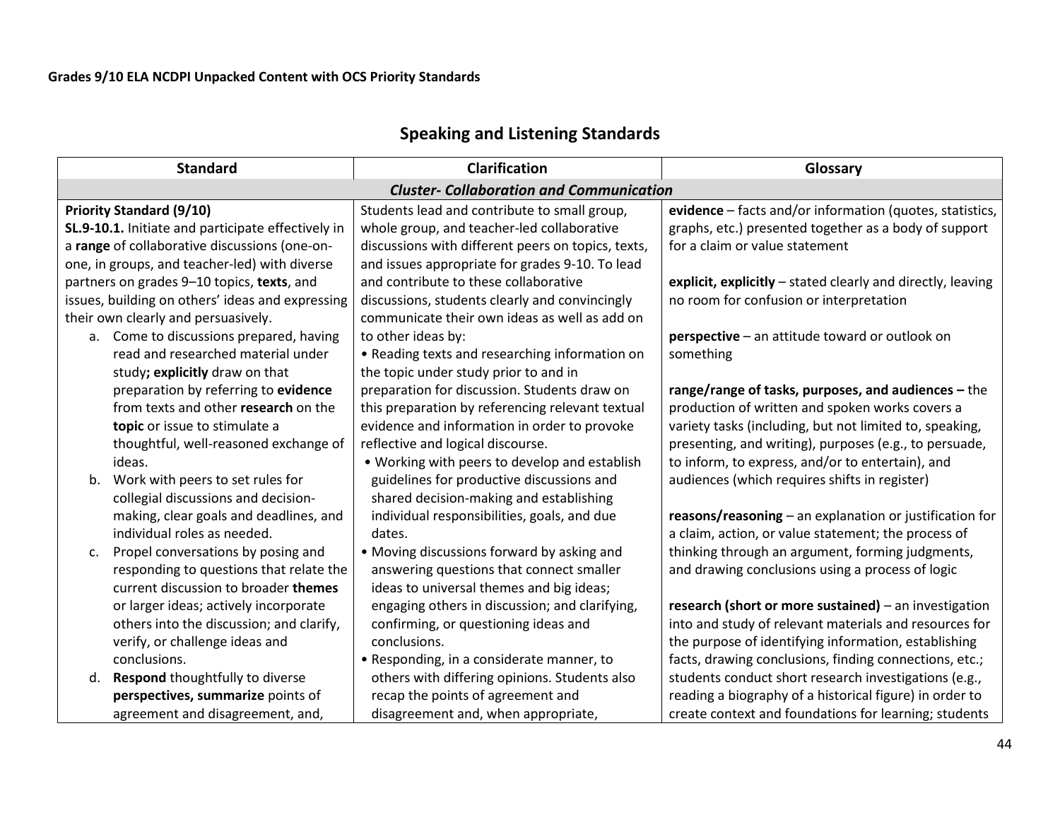## Speaking and Listening Standards

| Standard | Clarification | Glossary |
|---|---|---|
| ***Cluster- Collaboration and Communication*** | | |
| **Priority Standard (9/10)**<br>**SL.9-10.1.** Initiate and participate effectively in a **range** of collaborative discussions (one-on-one, in groups, and teacher-led) with diverse partners on grades 9–10 topics, **texts**, and issues, building on others' ideas and expressing their own clearly and persuasively.<br>a. Come to discussions prepared, having read and researched material under study**; explicitly** draw on that preparation by referring to **evidence** from texts and other **research** on the **topic** or issue to stimulate a thoughtful, well-reasoned exchange of ideas.<br>b. Work with peers to set rules for collegial discussions and decision-making, clear goals and deadlines, and individual roles as needed.<br>c. Propel conversations by posing and responding to questions that relate the current discussion to broader **themes** or larger ideas; actively incorporate others into the discussion; and clarify, verify, or challenge ideas and conclusions.<br>d. **Respond** thoughtfully to diverse **perspectives, summarize** points of agreement and disagreement, and, | Students lead and contribute to small group, whole group, and teacher-led collaborative discussions with different peers on topics, texts, and issues appropriate for grades 9-10. To lead and contribute to these collaborative discussions, students clearly and convincingly communicate their own ideas as well as add on to other ideas by:<br>• Reading texts and researching information on the topic under study prior to and in preparation for discussion. Students draw on this preparation by referencing relevant textual evidence and information in order to provoke reflective and logical discourse.<br>• Working with peers to develop and establish guidelines for productive discussions and shared decision-making and establishing individual responsibilities, goals, and due dates.<br>• Moving discussions forward by asking and answering questions that connect smaller ideas to universal themes and big ideas; engaging others in discussion; and clarifying, confirming, or questioning ideas and conclusions.<br>• Responding, in a considerate manner, to others with differing opinions. Students also recap the points of agreement and disagreement and, when appropriate, | **evidence** – facts and/or information (quotes, statistics, graphs, etc.) presented together as a body of support for a claim or value statement<br><br>**explicit, explicitly** – stated clearly and directly, leaving no room for confusion or interpretation<br><br>**perspective** – an attitude toward or outlook on something<br><br>**range/range of tasks, purposes, and audiences –** the production of written and spoken works covers a variety tasks (including, but not limited to, speaking, presenting, and writing), purposes (e.g., to persuade, to inform, to express, and/or to entertain), and audiences (which requires shifts in register)<br><br>**reasons/reasoning** – an explanation or justification for a claim, action, or value statement; the process of thinking through an argument, forming judgments, and drawing conclusions using a process of logic<br><br>**research (short or more sustained)** – an investigation into and study of relevant materials and resources for the purpose of identifying information, establishing facts, drawing conclusions, finding connections, etc.; students conduct short research investigations (e.g., reading a biography of a historical figure) in order to create context and foundations for learning; students |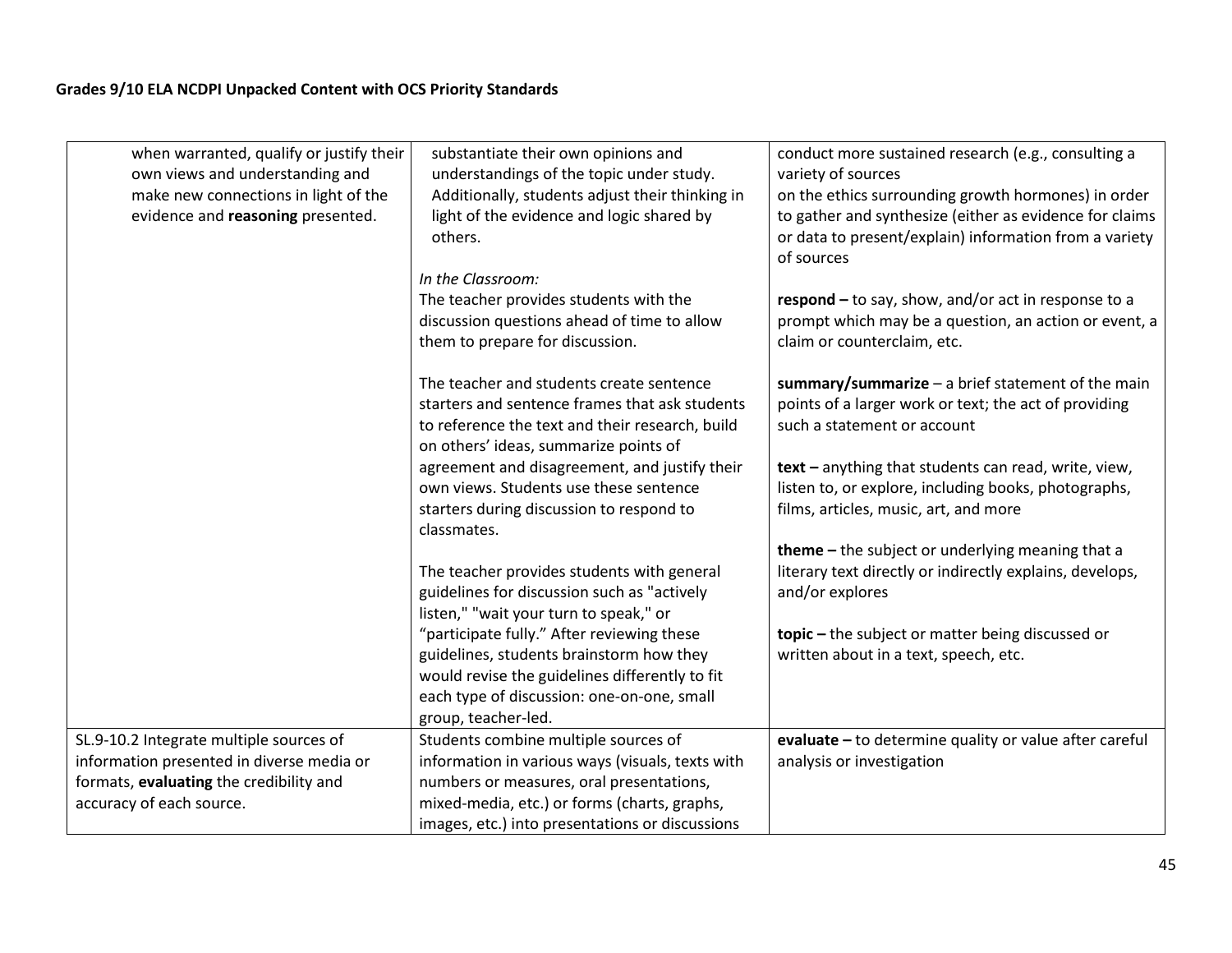| | | |
|---|---|---|
| when warranted, qualify or justify their own views and understanding and make new connections in light of the evidence and **reasoning** presented. | substantiate their own opinions and understandings of the topic under study. Additionally, students adjust their thinking in light of the evidence and logic shared by others.<br><br>*In the Classroom:*<br>The teacher provides students with the discussion questions ahead of time to allow them to prepare for discussion.<br><br>The teacher and students create sentence starters and sentence frames that ask students to reference the text and their research, build on others' ideas, summarize points of agreement and disagreement, and justify their own views. Students use these sentence starters during discussion to respond to classmates.<br><br>The teacher provides students with general guidelines for discussion such as "actively listen," "wait your turn to speak," or "participate fully." After reviewing these guidelines, students brainstorm how they would revise the guidelines differently to fit each type of discussion: one-on-one, small group, teacher-led. | conduct more sustained research (e.g., consulting a variety of sources on the ethics surrounding growth hormones) in order to gather and synthesize (either as evidence for claims or data to present/explain) information from a variety of sources<br><br>**respond –** to say, show, and/or act in response to a prompt which may be a question, an action or event, a claim or counterclaim, etc.<br><br>**summary/summarize** – a brief statement of the main points of a larger work or text; the act of providing such a statement or account<br><br>**text –** anything that students can read, write, view, listen to, or explore, including books, photographs, films, articles, music, art, and more<br><br>**theme –** the subject or underlying meaning that a literary text directly or indirectly explains, develops, and/or explores<br><br>**topic –** the subject or matter being discussed or written about in a text, speech, etc. |
| SL.9-10.2 Integrate multiple sources of information presented in diverse media or formats, **evaluating** the credibility and accuracy of each source. | Students combine multiple sources of information in various ways (visuals, texts with numbers or measures, oral presentations, mixed-media, etc.) or forms (charts, graphs, images, etc.) into presentations or discussions | **evaluate –** to determine quality or value after careful analysis or investigation |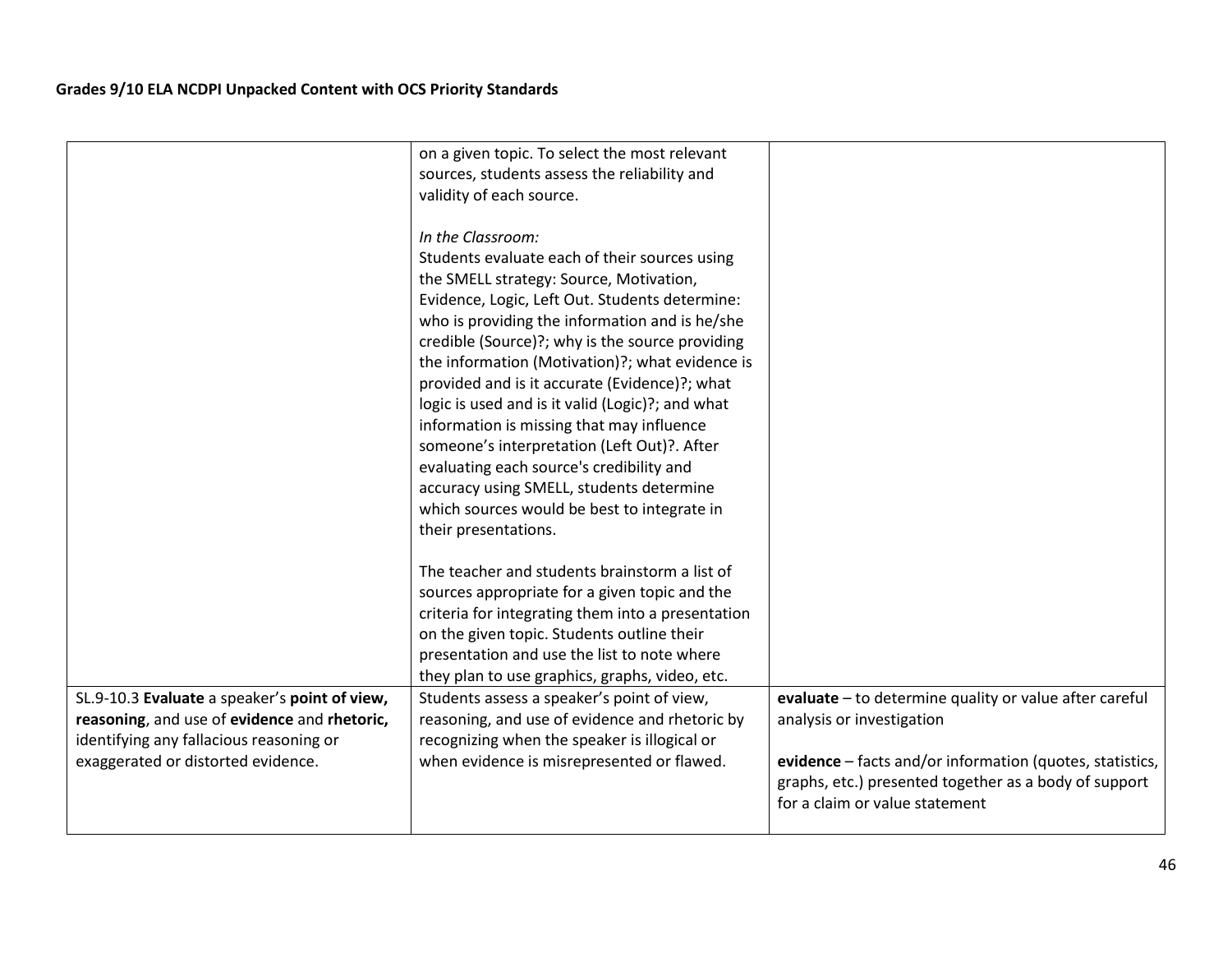| | | |
|---|---|---|
| | on a given topic. To select the most relevant sources, students assess the reliability and validity of each source.<br><br>*In the Classroom:*<br>Students evaluate each of their sources using the SMELL strategy: Source, Motivation, Evidence, Logic, Left Out. Students determine: who is providing the information and is he/she credible (Source)?; why is the source providing the information (Motivation)?; what evidence is provided and is it accurate (Evidence)?; what logic is used and is it valid (Logic)?; and what information is missing that may influence someone's interpretation (Left Out)?. After evaluating each source's credibility and accuracy using SMELL, students determine which sources would be best to integrate in their presentations.<br><br>The teacher and students brainstorm a list of sources appropriate for a given topic and the criteria for integrating them into a presentation on the given topic. Students outline their presentation and use the list to note where they plan to use graphics, graphs, video, etc. | |
| SL.9-10.3 **Evaluate** a speaker's **point of view, reasoning**, and use of **evidence** and **rhetoric,** identifying any fallacious reasoning or exaggerated or distorted evidence. | Students assess a speaker's point of view, reasoning, and use of evidence and rhetoric by recognizing when the speaker is illogical or when evidence is misrepresented or flawed. | **evaluate** – to determine quality or value after careful analysis or investigation<br><br>**evidence** – facts and/or information (quotes, statistics, graphs, etc.) presented together as a body of support for a claim or value statement |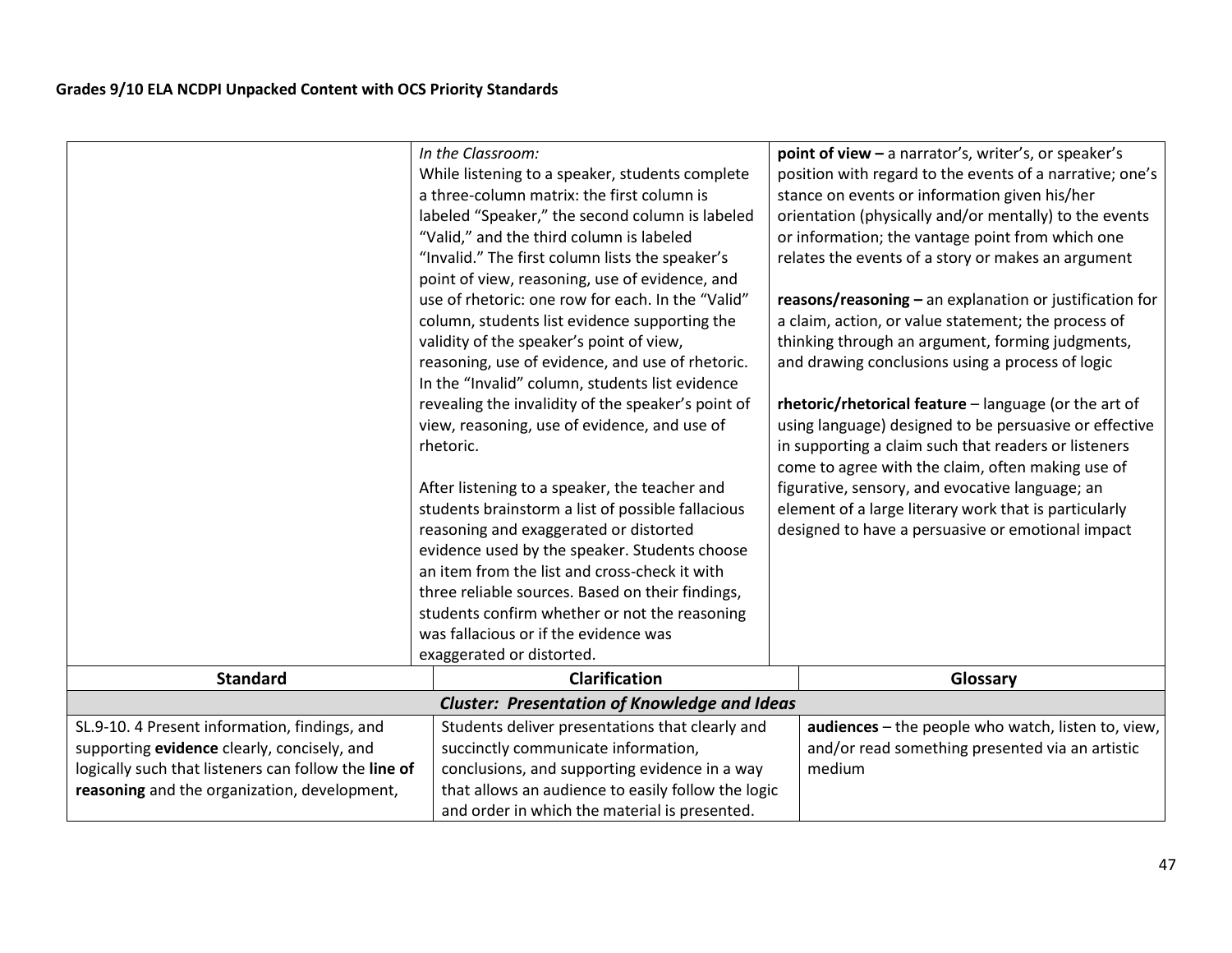| | | |
|---|---|---|
| | *In the Classroom:*<br>While listening to a speaker, students complete a three-column matrix: the first column is labeled "Speaker," the second column is labeled "Valid," and the third column is labeled "Invalid." The first column lists the speaker's point of view, reasoning, use of evidence, and use of rhetoric: one row for each. In the "Valid" column, students list evidence supporting the validity of the speaker's point of view, reasoning, use of evidence, and use of rhetoric. In the "Invalid" column, students list evidence revealing the invalidity of the speaker's point of view, reasoning, use of evidence, and use of rhetoric.<br><br>After listening to a speaker, the teacher and students brainstorm a list of possible fallacious reasoning and exaggerated or distorted evidence used by the speaker. Students choose an item from the list and cross-check it with three reliable sources. Based on their findings, students confirm whether or not the reasoning was fallacious or if the evidence was exaggerated or distorted. | **point of view –** a narrator's, writer's, or speaker's position with regard to the events of a narrative; one's stance on events or information given his/her orientation (physically and/or mentally) to the events or information; the vantage point from which one relates the events of a story or makes an argument<br><br>**reasons/reasoning –** an explanation or justification for a claim, action, or value statement; the process of thinking through an argument, forming judgments, and drawing conclusions using a process of logic<br><br>**rhetoric/rhetorical feature** – language (or the art of using language) designed to be persuasive or effective in supporting a claim such that readers or listeners come to agree with the claim, often making use of figurative, sensory, and evocative language; an element of a large literary work that is particularly designed to have a persuasive or emotional impact |
| **Standard** | **Clarification** | **Glossary** |
| | ***Cluster: Presentation of Knowledge and Ideas*** | |
| SL.9-10. 4 Present information, findings, and supporting **evidence** clearly, concisely, and logically such that listeners can follow the **line of reasoning** and the organization, development, | Students deliver presentations that clearly and succinctly communicate information, conclusions, and supporting evidence in a way that allows an audience to easily follow the logic and order in which the material is presented. | **audiences** – the people who watch, listen to, view, and/or read something presented via an artistic medium |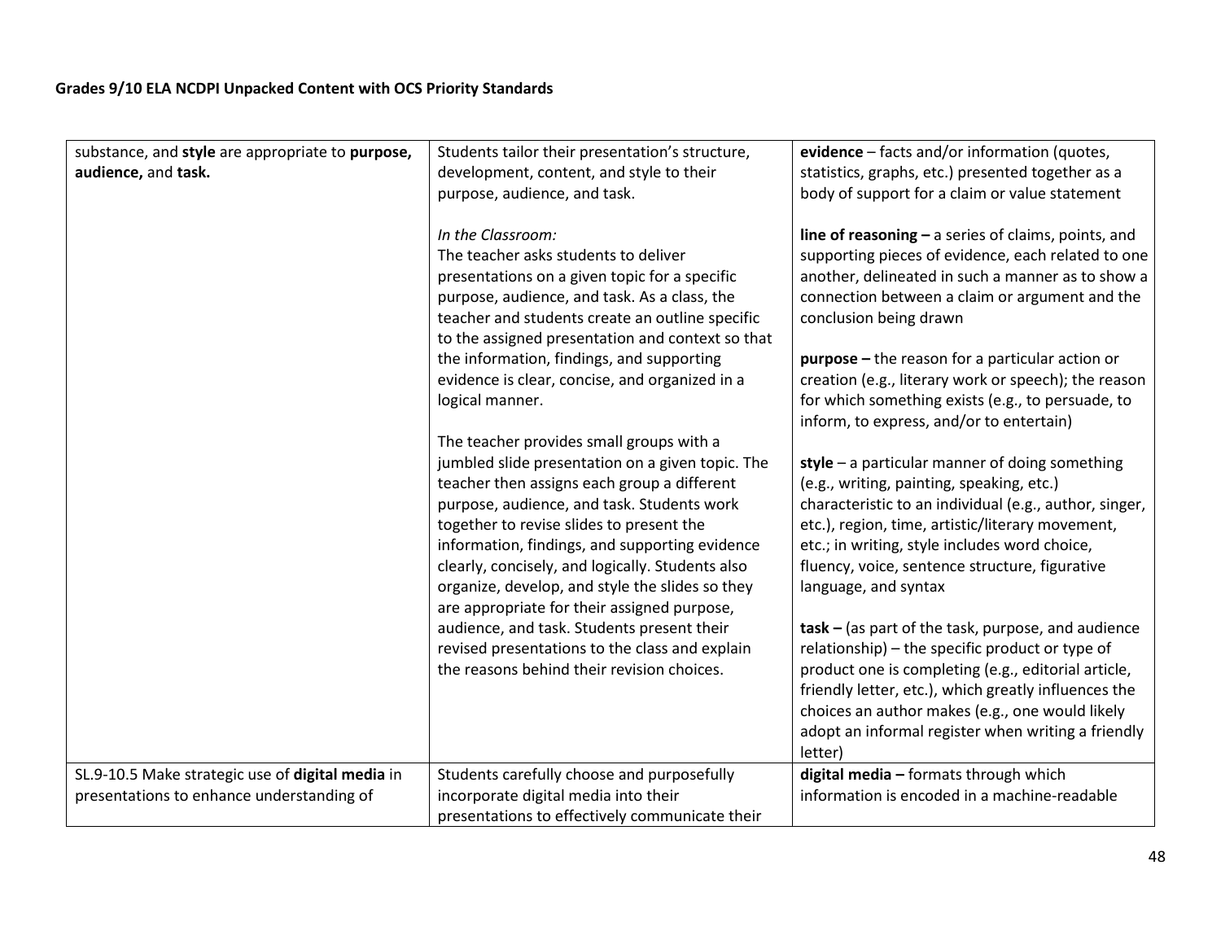| | | |
|---|---|---|
| substance, and **style** are appropriate to **purpose, audience,** and **task.** | Students tailor their presentation's structure, development, content, and style to their purpose, audience, and task.<br><br>*In the Classroom:*<br>The teacher asks students to deliver presentations on a given topic for a specific purpose, audience, and task. As a class, the teacher and students create an outline specific to the assigned presentation and context so that the information, findings, and supporting evidence is clear, concise, and organized in a logical manner.<br><br>The teacher provides small groups with a jumbled slide presentation on a given topic. The teacher then assigns each group a different purpose, audience, and task. Students work together to revise slides to present the information, findings, and supporting evidence clearly, concisely, and logically. Students also organize, develop, and style the slides so they are appropriate for their assigned purpose, audience, and task. Students present their revised presentations to the class and explain the reasons behind their revision choices. | **evidence** – facts and/or information (quotes, statistics, graphs, etc.) presented together as a body of support for a claim or value statement<br><br>**line of reasoning –** a series of claims, points, and supporting pieces of evidence, each related to one another, delineated in such a manner as to show a connection between a claim or argument and the conclusion being drawn<br><br>**purpose –** the reason for a particular action or creation (e.g., literary work or speech); the reason for which something exists (e.g., to persuade, to inform, to express, and/or to entertain)<br><br>**style** – a particular manner of doing something (e.g., writing, painting, speaking, etc.) characteristic to an individual (e.g., author, singer, etc.), region, time, artistic/literary movement, etc.; in writing, style includes word choice, fluency, voice, sentence structure, figurative language, and syntax<br><br>**task –** (as part of the task, purpose, and audience relationship) – the specific product or type of product one is completing (e.g., editorial article, friendly letter, etc.), which greatly influences the choices an author makes (e.g., one would likely adopt an informal register when writing a friendly letter) |
| SL.9-10.5 Make strategic use of **digital media** in presentations to enhance understanding of | Students carefully choose and purposefully incorporate digital media into their presentations to effectively communicate their | **digital media –** formats through which information is encoded in a machine-readable |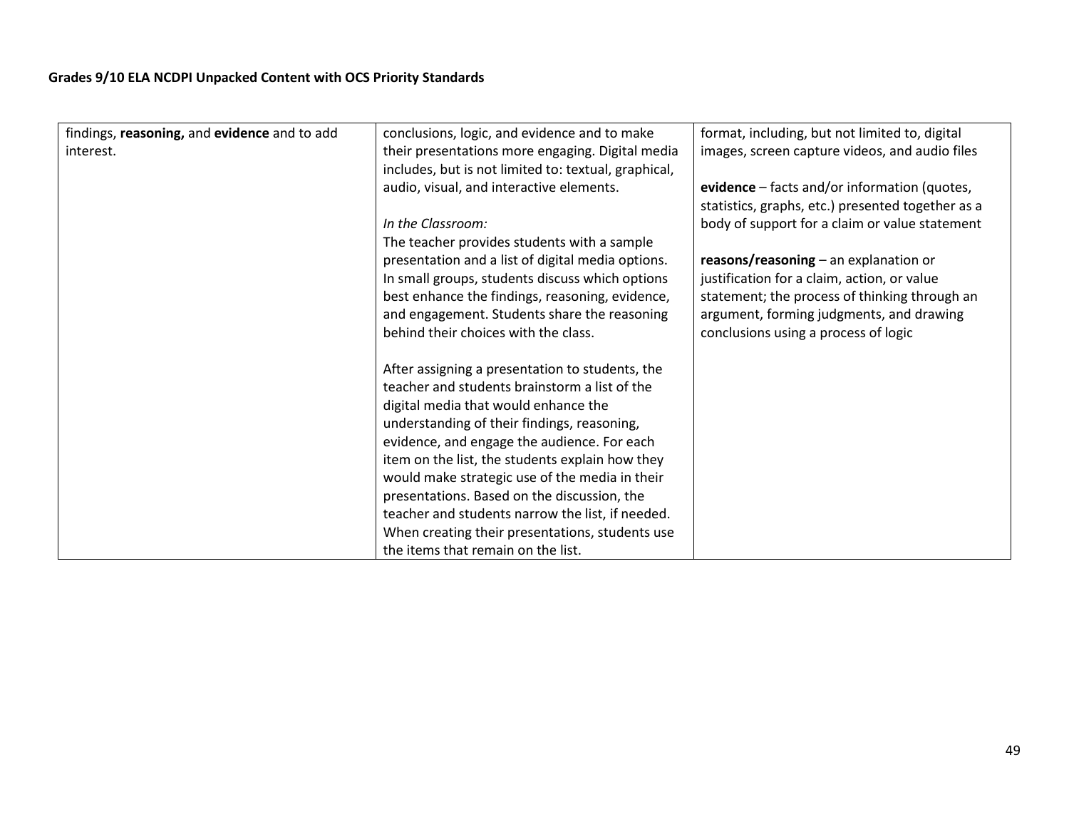| | | |
|---|---|---|
| findings, **reasoning,** and **evidence** and to add interest. | conclusions, logic, and evidence and to make their presentations more engaging. Digital media includes, but is not limited to: textual, graphical, audio, visual, and interactive elements.<br><br>*In the Classroom:*<br>The teacher provides students with a sample presentation and a list of digital media options. In small groups, students discuss which options best enhance the findings, reasoning, evidence, and engagement. Students share the reasoning behind their choices with the class.<br><br>After assigning a presentation to students, the teacher and students brainstorm a list of the digital media that would enhance the understanding of their findings, reasoning, evidence, and engage the audience. For each item on the list, the students explain how they would make strategic use of the media in their presentations. Based on the discussion, the teacher and students narrow the list, if needed. When creating their presentations, students use the items that remain on the list. | format, including, but not limited to, digital images, screen capture videos, and audio files<br><br>**evidence** – facts and/or information (quotes, statistics, graphs, etc.) presented together as a body of support for a claim or value statement<br><br>**reasons/reasoning** – an explanation or justification for a claim, action, or value statement; the process of thinking through an argument, forming judgments, and drawing conclusions using a process of logic |